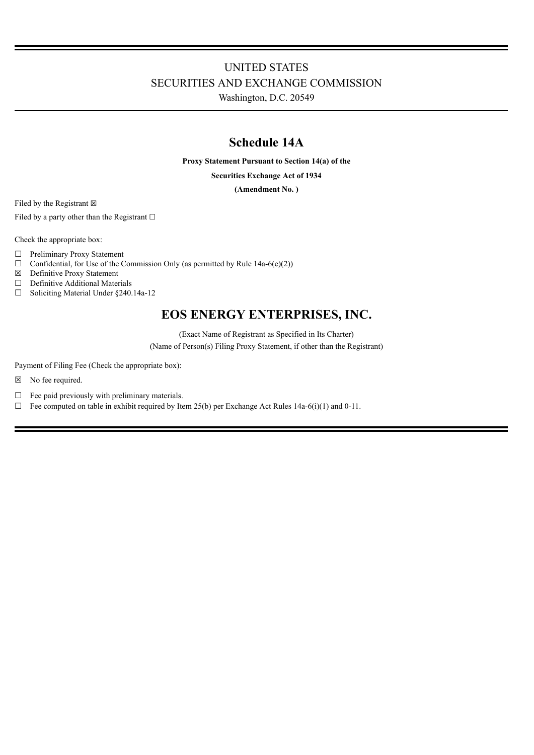UNITED STATES
SECURITIES AND EXCHANGE COMMISSION
Washington, D.C. 20549

# Schedule 14A

**Proxy Statement Pursuant to Section 14(a) of the**

**Securities Exchange Act of 1934**

**(Amendment No. )**

Filed by the Registrant ☒

Filed by a party other than the Registrant ☐

Check the appropriate box:

☐ Preliminary Proxy Statement
☐ Confidential, for Use of the Commission Only (as permitted by Rule 14a-6(e)(2))
☒ Definitive Proxy Statement
☐ Definitive Additional Materials
☐ Soliciting Material Under §240.14a-12

# EOS ENERGY ENTERPRISES, INC.

(Exact Name of Registrant as Specified in Its Charter)
(Name of Person(s) Filing Proxy Statement, if other than the Registrant)

Payment of Filing Fee (Check the appropriate box):

☒ No fee required.

☐ Fee paid previously with preliminary materials.
☐ Fee computed on table in exhibit required by Item 25(b) per Exchange Act Rules 14a-6(i)(1) and 0-11.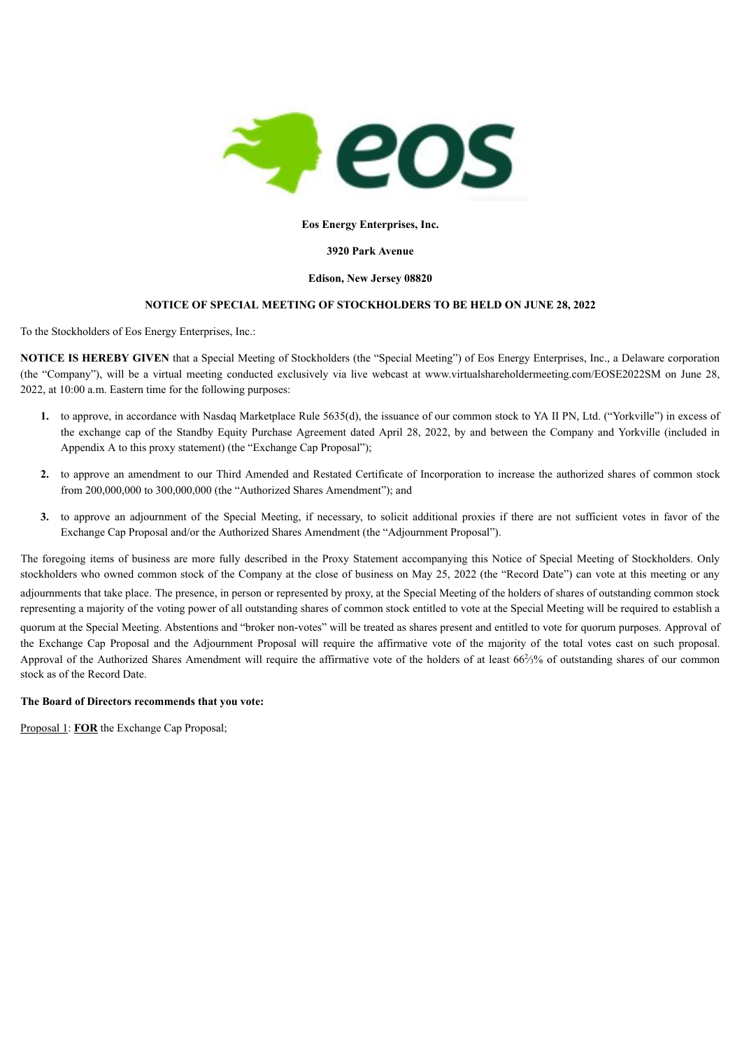**Eos Energy Enterprises, Inc.**

**3920 Park Avenue**

**Edison, New Jersey 08820**

**NOTICE OF SPECIAL MEETING OF STOCKHOLDERS TO BE HELD ON JUNE 28, 2022**

To the Stockholders of Eos Energy Enterprises, Inc.:

**NOTICE IS HEREBY GIVEN** that a Special Meeting of Stockholders (the "Special Meeting") of Eos Energy Enterprises, Inc., a Delaware corporation (the "Company"), will be a virtual meeting conducted exclusively via live webcast at www.virtualshareholdermeeting.com/EOSE2022SM on June 28, 2022, at 10:00 a.m. Eastern time for the following purposes:

1. to approve, in accordance with Nasdaq Marketplace Rule 5635(d), the issuance of our common stock to YA II PN, Ltd. ("Yorkville") in excess of the exchange cap of the Standby Equity Purchase Agreement dated April 28, 2022, by and between the Company and Yorkville (included in Appendix A to this proxy statement) (the "Exchange Cap Proposal");
2. to approve an amendment to our Third Amended and Restated Certificate of Incorporation to increase the authorized shares of common stock from 200,000,000 to 300,000,000 (the "Authorized Shares Amendment"); and
3. to approve an adjournment of the Special Meeting, if necessary, to solicit additional proxies if there are not sufficient votes in favor of the Exchange Cap Proposal and/or the Authorized Shares Amendment (the "Adjournment Proposal").

The foregoing items of business are more fully described in the Proxy Statement accompanying this Notice of Special Meeting of Stockholders. Only stockholders who owned common stock of the Company at the close of business on May 25, 2022 (the "Record Date") can vote at this meeting or any adjournments that take place. The presence, in person or represented by proxy, at the Special Meeting of the holders of shares of outstanding common stock representing a majority of the voting power of all outstanding shares of common stock entitled to vote at the Special Meeting will be required to establish a quorum at the Special Meeting. Abstentions and "broker non-votes" will be treated as shares present and entitled to vote for quorum purposes. Approval of the Exchange Cap Proposal and the Adjournment Proposal will require the affirmative vote of the majority of the total votes cast on such proposal. Approval of the Authorized Shares Amendment will require the affirmative vote of the holders of at least 66⅔% of outstanding shares of our common stock as of the Record Date.

**The Board of Directors recommends that you vote:**

Proposal 1: **FOR** the Exchange Cap Proposal;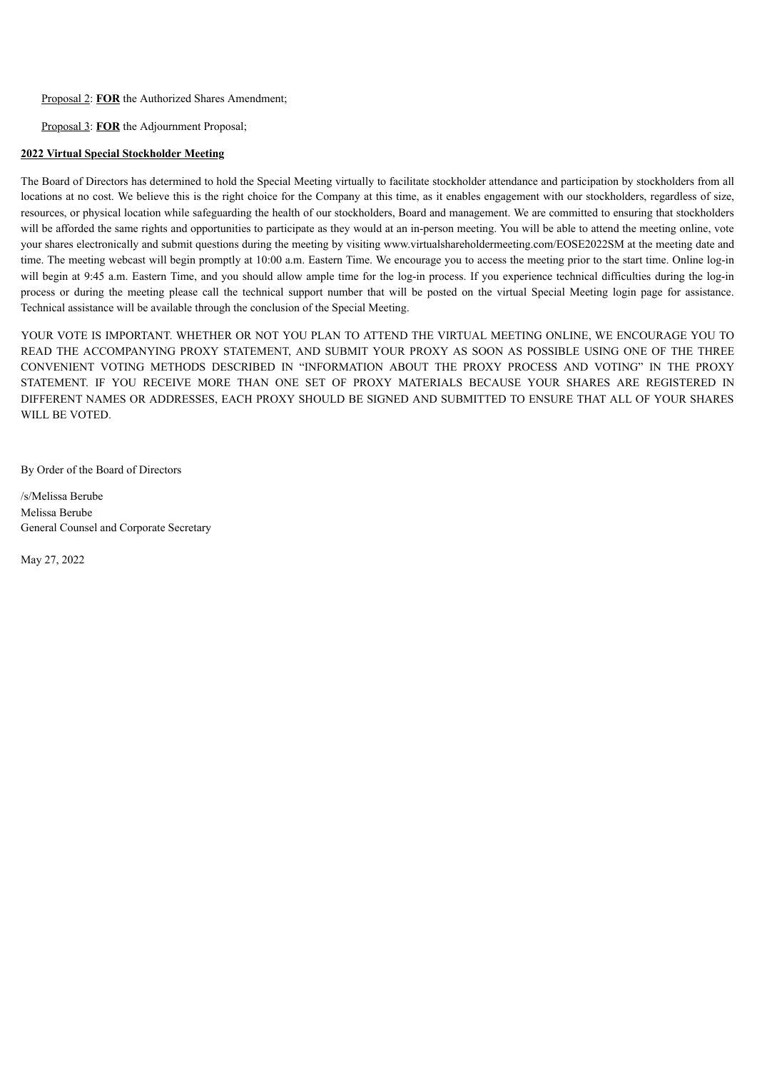Proposal 2: **FOR** the Authorized Shares Amendment;

Proposal 3: **FOR** the Adjournment Proposal;

**2022 Virtual Special Stockholder Meeting**

The Board of Directors has determined to hold the Special Meeting virtually to facilitate stockholder attendance and participation by stockholders from all locations at no cost. We believe this is the right choice for the Company at this time, as it enables engagement with our stockholders, regardless of size, resources, or physical location while safeguarding the health of our stockholders, Board and management. We are committed to ensuring that stockholders will be afforded the same rights and opportunities to participate as they would at an in-person meeting. You will be able to attend the meeting online, vote your shares electronically and submit questions during the meeting by visiting www.virtualshareholdermeeting.com/EOSE2022SM at the meeting date and time. The meeting webcast will begin promptly at 10:00 a.m. Eastern Time. We encourage you to access the meeting prior to the start time. Online log-in will begin at 9:45 a.m. Eastern Time, and you should allow ample time for the log-in process. If you experience technical difficulties during the log-in process or during the meeting please call the technical support number that will be posted on the virtual Special Meeting login page for assistance. Technical assistance will be available through the conclusion of the Special Meeting.

YOUR VOTE IS IMPORTANT. WHETHER OR NOT YOU PLAN TO ATTEND THE VIRTUAL MEETING ONLINE, WE ENCOURAGE YOU TO READ THE ACCOMPANYING PROXY STATEMENT, AND SUBMIT YOUR PROXY AS SOON AS POSSIBLE USING ONE OF THE THREE CONVENIENT VOTING METHODS DESCRIBED IN "INFORMATION ABOUT THE PROXY PROCESS AND VOTING" IN THE PROXY STATEMENT. IF YOU RECEIVE MORE THAN ONE SET OF PROXY MATERIALS BECAUSE YOUR SHARES ARE REGISTERED IN DIFFERENT NAMES OR ADDRESSES, EACH PROXY SHOULD BE SIGNED AND SUBMITTED TO ENSURE THAT ALL OF YOUR SHARES WILL BE VOTED.

By Order of the Board of Directors

/s/Melissa Berube
Melissa Berube
General Counsel and Corporate Secretary

May 27, 2022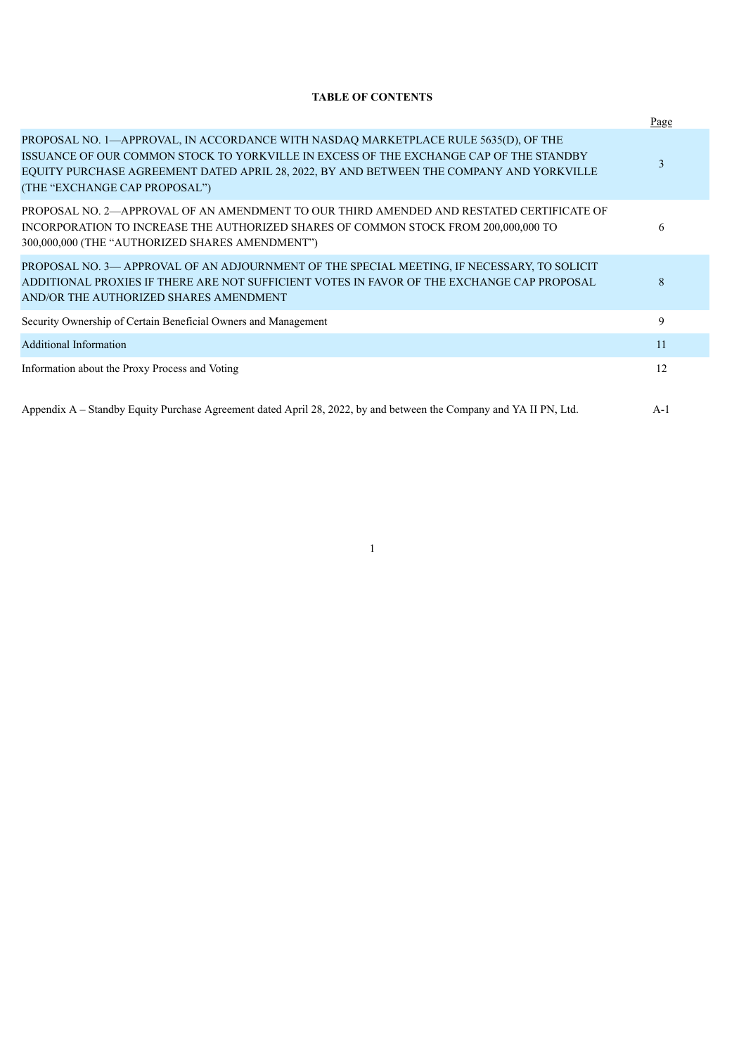**TABLE OF CONTENTS**

| | Page |
|---|---|
| PROPOSAL NO. 1—APPROVAL, IN ACCORDANCE WITH NASDAQ MARKETPLACE RULE 5635(D), OF THE ISSUANCE OF OUR COMMON STOCK TO YORKVILLE IN EXCESS OF THE EXCHANGE CAP OF THE STANDBY EQUITY PURCHASE AGREEMENT DATED APRIL 28, 2022, BY AND BETWEEN THE COMPANY AND YORKVILLE (THE "EXCHANGE CAP PROPOSAL") | 3 |
| PROPOSAL NO. 2—APPROVAL OF AN AMENDMENT TO OUR THIRD AMENDED AND RESTATED CERTIFICATE OF INCORPORATION TO INCREASE THE AUTHORIZED SHARES OF COMMON STOCK FROM 200,000,000 TO 300,000,000 (THE "AUTHORIZED SHARES AMENDMENT") | 6 |
| PROPOSAL NO. 3— APPROVAL OF AN ADJOURNMENT OF THE SPECIAL MEETING, IF NECESSARY, TO SOLICIT ADDITIONAL PROXIES IF THERE ARE NOT SUFFICIENT VOTES IN FAVOR OF THE EXCHANGE CAP PROPOSAL AND/OR THE AUTHORIZED SHARES AMENDMENT | 8 |
| Security Ownership of Certain Beneficial Owners and Management | 9 |
| Additional Information | 11 |
| Information about the Proxy Process and Voting | 12 |
| Appendix A – Standby Equity Purchase Agreement dated April 28, 2022, by and between the Company and YA II PN, Ltd. | A-1 |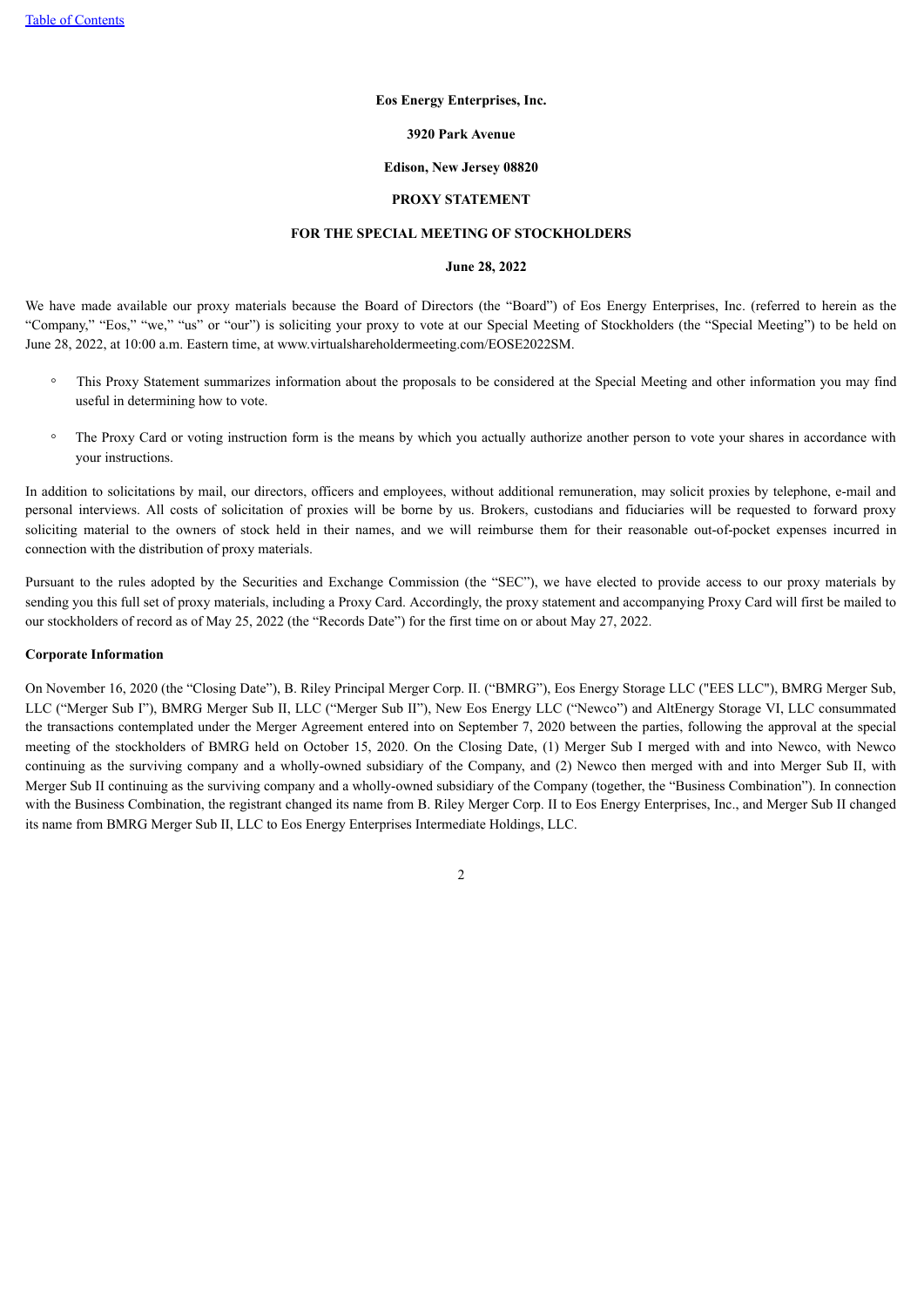**Eos Energy Enterprises, Inc.**

**3920 Park Avenue**

**Edison, New Jersey 08820**

**PROXY STATEMENT**

**FOR THE SPECIAL MEETING OF STOCKHOLDERS**

**June 28, 2022**

We have made available our proxy materials because the Board of Directors (the "Board") of Eos Energy Enterprises, Inc. (referred to herein as the "Company," "Eos," "we," "us" or "our") is soliciting your proxy to vote at our Special Meeting of Stockholders (the "Special Meeting") to be held on June 28, 2022, at 10:00 a.m. Eastern time, at www.virtualshareholdermeeting.com/EOSE2022SM.

- This Proxy Statement summarizes information about the proposals to be considered at the Special Meeting and other information you may find useful in determining how to vote.
- The Proxy Card or voting instruction form is the means by which you actually authorize another person to vote your shares in accordance with your instructions.

In addition to solicitations by mail, our directors, officers and employees, without additional remuneration, may solicit proxies by telephone, e-mail and personal interviews. All costs of solicitation of proxies will be borne by us. Brokers, custodians and fiduciaries will be requested to forward proxy soliciting material to the owners of stock held in their names, and we will reimburse them for their reasonable out-of-pocket expenses incurred in connection with the distribution of proxy materials.

Pursuant to the rules adopted by the Securities and Exchange Commission (the "SEC"), we have elected to provide access to our proxy materials by sending you this full set of proxy materials, including a Proxy Card. Accordingly, the proxy statement and accompanying Proxy Card will first be mailed to our stockholders of record as of May 25, 2022 (the "Records Date") for the first time on or about May 27, 2022.

**Corporate Information**

On November 16, 2020 (the "Closing Date"), B. Riley Principal Merger Corp. II. ("BMRG"), Eos Energy Storage LLC ("EES LLC"), BMRG Merger Sub, LLC ("Merger Sub I"), BMRG Merger Sub II, LLC ("Merger Sub II"), New Eos Energy LLC ("Newco") and AltEnergy Storage VI, LLC consummated the transactions contemplated under the Merger Agreement entered into on September 7, 2020 between the parties, following the approval at the special meeting of the stockholders of BMRG held on October 15, 2020. On the Closing Date, (1) Merger Sub I merged with and into Newco, with Newco continuing as the surviving company and a wholly-owned subsidiary of the Company, and (2) Newco then merged with and into Merger Sub II, with Merger Sub II continuing as the surviving company and a wholly-owned subsidiary of the Company (together, the "Business Combination"). In connection with the Business Combination, the registrant changed its name from B. Riley Merger Corp. II to Eos Energy Enterprises, Inc., and Merger Sub II changed its name from BMRG Merger Sub II, LLC to Eos Energy Enterprises Intermediate Holdings, LLC.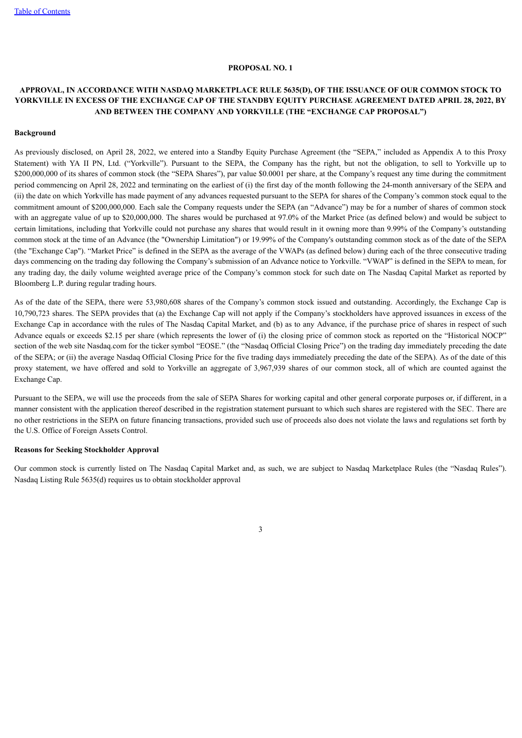## PROPOSAL NO. 1

## APPROVAL, IN ACCORDANCE WITH NASDAQ MARKETPLACE RULE 5635(D), OF THE ISSUANCE OF OUR COMMON STOCK TO YORKVILLE IN EXCESS OF THE EXCHANGE CAP OF THE STANDBY EQUITY PURCHASE AGREEMENT DATED APRIL 28, 2022, BY AND BETWEEN THE COMPANY AND YORKVILLE (THE "EXCHANGE CAP PROPOSAL")

**Background**

As previously disclosed, on April 28, 2022, we entered into a Standby Equity Purchase Agreement (the "SEPA," included as Appendix A to this Proxy Statement) with YA II PN, Ltd. ("Yorkville"). Pursuant to the SEPA, the Company has the right, but not the obligation, to sell to Yorkville up to $200,000,000 of its shares of common stock (the "SEPA Shares"), par value $0.0001 per share, at the Company's request any time during the commitment period commencing on April 28, 2022 and terminating on the earliest of (i) the first day of the month following the 24-month anniversary of the SEPA and (ii) the date on which Yorkville has made payment of any advances requested pursuant to the SEPA for shares of the Company's common stock equal to the commitment amount of $200,000,000. Each sale the Company requests under the SEPA (an "Advance") may be for a number of shares of common stock with an aggregate value of up to $20,000,000. The shares would be purchased at 97.0% of the Market Price (as defined below) and would be subject to certain limitations, including that Yorkville could not purchase any shares that would result in it owning more than 9.99% of the Company's outstanding common stock at the time of an Advance (the "Ownership Limitation") or 19.99% of the Company's outstanding common stock as of the date of the SEPA (the "Exchange Cap"). "Market Price" is defined in the SEPA as the average of the VWAPs (as defined below) during each of the three consecutive trading days commencing on the trading day following the Company's submission of an Advance notice to Yorkville. "VWAP" is defined in the SEPA to mean, for any trading day, the daily volume weighted average price of the Company's common stock for such date on The Nasdaq Capital Market as reported by Bloomberg L.P. during regular trading hours.

As of the date of the SEPA, there were 53,980,608 shares of the Company's common stock issued and outstanding. Accordingly, the Exchange Cap is 10,790,723 shares. The SEPA provides that (a) the Exchange Cap will not apply if the Company's stockholders have approved issuances in excess of the Exchange Cap in accordance with the rules of The Nasdaq Capital Market, and (b) as to any Advance, if the purchase price of shares in respect of such Advance equals or exceeds $2.15 per share (which represents the lower of (i) the closing price of common stock as reported on the "Historical NOCP" section of the web site Nasdaq.com for the ticker symbol "EOSE." (the "Nasdaq Official Closing Price") on the trading day immediately preceding the date of the SEPA; or (ii) the average Nasdaq Official Closing Price for the five trading days immediately preceding the date of the SEPA). As of the date of this proxy statement, we have offered and sold to Yorkville an aggregate of 3,967,939 shares of our common stock, all of which are counted against the Exchange Cap.

Pursuant to the SEPA, we will use the proceeds from the sale of SEPA Shares for working capital and other general corporate purposes or, if different, in a manner consistent with the application thereof described in the registration statement pursuant to which such shares are registered with the SEC. There are no other restrictions in the SEPA on future financing transactions, provided such use of proceeds also does not violate the laws and regulations set forth by the U.S. Office of Foreign Assets Control.

**Reasons for Seeking Stockholder Approval**

Our common stock is currently listed on The Nasdaq Capital Market and, as such, we are subject to Nasdaq Marketplace Rules (the "Nasdaq Rules"). Nasdaq Listing Rule 5635(d) requires us to obtain stockholder approval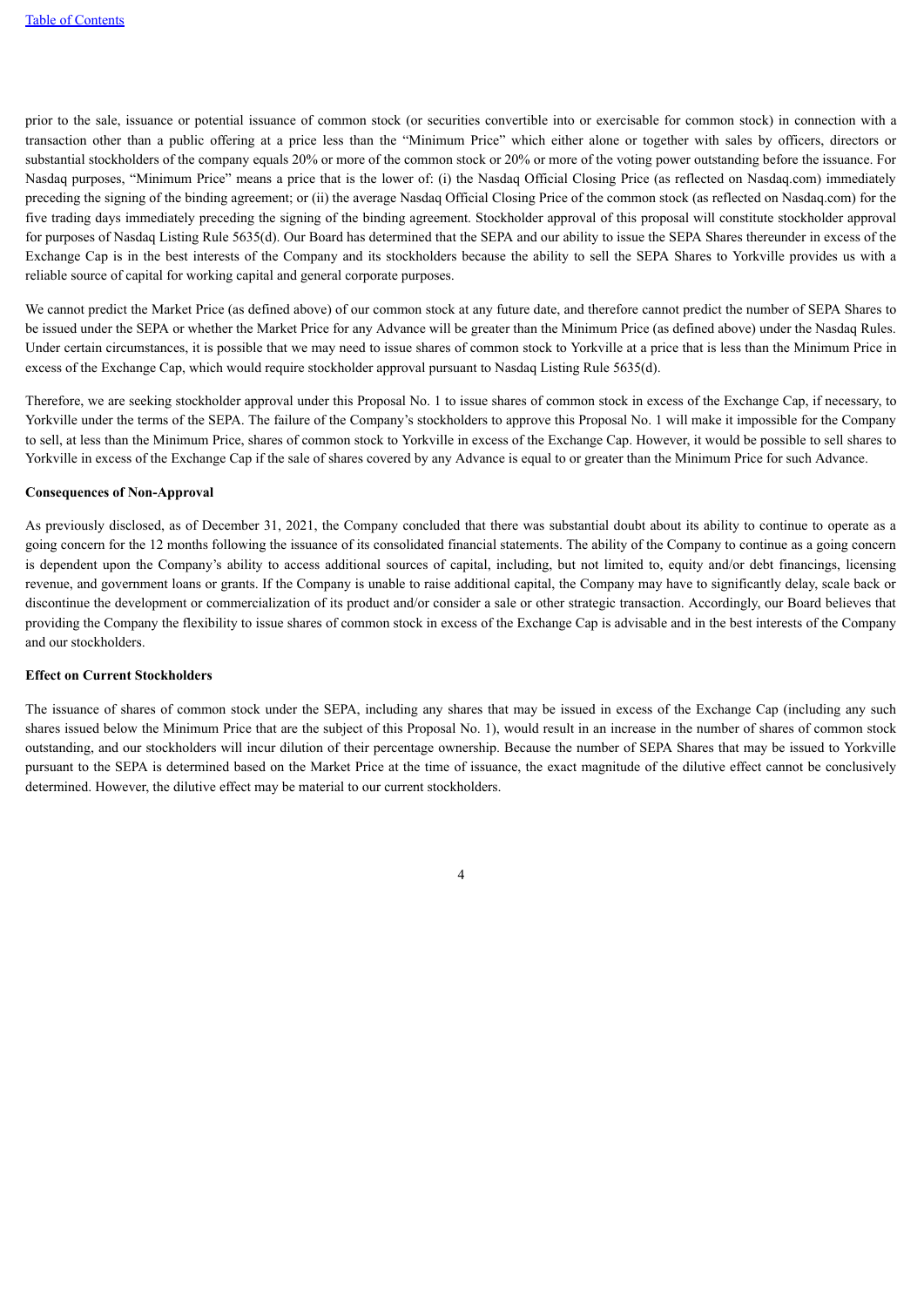prior to the sale, issuance or potential issuance of common stock (or securities convertible into or exercisable for common stock) in connection with a transaction other than a public offering at a price less than the "Minimum Price" which either alone or together with sales by officers, directors or substantial stockholders of the company equals 20% or more of the common stock or 20% or more of the voting power outstanding before the issuance. For Nasdaq purposes, "Minimum Price" means a price that is the lower of: (i) the Nasdaq Official Closing Price (as reflected on Nasdaq.com) immediately preceding the signing of the binding agreement; or (ii) the average Nasdaq Official Closing Price of the common stock (as reflected on Nasdaq.com) for the five trading days immediately preceding the signing of the binding agreement. Stockholder approval of this proposal will constitute stockholder approval for purposes of Nasdaq Listing Rule 5635(d). Our Board has determined that the SEPA and our ability to issue the SEPA Shares thereunder in excess of the Exchange Cap is in the best interests of the Company and its stockholders because the ability to sell the SEPA Shares to Yorkville provides us with a reliable source of capital for working capital and general corporate purposes.

We cannot predict the Market Price (as defined above) of our common stock at any future date, and therefore cannot predict the number of SEPA Shares to be issued under the SEPA or whether the Market Price for any Advance will be greater than the Minimum Price (as defined above) under the Nasdaq Rules. Under certain circumstances, it is possible that we may need to issue shares of common stock to Yorkville at a price that is less than the Minimum Price in excess of the Exchange Cap, which would require stockholder approval pursuant to Nasdaq Listing Rule 5635(d).

Therefore, we are seeking stockholder approval under this Proposal No. 1 to issue shares of common stock in excess of the Exchange Cap, if necessary, to Yorkville under the terms of the SEPA. The failure of the Company's stockholders to approve this Proposal No. 1 will make it impossible for the Company to sell, at less than the Minimum Price, shares of common stock to Yorkville in excess of the Exchange Cap. However, it would be possible to sell shares to Yorkville in excess of the Exchange Cap if the sale of shares covered by any Advance is equal to or greater than the Minimum Price for such Advance.

**Consequences of Non-Approval**

As previously disclosed, as of December 31, 2021, the Company concluded that there was substantial doubt about its ability to continue to operate as a going concern for the 12 months following the issuance of its consolidated financial statements. The ability of the Company to continue as a going concern is dependent upon the Company's ability to access additional sources of capital, including, but not limited to, equity and/or debt financings, licensing revenue, and government loans or grants. If the Company is unable to raise additional capital, the Company may have to significantly delay, scale back or discontinue the development or commercialization of its product and/or consider a sale or other strategic transaction. Accordingly, our Board believes that providing the Company the flexibility to issue shares of common stock in excess of the Exchange Cap is advisable and in the best interests of the Company and our stockholders.

**Effect on Current Stockholders**

The issuance of shares of common stock under the SEPA, including any shares that may be issued in excess of the Exchange Cap (including any such shares issued below the Minimum Price that are the subject of this Proposal No. 1), would result in an increase in the number of shares of common stock outstanding, and our stockholders will incur dilution of their percentage ownership. Because the number of SEPA Shares that may be issued to Yorkville pursuant to the SEPA is determined based on the Market Price at the time of issuance, the exact magnitude of the dilutive effect cannot be conclusively determined. However, the dilutive effect may be material to our current stockholders.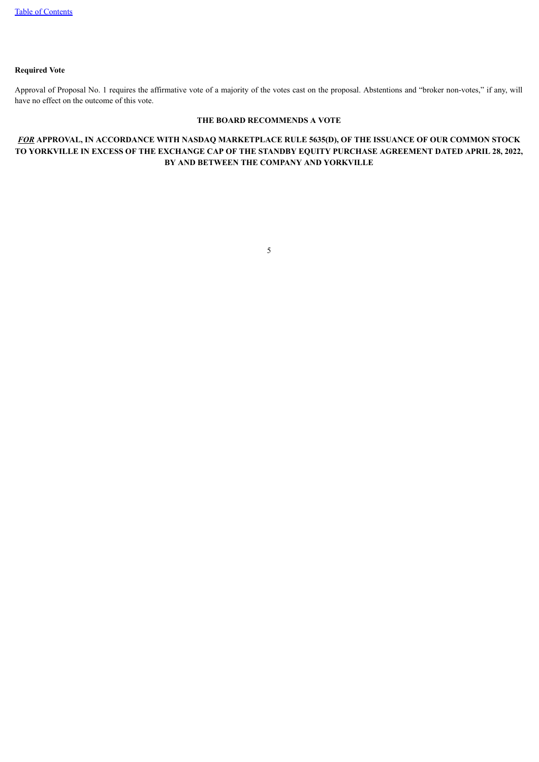**Required Vote**

Approval of Proposal No. 1 requires the affirmative vote of a majority of the votes cast on the proposal. Abstentions and "broker non-votes," if any, will have no effect on the outcome of this vote.

**THE BOARD RECOMMENDS A VOTE**

***FOR*** **APPROVAL, IN ACCORDANCE WITH NASDAQ MARKETPLACE RULE 5635(D), OF THE ISSUANCE OF OUR COMMON STOCK TO YORKVILLE IN EXCESS OF THE EXCHANGE CAP OF THE STANDBY EQUITY PURCHASE AGREEMENT DATED APRIL 28, 2022, BY AND BETWEEN THE COMPANY AND YORKVILLE**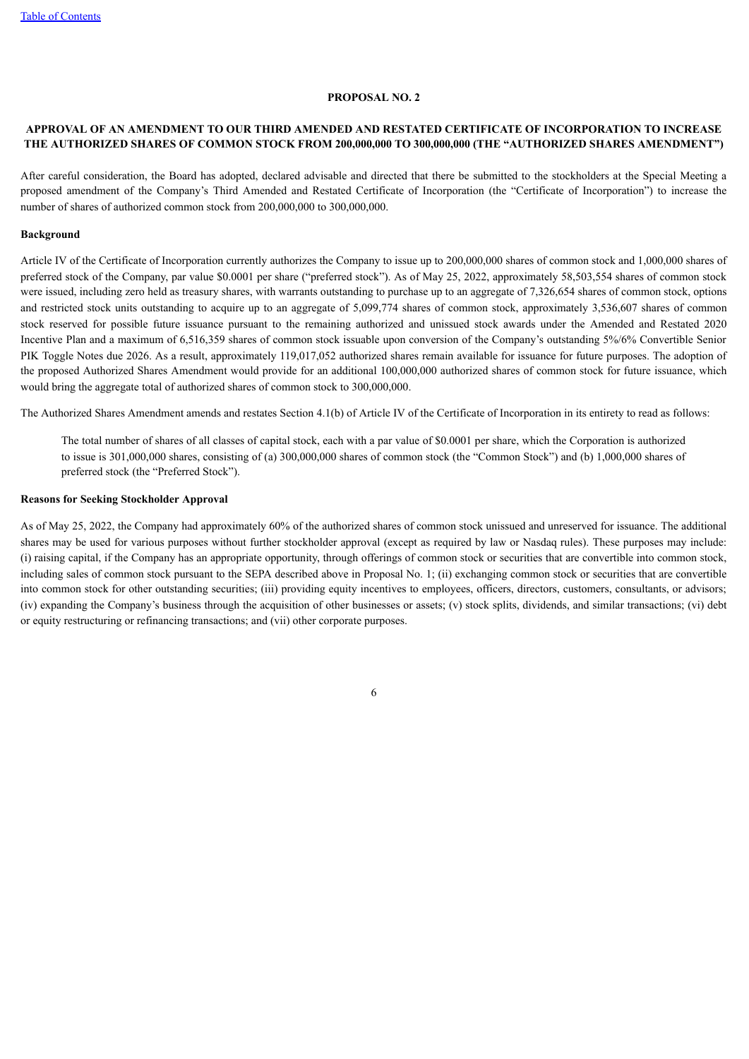## PROPOSAL NO. 2

## APPROVAL OF AN AMENDMENT TO OUR THIRD AMENDED AND RESTATED CERTIFICATE OF INCORPORATION TO INCREASE THE AUTHORIZED SHARES OF COMMON STOCK FROM 200,000,000 TO 300,000,000 (THE "AUTHORIZED SHARES AMENDMENT")

After careful consideration, the Board has adopted, declared advisable and directed that there be submitted to the stockholders at the Special Meeting a proposed amendment of the Company's Third Amended and Restated Certificate of Incorporation (the "Certificate of Incorporation") to increase the number of shares of authorized common stock from 200,000,000 to 300,000,000.

**Background**

Article IV of the Certificate of Incorporation currently authorizes the Company to issue up to 200,000,000 shares of common stock and 1,000,000 shares of preferred stock of the Company, par value $0.0001 per share ("preferred stock"). As of May 25, 2022, approximately 58,503,554 shares of common stock were issued, including zero held as treasury shares, with warrants outstanding to purchase up to an aggregate of 7,326,654 shares of common stock, options and restricted stock units outstanding to acquire up to an aggregate of 5,099,774 shares of common stock, approximately 3,536,607 shares of common stock reserved for possible future issuance pursuant to the remaining authorized and unissued stock awards under the Amended and Restated 2020 Incentive Plan and a maximum of 6,516,359 shares of common stock issuable upon conversion of the Company's outstanding 5%/6% Convertible Senior PIK Toggle Notes due 2026. As a result, approximately 119,017,052 authorized shares remain available for issuance for future purposes. The adoption of the proposed Authorized Shares Amendment would provide for an additional 100,000,000 authorized shares of common stock for future issuance, which would bring the aggregate total of authorized shares of common stock to 300,000,000.

The Authorized Shares Amendment amends and restates Section 4.1(b) of Article IV of the Certificate of Incorporation in its entirety to read as follows:

> The total number of shares of all classes of capital stock, each with a par value of $0.0001 per share, which the Corporation is authorized to issue is 301,000,000 shares, consisting of (a) 300,000,000 shares of common stock (the "Common Stock") and (b) 1,000,000 shares of preferred stock (the "Preferred Stock").

**Reasons for Seeking Stockholder Approval**

As of May 25, 2022, the Company had approximately 60% of the authorized shares of common stock unissued and unreserved for issuance. The additional shares may be used for various purposes without further stockholder approval (except as required by law or Nasdaq rules). These purposes may include: (i) raising capital, if the Company has an appropriate opportunity, through offerings of common stock or securities that are convertible into common stock, including sales of common stock pursuant to the SEPA described above in Proposal No. 1; (ii) exchanging common stock or securities that are convertible into common stock for other outstanding securities; (iii) providing equity incentives to employees, officers, directors, customers, consultants, or advisors; (iv) expanding the Company's business through the acquisition of other businesses or assets; (v) stock splits, dividends, and similar transactions; (vi) debt or equity restructuring or refinancing transactions; and (vii) other corporate purposes.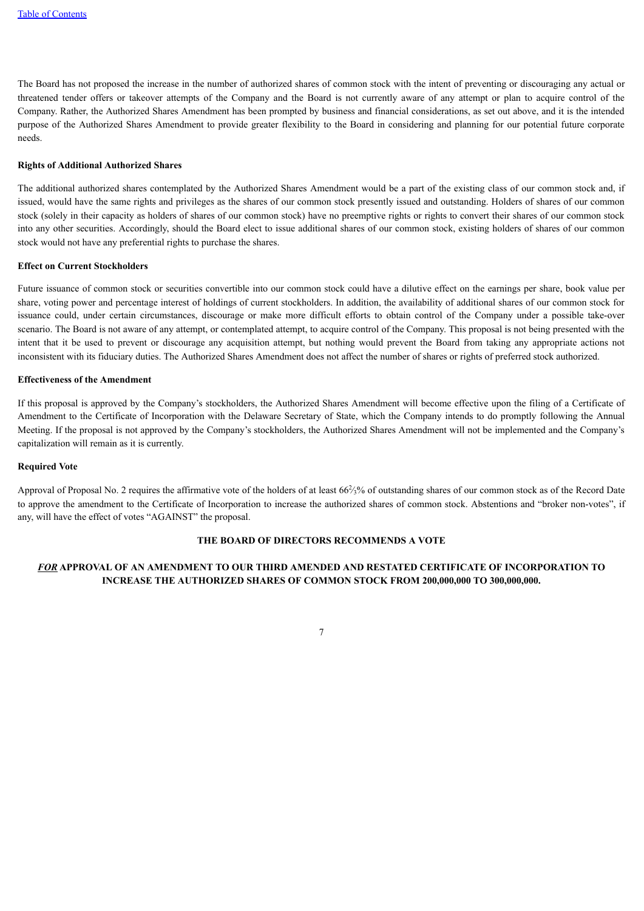The Board has not proposed the increase in the number of authorized shares of common stock with the intent of preventing or discouraging any actual or threatened tender offers or takeover attempts of the Company and the Board is not currently aware of any attempt or plan to acquire control of the Company. Rather, the Authorized Shares Amendment has been prompted by business and financial considerations, as set out above, and it is the intended purpose of the Authorized Shares Amendment to provide greater flexibility to the Board in considering and planning for our potential future corporate needs.

**Rights of Additional Authorized Shares**

The additional authorized shares contemplated by the Authorized Shares Amendment would be a part of the existing class of our common stock and, if issued, would have the same rights and privileges as the shares of our common stock presently issued and outstanding. Holders of shares of our common stock (solely in their capacity as holders of shares of our common stock) have no preemptive rights or rights to convert their shares of our common stock into any other securities. Accordingly, should the Board elect to issue additional shares of our common stock, existing holders of shares of our common stock would not have any preferential rights to purchase the shares.

**Effect on Current Stockholders**

Future issuance of common stock or securities convertible into our common stock could have a dilutive effect on the earnings per share, book value per share, voting power and percentage interest of holdings of current stockholders. In addition, the availability of additional shares of our common stock for issuance could, under certain circumstances, discourage or make more difficult efforts to obtain control of the Company under a possible take-over scenario. The Board is not aware of any attempt, or contemplated attempt, to acquire control of the Company. This proposal is not being presented with the intent that it be used to prevent or discourage any acquisition attempt, but nothing would prevent the Board from taking any appropriate actions not inconsistent with its fiduciary duties. The Authorized Shares Amendment does not affect the number of shares or rights of preferred stock authorized.

**Effectiveness of the Amendment**

If this proposal is approved by the Company's stockholders, the Authorized Shares Amendment will become effective upon the filing of a Certificate of Amendment to the Certificate of Incorporation with the Delaware Secretary of State, which the Company intends to do promptly following the Annual Meeting. If the proposal is not approved by the Company's stockholders, the Authorized Shares Amendment will not be implemented and the Company's capitalization will remain as it is currently.

**Required Vote**

Approval of Proposal No. 2 requires the affirmative vote of the holders of at least 66⅔% of outstanding shares of our common stock as of the Record Date to approve the amendment to the Certificate of Incorporation to increase the authorized shares of common stock. Abstentions and "broker non-votes", if any, will have the effect of votes "AGAINST" the proposal.

**THE BOARD OF DIRECTORS RECOMMENDS A VOTE**

***FOR*** **APPROVAL OF AN AMENDMENT TO OUR THIRD AMENDED AND RESTATED CERTIFICATE OF INCORPORATION TO INCREASE THE AUTHORIZED SHARES OF COMMON STOCK FROM 200,000,000 TO 300,000,000.**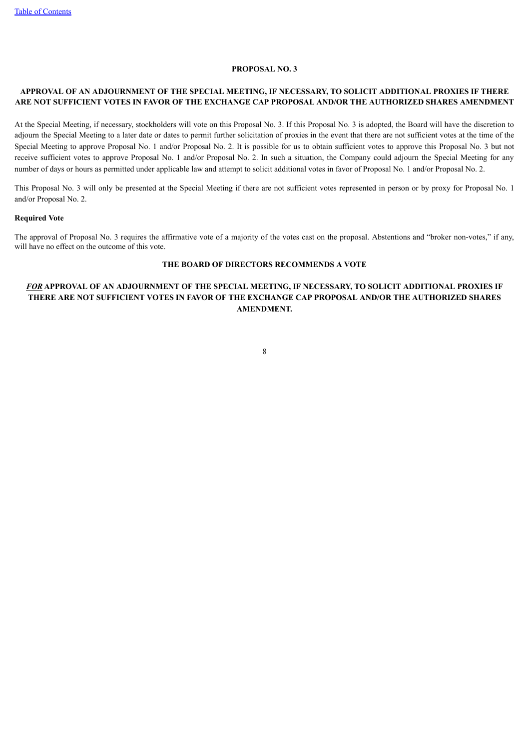## PROPOSAL NO. 3

## APPROVAL OF AN ADJOURNMENT OF THE SPECIAL MEETING, IF NECESSARY, TO SOLICIT ADDITIONAL PROXIES IF THERE ARE NOT SUFFICIENT VOTES IN FAVOR OF THE EXCHANGE CAP PROPOSAL AND/OR THE AUTHORIZED SHARES AMENDMENT

At the Special Meeting, if necessary, stockholders will vote on this Proposal No. 3. If this Proposal No. 3 is adopted, the Board will have the discretion to adjourn the Special Meeting to a later date or dates to permit further solicitation of proxies in the event that there are not sufficient votes at the time of the Special Meeting to approve Proposal No. 1 and/or Proposal No. 2. It is possible for us to obtain sufficient votes to approve this Proposal No. 3 but not receive sufficient votes to approve Proposal No. 1 and/or Proposal No. 2. In such a situation, the Company could adjourn the Special Meeting for any number of days or hours as permitted under applicable law and attempt to solicit additional votes in favor of Proposal No. 1 and/or Proposal No. 2.

This Proposal No. 3 will only be presented at the Special Meeting if there are not sufficient votes represented in person or by proxy for Proposal No. 1 and/or Proposal No. 2.

**Required Vote**

The approval of Proposal No. 3 requires the affirmative vote of a majority of the votes cast on the proposal. Abstentions and "broker non-votes," if any, will have no effect on the outcome of this vote.

**THE BOARD OF DIRECTORS RECOMMENDS A VOTE**

***FOR*** **APPROVAL OF AN ADJOURNMENT OF THE SPECIAL MEETING, IF NECESSARY, TO SOLICIT ADDITIONAL PROXIES IF THERE ARE NOT SUFFICIENT VOTES IN FAVOR OF THE EXCHANGE CAP PROPOSAL AND/OR THE AUTHORIZED SHARES AMENDMENT.**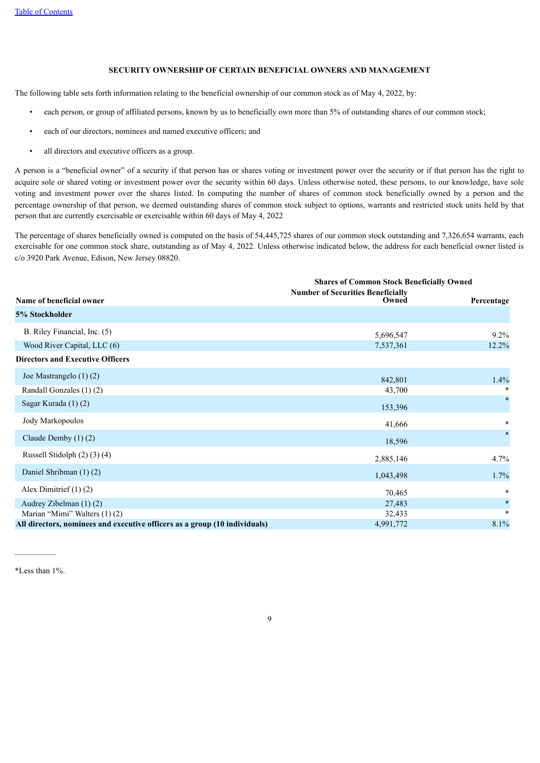## SECURITY OWNERSHIP OF CERTAIN BENEFICIAL OWNERS AND MANAGEMENT

The following table sets forth information relating to the beneficial ownership of our common stock as of May 4, 2022, by:

- each person, or group of affiliated persons, known by us to beneficially own more than 5% of outstanding shares of our common stock;
- each of our directors, nominees and named executive officers; and
- all directors and executive officers as a group.

A person is a "beneficial owner" of a security if that person has or shares voting or investment power over the security or if that person has the right to acquire sole or shared voting or investment power over the security within 60 days. Unless otherwise noted, these persons, to our knowledge, have sole voting and investment power over the shares listed. In computing the number of shares of common stock beneficially owned by a person and the percentage ownership of that person, we deemed outstanding shares of common stock subject to options, warrants and restricted stock units held by that person that are currently exercisable or exercisable within 60 days of May 4, 2022

The percentage of shares beneficially owned is computed on the basis of 54,445,725 shares of our common stock outstanding and 7,326,654 warrants, each exercisable for one common stock share, outstanding as of May 4, 2022. Unless otherwise indicated below, the address for each beneficial owner listed is c/o 3920 Park Avenue, Edison, New Jersey 08820.

| | Shares of Common Stock Beneficially Owned | |
|---|---|---|
| **Name of beneficial owner** | **Number of Securities Beneficially Owned** | **Percentage** |
| **5% Stockholder** | | |
| B. Riley Financial, Inc. (5) | 5,696,547 | 9.2% |
| Wood River Capital, LLC (6) | 7,537,361 | 12.2% |
| **Directors and Executive Officers** | | |
| Joe Mastrangelo (1) (2) | 842,801 | 1.4% |
| Randall Gonzales (1) (2) | 43,700 | * |
| Sagar Kurada (1) (2) | 153,396 | * |
| Jody Markopoulos | 41,666 | * |
| Claude Demby (1) (2) | 18,596 | * |
| Russell Stidolph (2) (3) (4) | 2,885,146 | 4.7% |
| Daniel Shribman (1) (2) | 1,043,498 | 1.7% |
| Alex Dimitrief (1) (2) | 70,465 | * |
| Audrey Zibelman (1) (2) | 27,483 | * |
| Marian "Mimi" Walters (1) (2) | 32,433 | * |
| **All directors, nominees and executive officers as a group (10 individuals)** | 4,991,772 | 8.1% |

*Less than 1%.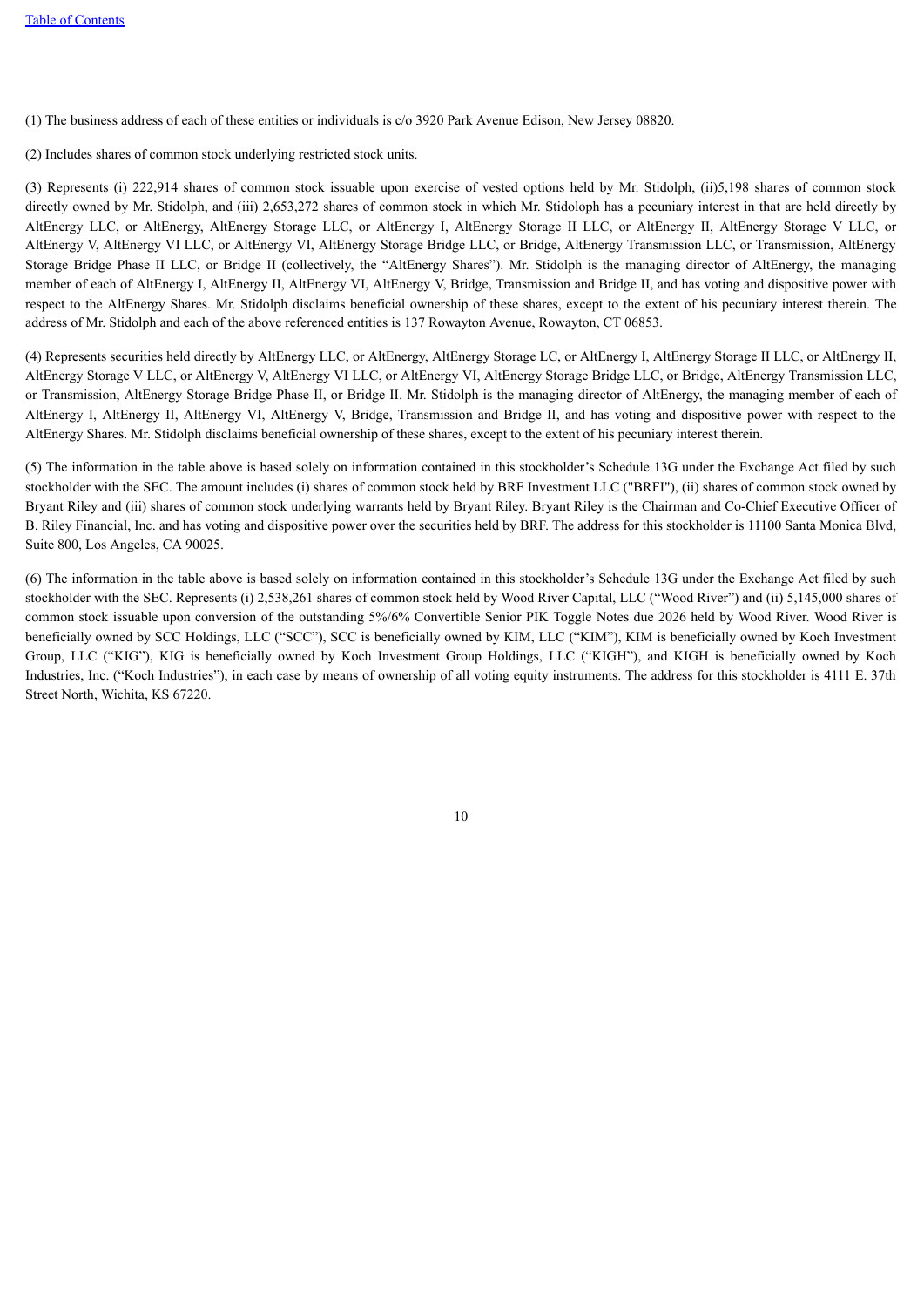(1) The business address of each of these entities or individuals is c/o 3920 Park Avenue Edison, New Jersey 08820.

(2) Includes shares of common stock underlying restricted stock units.

(3) Represents (i) 222,914 shares of common stock issuable upon exercise of vested options held by Mr. Stidolph, (ii)5,198 shares of common stock directly owned by Mr. Stidolph, and (iii) 2,653,272 shares of common stock in which Mr. Stidoloph has a pecuniary interest in that are held directly by AltEnergy LLC, or AltEnergy, AltEnergy Storage LLC, or AltEnergy I, AltEnergy Storage II LLC, or AltEnergy II, AltEnergy Storage V LLC, or AltEnergy V, AltEnergy VI LLC, or AltEnergy VI, AltEnergy Storage Bridge LLC, or Bridge, AltEnergy Transmission LLC, or Transmission, AltEnergy Storage Bridge Phase II LLC, or Bridge II (collectively, the "AltEnergy Shares"). Mr. Stidolph is the managing director of AltEnergy, the managing member of each of AltEnergy I, AltEnergy II, AltEnergy VI, AltEnergy V, Bridge, Transmission and Bridge II, and has voting and dispositive power with respect to the AltEnergy Shares. Mr. Stidolph disclaims beneficial ownership of these shares, except to the extent of his pecuniary interest therein. The address of Mr. Stidolph and each of the above referenced entities is 137 Rowayton Avenue, Rowayton, CT 06853.

(4) Represents securities held directly by AltEnergy LLC, or AltEnergy, AltEnergy Storage LC, or AltEnergy I, AltEnergy Storage II LLC, or AltEnergy II, AltEnergy Storage V LLC, or AltEnergy V, AltEnergy VI LLC, or AltEnergy VI, AltEnergy Storage Bridge LLC, or Bridge, AltEnergy Transmission LLC, or Transmission, AltEnergy Storage Bridge Phase II, or Bridge II. Mr. Stidolph is the managing director of AltEnergy, the managing member of each of AltEnergy I, AltEnergy II, AltEnergy VI, AltEnergy V, Bridge, Transmission and Bridge II, and has voting and dispositive power with respect to the AltEnergy Shares. Mr. Stidolph disclaims beneficial ownership of these shares, except to the extent of his pecuniary interest therein.

(5) The information in the table above is based solely on information contained in this stockholder's Schedule 13G under the Exchange Act filed by such stockholder with the SEC. The amount includes (i) shares of common stock held by BRF Investment LLC ("BRFI"), (ii) shares of common stock owned by Bryant Riley and (iii) shares of common stock underlying warrants held by Bryant Riley. Bryant Riley is the Chairman and Co-Chief Executive Officer of B. Riley Financial, Inc. and has voting and dispositive power over the securities held by BRF. The address for this stockholder is 11100 Santa Monica Blvd, Suite 800, Los Angeles, CA 90025.

(6) The information in the table above is based solely on information contained in this stockholder's Schedule 13G under the Exchange Act filed by such stockholder with the SEC. Represents (i) 2,538,261 shares of common stock held by Wood River Capital, LLC ("Wood River") and (ii) 5,145,000 shares of common stock issuable upon conversion of the outstanding 5%/6% Convertible Senior PIK Toggle Notes due 2026 held by Wood River. Wood River is beneficially owned by SCC Holdings, LLC ("SCC"), SCC is beneficially owned by KIM, LLC ("KIM"), KIM is beneficially owned by Koch Investment Group, LLC ("KIG"), KIG is beneficially owned by Koch Investment Group Holdings, LLC ("KIGH"), and KIGH is beneficially owned by Koch Industries, Inc. ("Koch Industries"), in each case by means of ownership of all voting equity instruments. The address for this stockholder is 4111 E. 37th Street North, Wichita, KS 67220.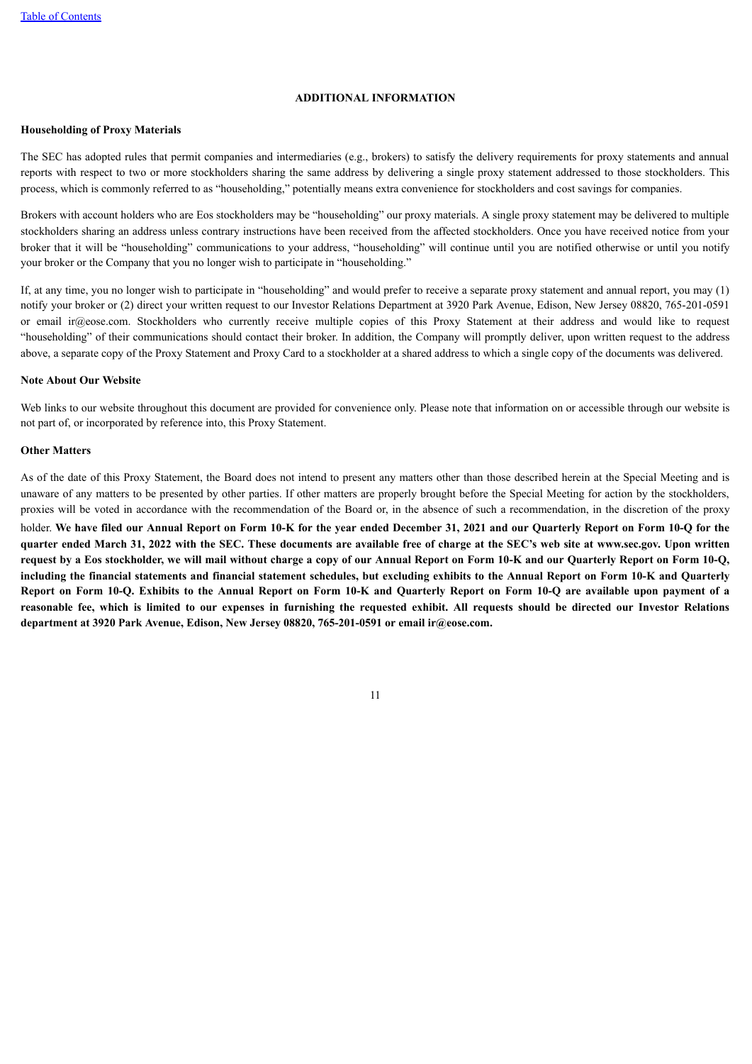## ADDITIONAL INFORMATION

### Householding of Proxy Materials

The SEC has adopted rules that permit companies and intermediaries (e.g., brokers) to satisfy the delivery requirements for proxy statements and annual reports with respect to two or more stockholders sharing the same address by delivering a single proxy statement addressed to those stockholders. This process, which is commonly referred to as "householding," potentially means extra convenience for stockholders and cost savings for companies.

Brokers with account holders who are Eos stockholders may be "householding" our proxy materials. A single proxy statement may be delivered to multiple stockholders sharing an address unless contrary instructions have been received from the affected stockholders. Once you have received notice from your broker that it will be "householding" communications to your address, "householding" will continue until you are notified otherwise or until you notify your broker or the Company that you no longer wish to participate in "householding."

If, at any time, you no longer wish to participate in "householding" and would prefer to receive a separate proxy statement and annual report, you may (1) notify your broker or (2) direct your written request to our Investor Relations Department at 3920 Park Avenue, Edison, New Jersey 08820, 765-201-0591 or email ir@eose.com. Stockholders who currently receive multiple copies of this Proxy Statement at their address and would like to request "householding" of their communications should contact their broker. In addition, the Company will promptly deliver, upon written request to the address above, a separate copy of the Proxy Statement and Proxy Card to a stockholder at a shared address to which a single copy of the documents was delivered.

### Note About Our Website

Web links to our website throughout this document are provided for convenience only. Please note that information on or accessible through our website is not part of, or incorporated by reference into, this Proxy Statement.

### Other Matters

As of the date of this Proxy Statement, the Board does not intend to present any matters other than those described herein at the Special Meeting and is unaware of any matters to be presented by other parties. If other matters are properly brought before the Special Meeting for action by the stockholders, proxies will be voted in accordance with the recommendation of the Board or, in the absence of such a recommendation, in the discretion of the proxy holder. **We have filed our Annual Report on Form 10-K for the year ended December 31, 2021 and our Quarterly Report on Form 10-Q for the quarter ended March 31, 2022 with the SEC. These documents are available free of charge at the SEC's web site at www.sec.gov. Upon written request by a Eos stockholder, we will mail without charge a copy of our Annual Report on Form 10-K and our Quarterly Report on Form 10-Q, including the financial statements and financial statement schedules, but excluding exhibits to the Annual Report on Form 10-K and Quarterly Report on Form 10-Q. Exhibits to the Annual Report on Form 10-K and Quarterly Report on Form 10-Q are available upon payment of a reasonable fee, which is limited to our expenses in furnishing the requested exhibit. All requests should be directed our Investor Relations department at 3920 Park Avenue, Edison, New Jersey 08820, 765-201-0591 or email ir@eose.com.**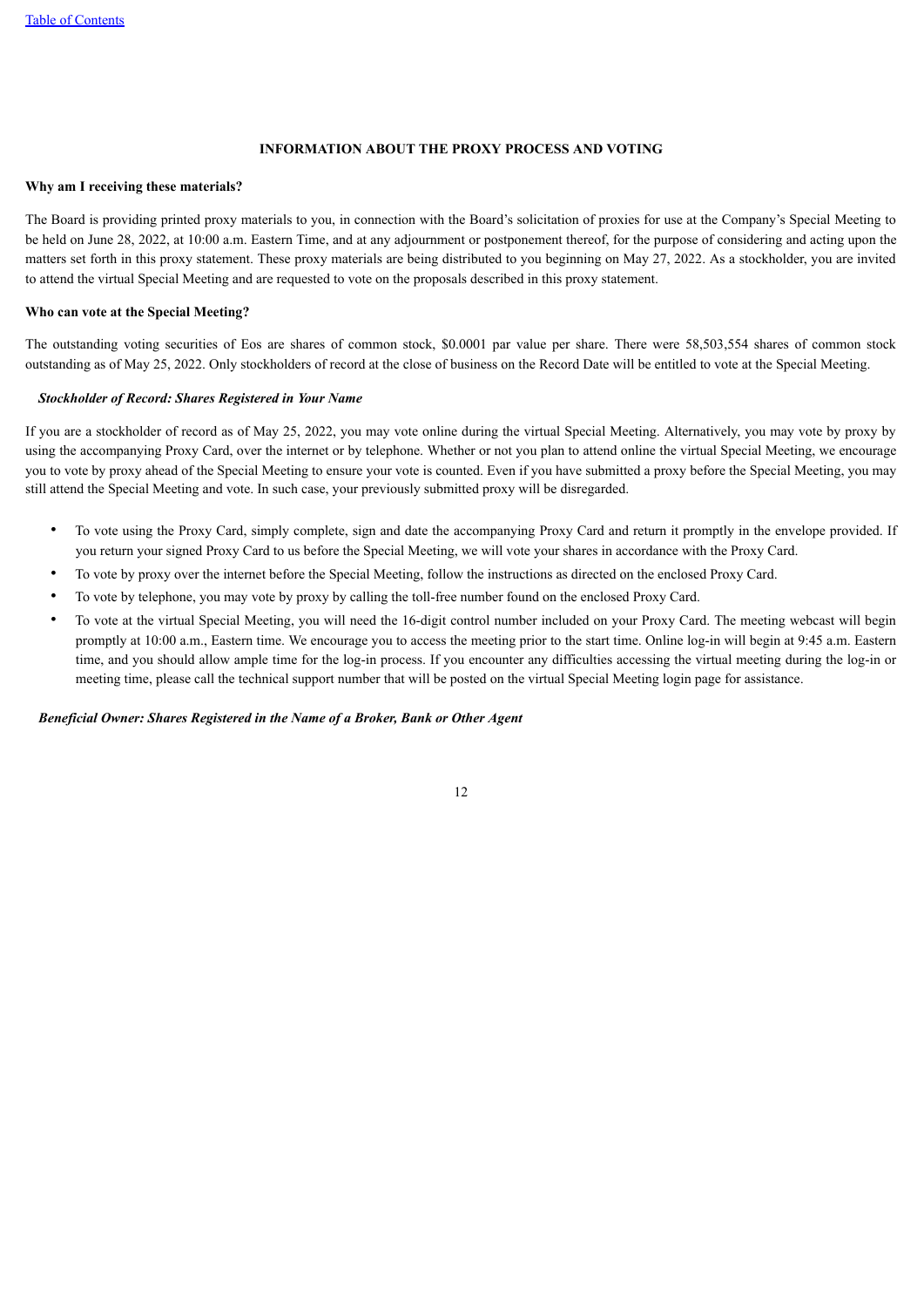## INFORMATION ABOUT THE PROXY PROCESS AND VOTING

**Why am I receiving these materials?**

The Board is providing printed proxy materials to you, in connection with the Board's solicitation of proxies for use at the Company's Special Meeting to be held on June 28, 2022, at 10:00 a.m. Eastern Time, and at any adjournment or postponement thereof, for the purpose of considering and acting upon the matters set forth in this proxy statement. These proxy materials are being distributed to you beginning on May 27, 2022. As a stockholder, you are invited to attend the virtual Special Meeting and are requested to vote on the proposals described in this proxy statement.

**Who can vote at the Special Meeting?**

The outstanding voting securities of Eos are shares of common stock, $0.0001 par value per share. There were 58,503,554 shares of common stock outstanding as of May 25, 2022. Only stockholders of record at the close of business on the Record Date will be entitled to vote at the Special Meeting.

***Stockholder of Record: Shares Registered in Your Name***

If you are a stockholder of record as of May 25, 2022, you may vote online during the virtual Special Meeting. Alternatively, you may vote by proxy by using the accompanying Proxy Card, over the internet or by telephone. Whether or not you plan to attend online the virtual Special Meeting, we encourage you to vote by proxy ahead of the Special Meeting to ensure your vote is counted. Even if you have submitted a proxy before the Special Meeting, you may still attend the Special Meeting and vote. In such case, your previously submitted proxy will be disregarded.

- To vote using the Proxy Card, simply complete, sign and date the accompanying Proxy Card and return it promptly in the envelope provided. If you return your signed Proxy Card to us before the Special Meeting, we will vote your shares in accordance with the Proxy Card.
- To vote by proxy over the internet before the Special Meeting, follow the instructions as directed on the enclosed Proxy Card.
- To vote by telephone, you may vote by proxy by calling the toll-free number found on the enclosed Proxy Card.
- To vote at the virtual Special Meeting, you will need the 16-digit control number included on your Proxy Card. The meeting webcast will begin promptly at 10:00 a.m., Eastern time. We encourage you to access the meeting prior to the start time. Online log-in will begin at 9:45 a.m. Eastern time, and you should allow ample time for the log-in process. If you encounter any difficulties accessing the virtual meeting during the log-in or meeting time, please call the technical support number that will be posted on the virtual Special Meeting login page for assistance.

***Beneficial Owner: Shares Registered in the Name of a Broker, Bank or Other Agent***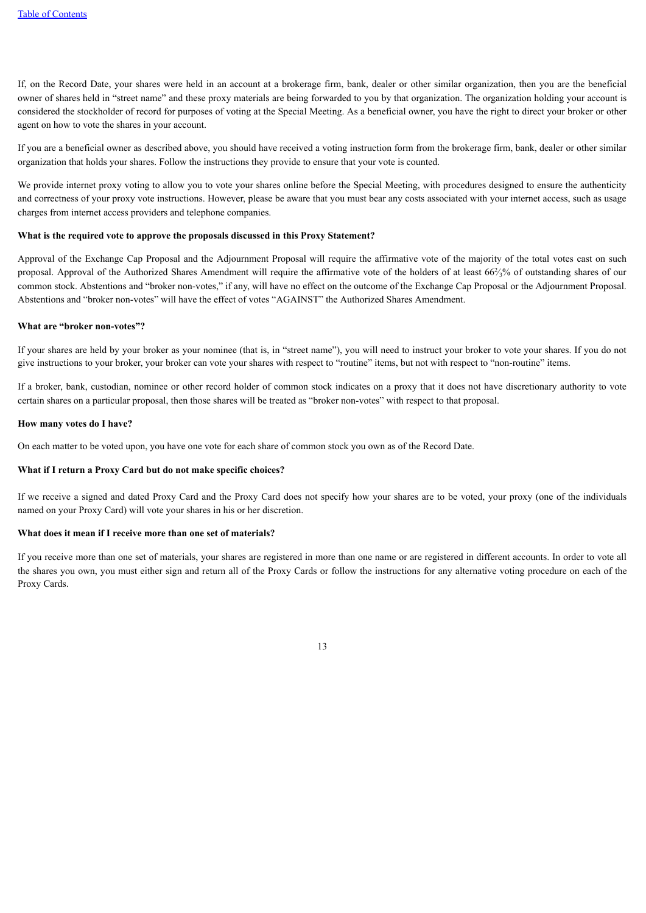If, on the Record Date, your shares were held in an account at a brokerage firm, bank, dealer or other similar organization, then you are the beneficial owner of shares held in "street name" and these proxy materials are being forwarded to you by that organization. The organization holding your account is considered the stockholder of record for purposes of voting at the Special Meeting. As a beneficial owner, you have the right to direct your broker or other agent on how to vote the shares in your account.

If you are a beneficial owner as described above, you should have received a voting instruction form from the brokerage firm, bank, dealer or other similar organization that holds your shares. Follow the instructions they provide to ensure that your vote is counted.

We provide internet proxy voting to allow you to vote your shares online before the Special Meeting, with procedures designed to ensure the authenticity and correctness of your proxy vote instructions. However, please be aware that you must bear any costs associated with your internet access, such as usage charges from internet access providers and telephone companies.

**What is the required vote to approve the proposals discussed in this Proxy Statement?**

Approval of the Exchange Cap Proposal and the Adjournment Proposal will require the affirmative vote of the majority of the total votes cast on such proposal. Approval of the Authorized Shares Amendment will require the affirmative vote of the holders of at least 66⅔% of outstanding shares of our common stock. Abstentions and "broker non-votes," if any, will have no effect on the outcome of the Exchange Cap Proposal or the Adjournment Proposal. Abstentions and "broker non-votes" will have the effect of votes "AGAINST" the Authorized Shares Amendment.

**What are "broker non-votes"?**

If your shares are held by your broker as your nominee (that is, in "street name"), you will need to instruct your broker to vote your shares. If you do not give instructions to your broker, your broker can vote your shares with respect to "routine" items, but not with respect to "non-routine" items.

If a broker, bank, custodian, nominee or other record holder of common stock indicates on a proxy that it does not have discretionary authority to vote certain shares on a particular proposal, then those shares will be treated as "broker non-votes" with respect to that proposal.

**How many votes do I have?**

On each matter to be voted upon, you have one vote for each share of common stock you own as of the Record Date.

**What if I return a Proxy Card but do not make specific choices?**

If we receive a signed and dated Proxy Card and the Proxy Card does not specify how your shares are to be voted, your proxy (one of the individuals named on your Proxy Card) will vote your shares in his or her discretion.

**What does it mean if I receive more than one set of materials?**

If you receive more than one set of materials, your shares are registered in more than one name or are registered in different accounts. In order to vote all the shares you own, you must either sign and return all of the Proxy Cards or follow the instructions for any alternative voting procedure on each of the Proxy Cards.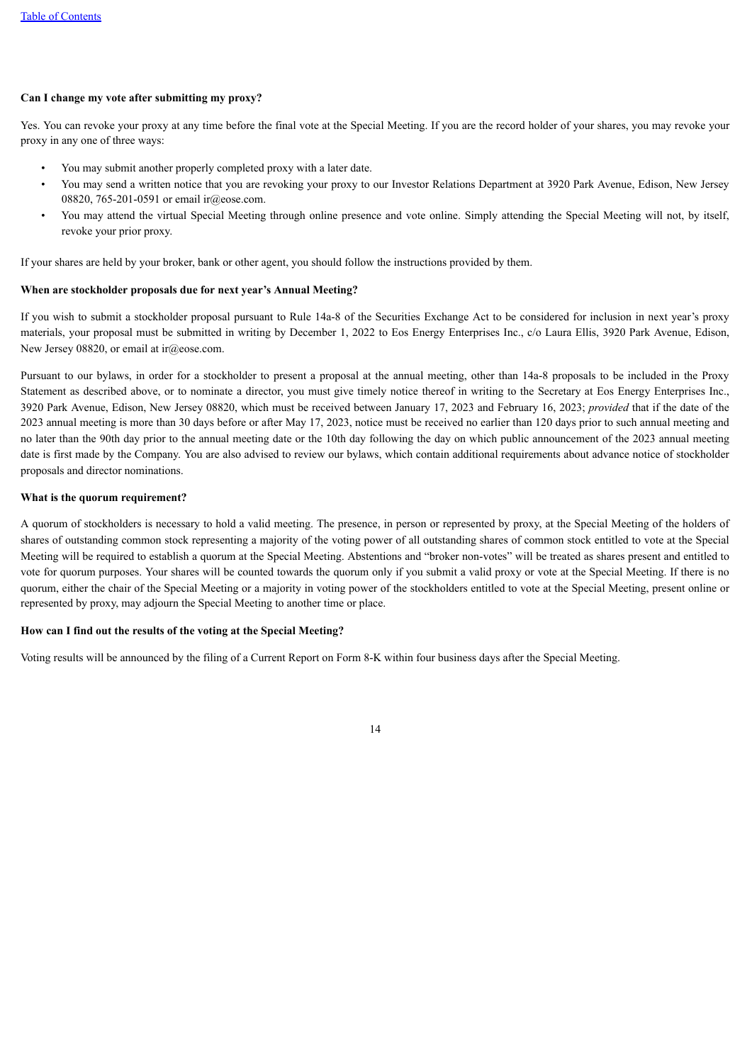**Can I change my vote after submitting my proxy?**

Yes. You can revoke your proxy at any time before the final vote at the Special Meeting. If you are the record holder of your shares, you may revoke your proxy in any one of three ways:

- You may submit another properly completed proxy with a later date.
- You may send a written notice that you are revoking your proxy to our Investor Relations Department at 3920 Park Avenue, Edison, New Jersey 08820, 765-201-0591 or email ir@eose.com.
- You may attend the virtual Special Meeting through online presence and vote online. Simply attending the Special Meeting will not, by itself, revoke your prior proxy.

If your shares are held by your broker, bank or other agent, you should follow the instructions provided by them.

**When are stockholder proposals due for next year's Annual Meeting?**

If you wish to submit a stockholder proposal pursuant to Rule 14a-8 of the Securities Exchange Act to be considered for inclusion in next year's proxy materials, your proposal must be submitted in writing by December 1, 2022 to Eos Energy Enterprises Inc., c/o Laura Ellis, 3920 Park Avenue, Edison, New Jersey 08820, or email at ir@eose.com.

Pursuant to our bylaws, in order for a stockholder to present a proposal at the annual meeting, other than 14a-8 proposals to be included in the Proxy Statement as described above, or to nominate a director, you must give timely notice thereof in writing to the Secretary at Eos Energy Enterprises Inc., 3920 Park Avenue, Edison, New Jersey 08820, which must be received between January 17, 2023 and February 16, 2023; *provided* that if the date of the 2023 annual meeting is more than 30 days before or after May 17, 2023, notice must be received no earlier than 120 days prior to such annual meeting and no later than the 90th day prior to the annual meeting date or the 10th day following the day on which public announcement of the 2023 annual meeting date is first made by the Company. You are also advised to review our bylaws, which contain additional requirements about advance notice of stockholder proposals and director nominations.

**What is the quorum requirement?**

A quorum of stockholders is necessary to hold a valid meeting. The presence, in person or represented by proxy, at the Special Meeting of the holders of shares of outstanding common stock representing a majority of the voting power of all outstanding shares of common stock entitled to vote at the Special Meeting will be required to establish a quorum at the Special Meeting. Abstentions and "broker non-votes" will be treated as shares present and entitled to vote for quorum purposes. Your shares will be counted towards the quorum only if you submit a valid proxy or vote at the Special Meeting. If there is no quorum, either the chair of the Special Meeting or a majority in voting power of the stockholders entitled to vote at the Special Meeting, present online or represented by proxy, may adjourn the Special Meeting to another time or place.

**How can I find out the results of the voting at the Special Meeting?**

Voting results will be announced by the filing of a Current Report on Form 8-K within four business days after the Special Meeting.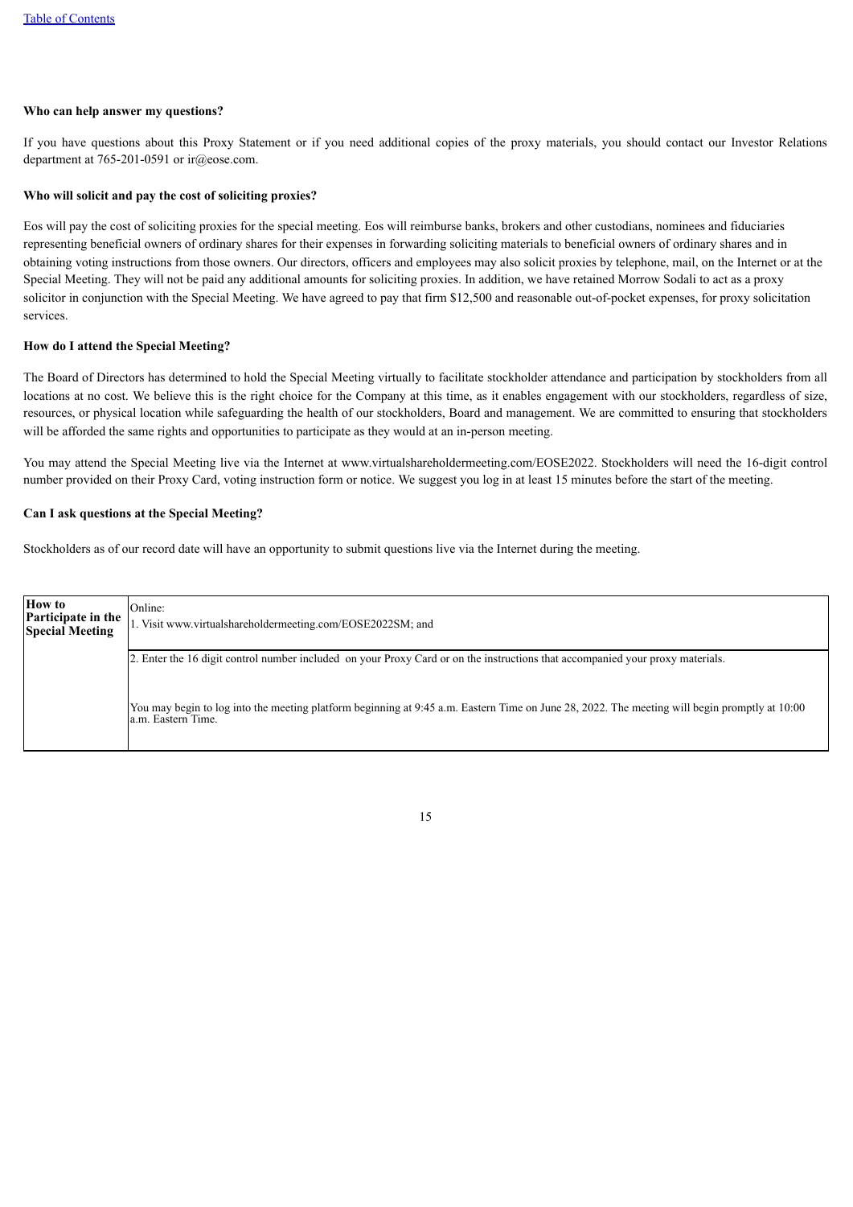**Who can help answer my questions?**

If you have questions about this Proxy Statement or if you need additional copies of the proxy materials, you should contact our Investor Relations department at 765-201-0591 or ir@eose.com.

**Who will solicit and pay the cost of soliciting proxies?**

Eos will pay the cost of soliciting proxies for the special meeting. Eos will reimburse banks, brokers and other custodians, nominees and fiduciaries representing beneficial owners of ordinary shares for their expenses in forwarding soliciting materials to beneficial owners of ordinary shares and in obtaining voting instructions from those owners. Our directors, officers and employees may also solicit proxies by telephone, mail, on the Internet or at the Special Meeting. They will not be paid any additional amounts for soliciting proxies. In addition, we have retained Morrow Sodali to act as a proxy solicitor in conjunction with the Special Meeting. We have agreed to pay that firm $12,500 and reasonable out-of-pocket expenses, for proxy solicitation services.

**How do I attend the Special Meeting?**

The Board of Directors has determined to hold the Special Meeting virtually to facilitate stockholder attendance and participation by stockholders from all locations at no cost. We believe this is the right choice for the Company at this time, as it enables engagement with our stockholders, regardless of size, resources, or physical location while safeguarding the health of our stockholders, Board and management. We are committed to ensuring that stockholders will be afforded the same rights and opportunities to participate as they would at an in-person meeting.

You may attend the Special Meeting live via the Internet at www.virtualshareholdermeeting.com/EOSE2022. Stockholders will need the 16-digit control number provided on their Proxy Card, voting instruction form or notice. We suggest you log in at least 15 minutes before the start of the meeting.

**Can I ask questions at the Special Meeting?**

Stockholders as of our record date will have an opportunity to submit questions live via the Internet during the meeting.

| **How to Participate in the Special Meeting** | Online:<br>1. Visit www.virtualshareholdermeeting.com/EOSE2022SM; and |
|---|---|
| | 2. Enter the 16 digit control number included on your Proxy Card or on the instructions that accompanied your proxy materials.<br><br>You may begin to log into the meeting platform beginning at 9:45 a.m. Eastern Time on June 28, 2022. The meeting will begin promptly at 10:00 a.m. Eastern Time. |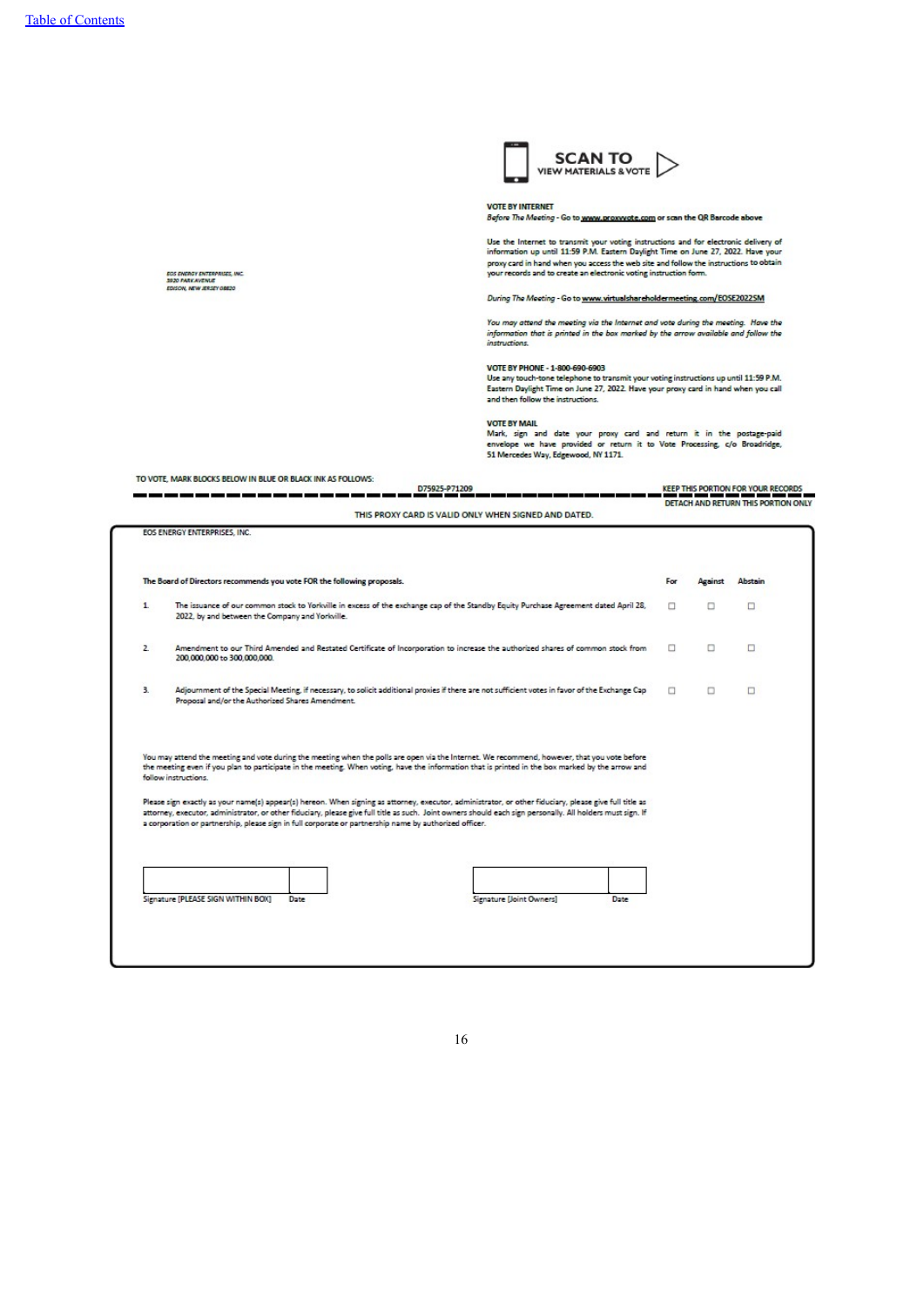[Table of Contents](#)

**SCAN TO**
**VIEW MATERIALS & VOTE**

EOS ENERGY ENTERPRISES, INC.
3920 PARK AVENUE
EDISON, NEW JERSEY 08820

**VOTE BY INTERNET**

*Before The Meeting* - Go to www.proxyvote.com or scan the QR Barcode above

Use the Internet to transmit your voting instructions and for electronic delivery of information up until 11:59 P.M. Eastern Daylight Time on June 27, 2022. Have your proxy card in hand when you access the web site and follow the instructions to obtain your records and to create an electronic voting instruction form.

*During The Meeting* - Go to www.virtualshareholdermeeting.com/EOSE2022SM

*You may attend the meeting via the Internet and vote during the meeting. Have the information that is printed in the box marked by the arrow available and follow the instructions.*

**VOTE BY PHONE - 1-800-690-6903**

Use any touch-tone telephone to transmit your voting instructions up until 11:59 P.M. Eastern Daylight Time on June 27, 2022. Have your proxy card in hand when you call and then follow the instructions.

**VOTE BY MAIL**

Mark, sign and date your proxy card and return it in the postage-paid envelope we have provided or return it to Vote Processing, c/o Broadridge, 51 Mercedes Way, Edgewood, NY 1171.

TO VOTE, MARK BLOCKS BELOW IN BLUE OR BLACK INK AS FOLLOWS:

D75925-P71209

KEEP THIS PORTION FOR YOUR RECORDS

DETACH AND RETURN THIS PORTION ONLY

THIS PROXY CARD IS VALID ONLY WHEN SIGNED AND DATED.

EOS ENERGY ENTERPRISES, INC.

| The Board of Directors recommends you vote FOR the following proposals. | For | Against | Abstain |
|---|---|---|---|
| 1. The issuance of our common stock to Yorkville in excess of the exchange cap of the Standby Equity Purchase Agreement dated April 28, 2022, by and between the Company and Yorkville. | ☐ | ☐ | ☐ |
| 2. Amendment to our Third Amended and Restated Certificate of Incorporation to increase the authorized shares of common stock from 200,000,000 to 300,000,000. | ☐ | ☐ | ☐ |
| 3. Adjournment of the Special Meeting, if necessary, to solicit additional proxies if there are not sufficient votes in favor of the Exchange Cap Proposal and/or the Authorized Shares Amendment. | ☐ | ☐ | ☐ |

You may attend the meeting and vote during the meeting when the polls are open via the Internet. We recommend, however, that you vote before the meeting even if you plan to participate in the meeting. When voting, have the information that is printed in the box marked by the arrow and follow instructions.

Please sign exactly as your name(s) appear(s) hereon. When signing as attorney, executor, administrator, or other fiduciary, please give full title as attorney, executor, administrator, or other fiduciary, please give full title as such. Joint owners should each sign personally. All holders must sign. If a corporation or partnership, please sign in full corporate or partnership name by authorized officer.

| Signature [PLEASE SIGN WITHIN BOX] | Date | | Signature [Joint Owners] | Date |
|---|---|---|---|---|
| | | | | |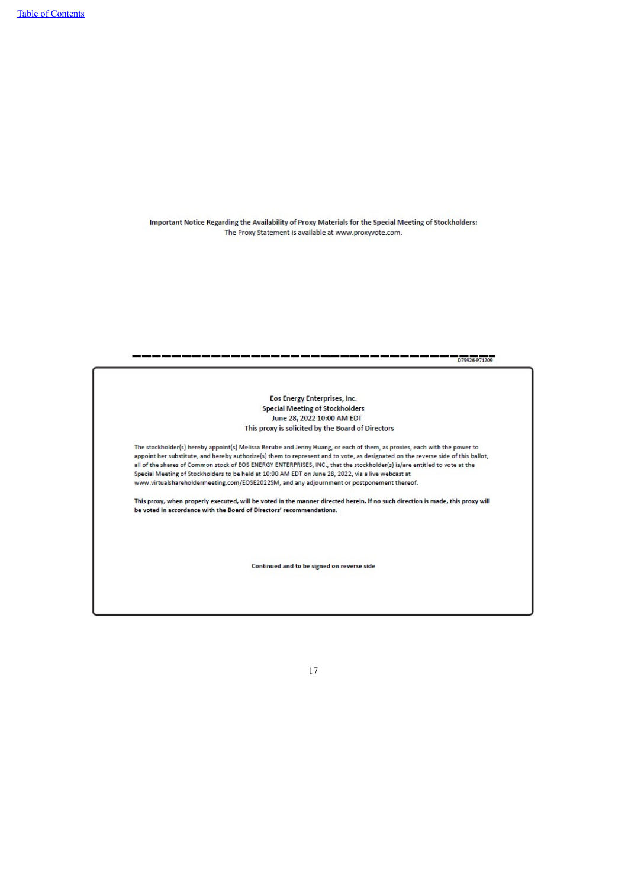**Important Notice Regarding the Availability of Proxy Materials for the Special Meeting of Stockholders:**
The Proxy Statement is available at www.proxyvote.com.

D75926-P71209

Eos Energy Enterprises, Inc.
Special Meeting of Stockholders
June 28, 2022 10:00 AM EDT
This proxy is solicited by the Board of Directors

The stockholder(s) hereby appoint(s) Melissa Berube and Jenny Huang, or each of them, as proxies, each with the power to appoint her substitute, and hereby authorize(s) them to represent and to vote, as designated on the reverse side of this ballot, all of the shares of Common stock of EOS ENERGY ENTERPRISES, INC., that the stockholder(s) is/are entitled to vote at the Special Meeting of Stockholders to be held at 10:00 AM EDT on June 28, 2022, via a live webcast at www.virtualshareholdermeeting.com/EOSE2022SM, and any adjournment or postponement thereof.

**This proxy, when properly executed, will be voted in the manner directed herein. If no such direction is made, this proxy will be voted in accordance with the Board of Directors' recommendations.**

**Continued and to be signed on reverse side**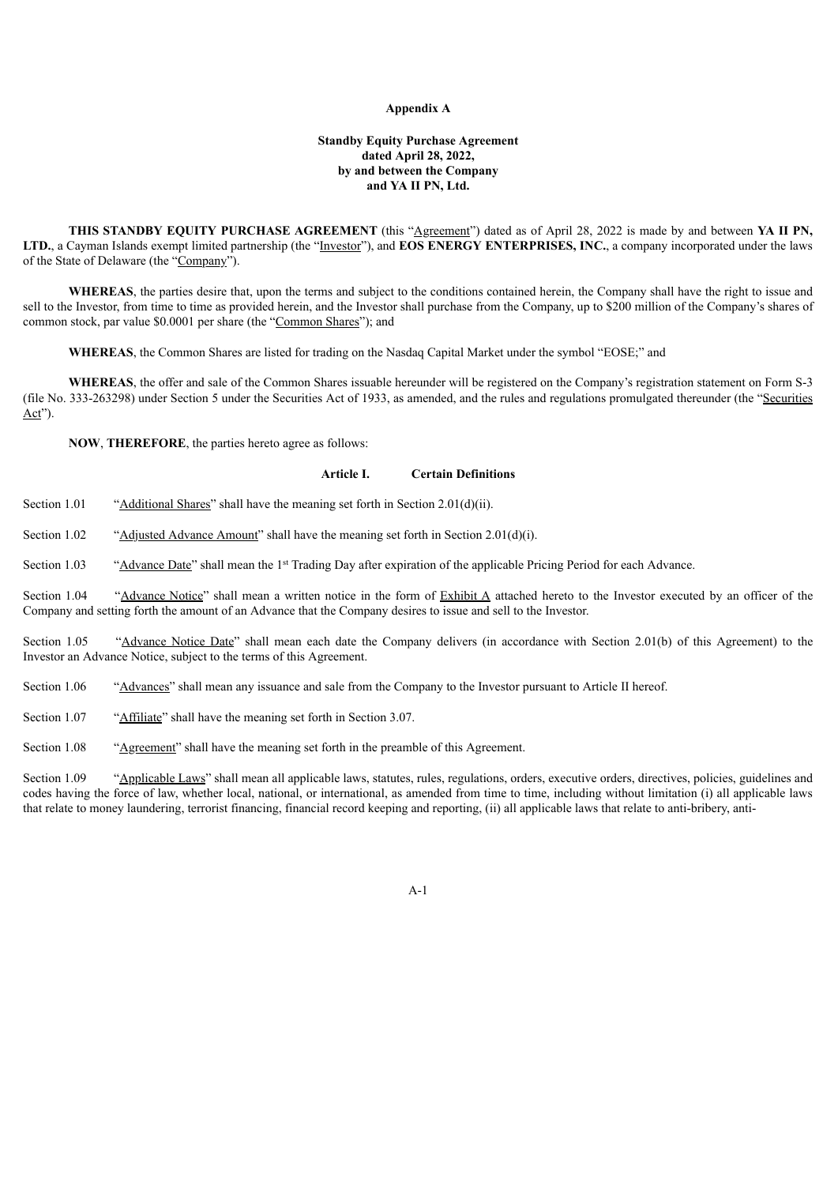**Appendix A**

**Standby Equity Purchase Agreement**
**dated April 28, 2022,**
**by and between the Company**
**and YA II PN, Ltd.**

**THIS STANDBY EQUITY PURCHASE AGREEMENT** (this "Agreement") dated as of April 28, 2022 is made by and between **YA II PN, LTD.**, a Cayman Islands exempt limited partnership (the "Investor"), and **EOS ENERGY ENTERPRISES, INC.**, a company incorporated under the laws of the State of Delaware (the "Company").

**WHEREAS**, the parties desire that, upon the terms and subject to the conditions contained herein, the Company shall have the right to issue and sell to the Investor, from time to time as provided herein, and the Investor shall purchase from the Company, up to $200 million of the Company's shares of common stock, par value $0.0001 per share (the "Common Shares"); and

**WHEREAS**, the Common Shares are listed for trading on the Nasdaq Capital Market under the symbol "EOSE;" and

**WHEREAS**, the offer and sale of the Common Shares issuable hereunder will be registered on the Company's registration statement on Form S-3 (file No. 333-263298) under Section 5 under the Securities Act of 1933, as amended, and the rules and regulations promulgated thereunder (the "Securities Act").

**NOW**, **THEREFORE**, the parties hereto agree as follows:

## Article I. Certain Definitions

Section 1.01 "Additional Shares" shall have the meaning set forth in Section 2.01(d)(ii).

Section 1.02 "Adjusted Advance Amount" shall have the meaning set forth in Section 2.01(d)(i).

Section 1.03 "Advance Date" shall mean the 1st Trading Day after expiration of the applicable Pricing Period for each Advance.

Section 1.04 "Advance Notice" shall mean a written notice in the form of Exhibit A attached hereto to the Investor executed by an officer of the Company and setting forth the amount of an Advance that the Company desires to issue and sell to the Investor.

Section 1.05 "Advance Notice Date" shall mean each date the Company delivers (in accordance with Section 2.01(b) of this Agreement) to the Investor an Advance Notice, subject to the terms of this Agreement.

Section 1.06 "Advances" shall mean any issuance and sale from the Company to the Investor pursuant to Article II hereof.

Section 1.07 "Affiliate" shall have the meaning set forth in Section 3.07.

Section 1.08 "Agreement" shall have the meaning set forth in the preamble of this Agreement.

Section 1.09 "Applicable Laws" shall mean all applicable laws, statutes, rules, regulations, orders, executive orders, directives, policies, guidelines and codes having the force of law, whether local, national, or international, as amended from time to time, including without limitation (i) all applicable laws that relate to money laundering, terrorist financing, financial record keeping and reporting, (ii) all applicable laws that relate to anti-bribery, anti-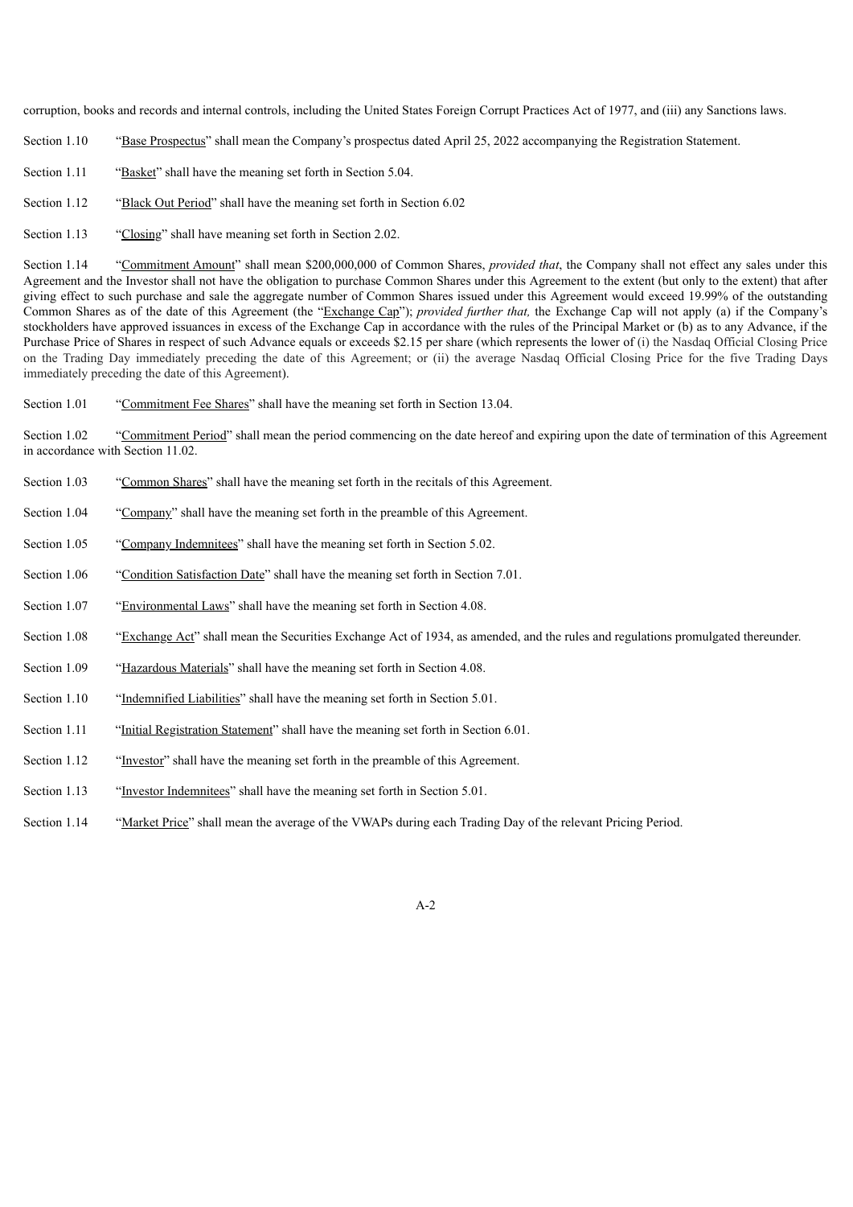corruption, books and records and internal controls, including the United States Foreign Corrupt Practices Act of 1977, and (iii) any Sanctions laws.

Section 1.10 "Base Prospectus" shall mean the Company's prospectus dated April 25, 2022 accompanying the Registration Statement.

Section 1.11 "Basket" shall have the meaning set forth in Section 5.04.

Section 1.12 "Black Out Period" shall have the meaning set forth in Section 6.02

Section 1.13 "Closing" shall have meaning set forth in Section 2.02.

Section 1.14 "Commitment Amount" shall mean $200,000,000 of Common Shares, *provided that*, the Company shall not effect any sales under this Agreement and the Investor shall not have the obligation to purchase Common Shares under this Agreement to the extent (but only to the extent) that after giving effect to such purchase and sale the aggregate number of Common Shares issued under this Agreement would exceed 19.99% of the outstanding Common Shares as of the date of this Agreement (the "Exchange Cap"); *provided further that,* the Exchange Cap will not apply (a) if the Company's stockholders have approved issuances in excess of the Exchange Cap in accordance with the rules of the Principal Market or (b) as to any Advance, if the Purchase Price of Shares in respect of such Advance equals or exceeds $2.15 per share (which represents the lower of (i) the Nasdaq Official Closing Price on the Trading Day immediately preceding the date of this Agreement; or (ii) the average Nasdaq Official Closing Price for the five Trading Days immediately preceding the date of this Agreement).

Section 1.01 "Commitment Fee Shares" shall have the meaning set forth in Section 13.04.

Section 1.02 "Commitment Period" shall mean the period commencing on the date hereof and expiring upon the date of termination of this Agreement in accordance with Section 11.02.

Section 1.03 "Common Shares" shall have the meaning set forth in the recitals of this Agreement.

Section 1.04 "Company" shall have the meaning set forth in the preamble of this Agreement.

Section 1.05 "Company Indemnitees" shall have the meaning set forth in Section 5.02.

Section 1.06 "Condition Satisfaction Date" shall have the meaning set forth in Section 7.01.

Section 1.07 "Environmental Laws" shall have the meaning set forth in Section 4.08.

Section 1.08 "Exchange Act" shall mean the Securities Exchange Act of 1934, as amended, and the rules and regulations promulgated thereunder.

Section 1.09 "Hazardous Materials" shall have the meaning set forth in Section 4.08.

Section 1.10 "Indemnified Liabilities" shall have the meaning set forth in Section 5.01.

Section 1.11 "Initial Registration Statement" shall have the meaning set forth in Section 6.01.

Section 1.12 "Investor" shall have the meaning set forth in the preamble of this Agreement.

Section 1.13 "Investor Indemnitees" shall have the meaning set forth in Section 5.01.

Section 1.14 "Market Price" shall mean the average of the VWAPs during each Trading Day of the relevant Pricing Period.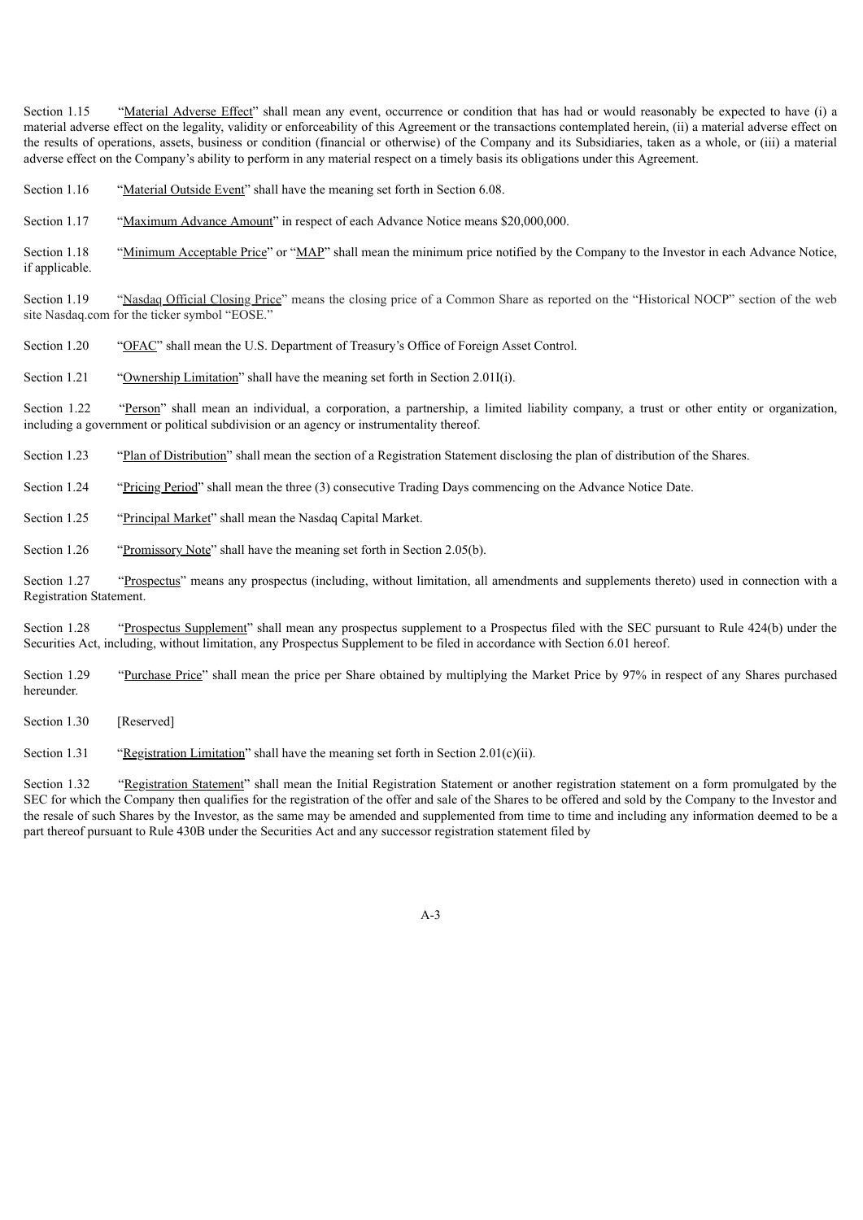Section 1.15 "Material Adverse Effect" shall mean any event, occurrence or condition that has had or would reasonably be expected to have (i) a material adverse effect on the legality, validity or enforceability of this Agreement or the transactions contemplated herein, (ii) a material adverse effect on the results of operations, assets, business or condition (financial or otherwise) of the Company and its Subsidiaries, taken as a whole, or (iii) a material adverse effect on the Company's ability to perform in any material respect on a timely basis its obligations under this Agreement.

Section 1.16 "Material Outside Event" shall have the meaning set forth in Section 6.08.

Section 1.17 "Maximum Advance Amount" in respect of each Advance Notice means $20,000,000.

Section 1.18 "Minimum Acceptable Price" or "MAP" shall mean the minimum price notified by the Company to the Investor in each Advance Notice, if applicable.

Section 1.19 "Nasdaq Official Closing Price" means the closing price of a Common Share as reported on the "Historical NOCP" section of the web site Nasdaq.com for the ticker symbol "EOSE."

Section 1.20 "OFAC" shall mean the U.S. Department of Treasury's Office of Foreign Asset Control.

Section 1.21 "Ownership Limitation" shall have the meaning set forth in Section 2.01I(i).

Section 1.22 "Person" shall mean an individual, a corporation, a partnership, a limited liability company, a trust or other entity or organization, including a government or political subdivision or an agency or instrumentality thereof.

Section 1.23 "Plan of Distribution" shall mean the section of a Registration Statement disclosing the plan of distribution of the Shares.

Section 1.24 "Pricing Period" shall mean the three (3) consecutive Trading Days commencing on the Advance Notice Date.

Section 1.25 "Principal Market" shall mean the Nasdaq Capital Market.

Section 1.26 "Promissory Note" shall have the meaning set forth in Section 2.05(b).

Section 1.27 "Prospectus" means any prospectus (including, without limitation, all amendments and supplements thereto) used in connection with a Registration Statement.

Section 1.28 "Prospectus Supplement" shall mean any prospectus supplement to a Prospectus filed with the SEC pursuant to Rule 424(b) under the Securities Act, including, without limitation, any Prospectus Supplement to be filed in accordance with Section 6.01 hereof.

Section 1.29 "Purchase Price" shall mean the price per Share obtained by multiplying the Market Price by 97% in respect of any Shares purchased hereunder.

Section 1.30 [Reserved]

Section 1.31 "Registration Limitation" shall have the meaning set forth in Section 2.01(c)(ii).

Section 1.32 "Registration Statement" shall mean the Initial Registration Statement or another registration statement on a form promulgated by the SEC for which the Company then qualifies for the registration of the offer and sale of the Shares to be offered and sold by the Company to the Investor and the resale of such Shares by the Investor, as the same may be amended and supplemented from time to time and including any information deemed to be a part thereof pursuant to Rule 430B under the Securities Act and any successor registration statement filed by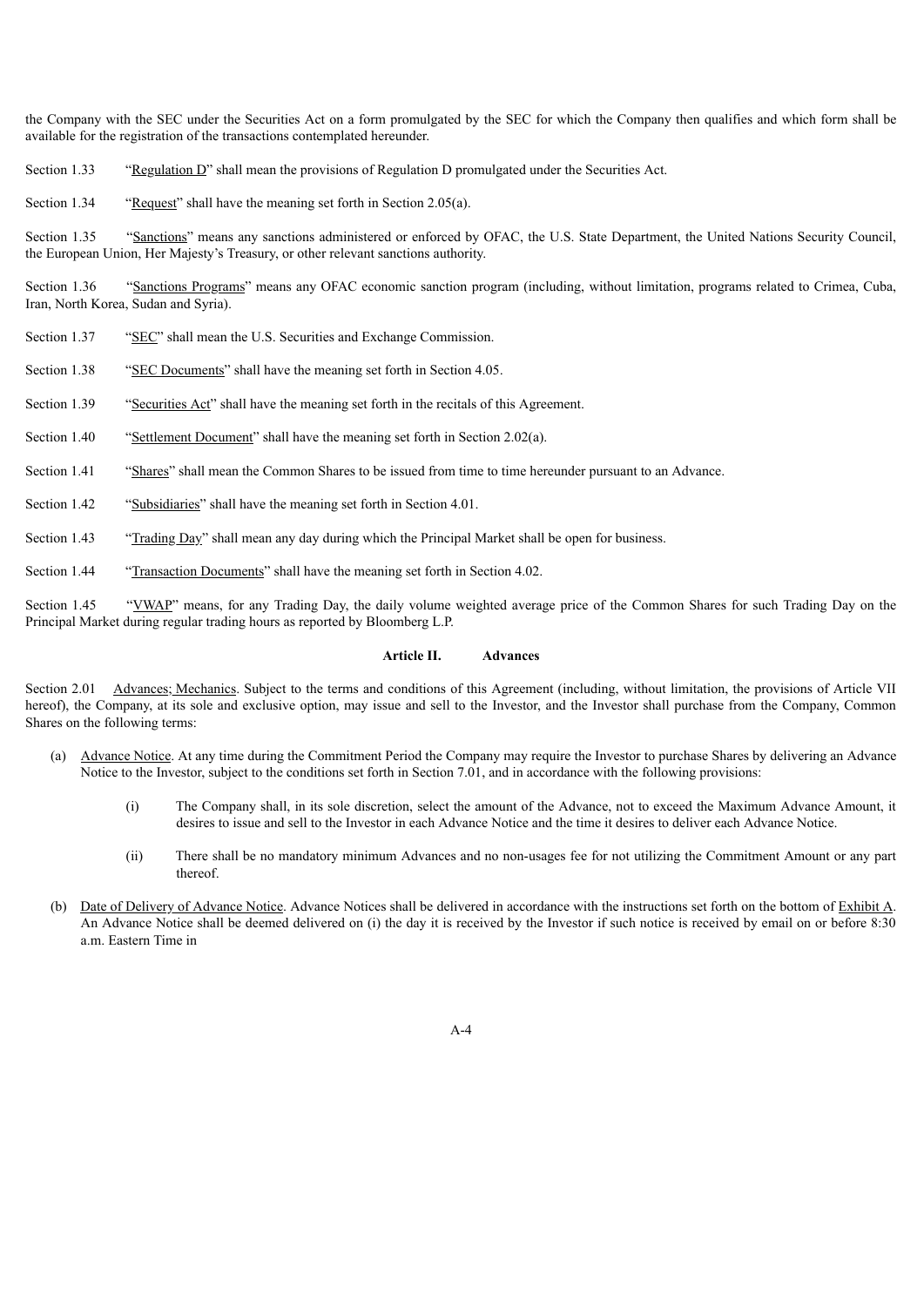the Company with the SEC under the Securities Act on a form promulgated by the SEC for which the Company then qualifies and which form shall be available for the registration of the transactions contemplated hereunder.

Section 1.33 "Regulation D" shall mean the provisions of Regulation D promulgated under the Securities Act.

Section 1.34 "Request" shall have the meaning set forth in Section 2.05(a).

Section 1.35 "Sanctions" means any sanctions administered or enforced by OFAC, the U.S. State Department, the United Nations Security Council, the European Union, Her Majesty's Treasury, or other relevant sanctions authority.

Section 1.36 "Sanctions Programs" means any OFAC economic sanction program (including, without limitation, programs related to Crimea, Cuba, Iran, North Korea, Sudan and Syria).

Section 1.37 "SEC" shall mean the U.S. Securities and Exchange Commission.

Section 1.38 "SEC Documents" shall have the meaning set forth in Section 4.05.

Section 1.39 "Securities Act" shall have the meaning set forth in the recitals of this Agreement.

Section 1.40 "Settlement Document" shall have the meaning set forth in Section 2.02(a).

Section 1.41 "Shares" shall mean the Common Shares to be issued from time to time hereunder pursuant to an Advance.

Section 1.42 "Subsidiaries" shall have the meaning set forth in Section 4.01.

Section 1.43 "Trading Day" shall mean any day during which the Principal Market shall be open for business.

Section 1.44 "Transaction Documents" shall have the meaning set forth in Section 4.02.

Section 1.45 "VWAP" means, for any Trading Day, the daily volume weighted average price of the Common Shares for such Trading Day on the Principal Market during regular trading hours as reported by Bloomberg L.P.

## Article II. Advances

Section 2.01 Advances; Mechanics. Subject to the terms and conditions of this Agreement (including, without limitation, the provisions of Article VII hereof), the Company, at its sole and exclusive option, may issue and sell to the Investor, and the Investor shall purchase from the Company, Common Shares on the following terms:

(a) Advance Notice. At any time during the Commitment Period the Company may require the Investor to purchase Shares by delivering an Advance Notice to the Investor, subject to the conditions set forth in Section 7.01, and in accordance with the following provisions:

(i) The Company shall, in its sole discretion, select the amount of the Advance, not to exceed the Maximum Advance Amount, it desires to issue and sell to the Investor in each Advance Notice and the time it desires to deliver each Advance Notice.

(ii) There shall be no mandatory minimum Advances and no non-usages fee for not utilizing the Commitment Amount or any part thereof.

(b) Date of Delivery of Advance Notice. Advance Notices shall be delivered in accordance with the instructions set forth on the bottom of Exhibit A. An Advance Notice shall be deemed delivered on (i) the day it is received by the Investor if such notice is received by email on or before 8:30 a.m. Eastern Time in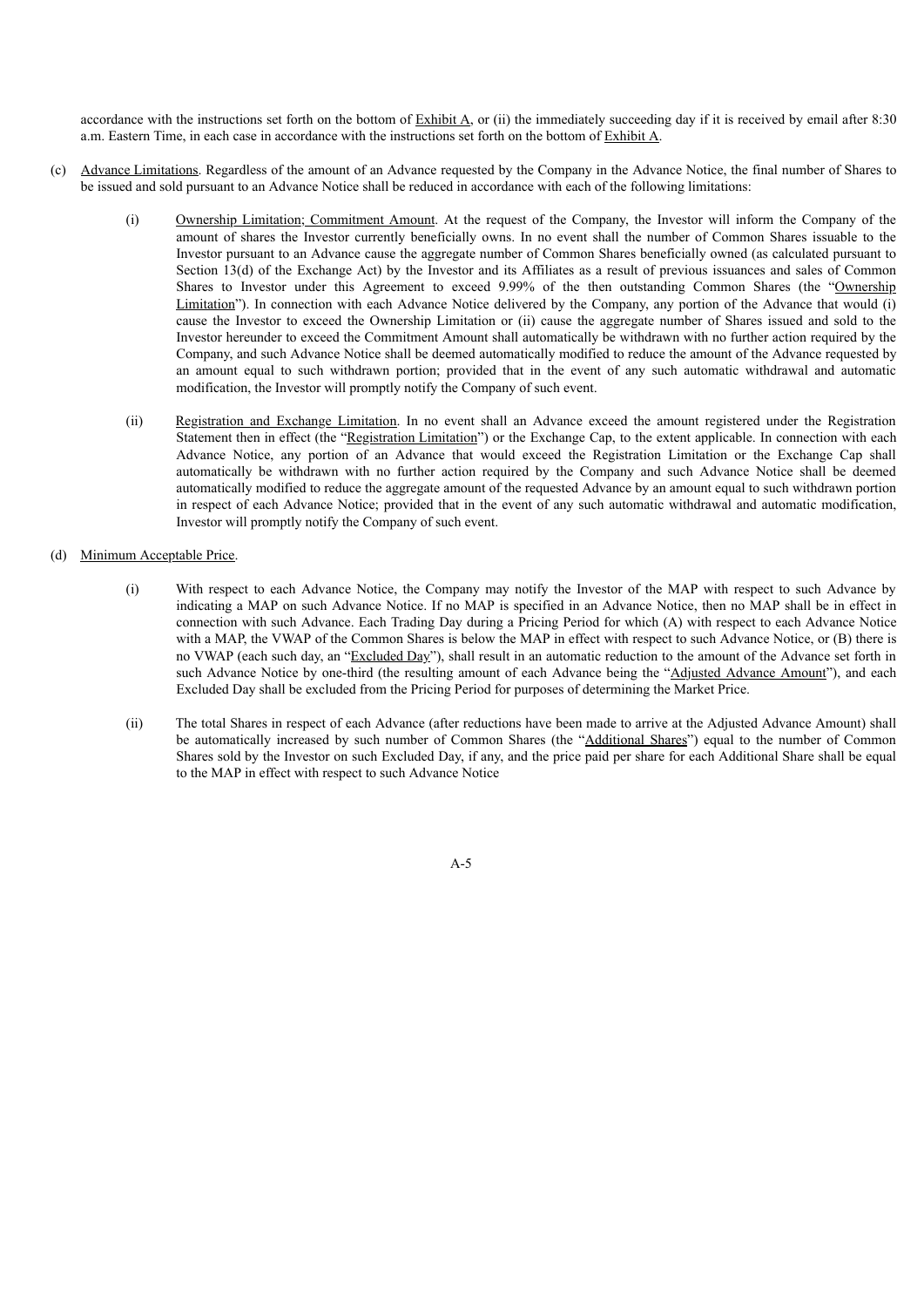accordance with the instructions set forth on the bottom of Exhibit A, or (ii) the immediately succeeding day if it is received by email after 8:30 a.m. Eastern Time, in each case in accordance with the instructions set forth on the bottom of Exhibit A.

(c) Advance Limitations. Regardless of the amount of an Advance requested by the Company in the Advance Notice, the final number of Shares to be issued and sold pursuant to an Advance Notice shall be reduced in accordance with each of the following limitations:

(i) Ownership Limitation; Commitment Amount. At the request of the Company, the Investor will inform the Company of the amount of shares the Investor currently beneficially owns. In no event shall the number of Common Shares issuable to the Investor pursuant to an Advance cause the aggregate number of Common Shares beneficially owned (as calculated pursuant to Section 13(d) of the Exchange Act) by the Investor and its Affiliates as a result of previous issuances and sales of Common Shares to Investor under this Agreement to exceed 9.99% of the then outstanding Common Shares (the "Ownership Limitation"). In connection with each Advance Notice delivered by the Company, any portion of the Advance that would (i) cause the Investor to exceed the Ownership Limitation or (ii) cause the aggregate number of Shares issued and sold to the Investor hereunder to exceed the Commitment Amount shall automatically be withdrawn with no further action required by the Company, and such Advance Notice shall be deemed automatically modified to reduce the amount of the Advance requested by an amount equal to such withdrawn portion; provided that in the event of any such automatic withdrawal and automatic modification, the Investor will promptly notify the Company of such event.

(ii) Registration and Exchange Limitation. In no event shall an Advance exceed the amount registered under the Registration Statement then in effect (the "Registration Limitation") or the Exchange Cap, to the extent applicable. In connection with each Advance Notice, any portion of an Advance that would exceed the Registration Limitation or the Exchange Cap shall automatically be withdrawn with no further action required by the Company and such Advance Notice shall be deemed automatically modified to reduce the aggregate amount of the requested Advance by an amount equal to such withdrawn portion in respect of each Advance Notice; provided that in the event of any such automatic withdrawal and automatic modification, Investor will promptly notify the Company of such event.

(d) Minimum Acceptable Price.

(i) With respect to each Advance Notice, the Company may notify the Investor of the MAP with respect to such Advance by indicating a MAP on such Advance Notice. If no MAP is specified in an Advance Notice, then no MAP shall be in effect in connection with such Advance. Each Trading Day during a Pricing Period for which (A) with respect to each Advance Notice with a MAP, the VWAP of the Common Shares is below the MAP in effect with respect to such Advance Notice, or (B) there is no VWAP (each such day, an "Excluded Day"), shall result in an automatic reduction to the amount of the Advance set forth in such Advance Notice by one-third (the resulting amount of each Advance being the "Adjusted Advance Amount"), and each Excluded Day shall be excluded from the Pricing Period for purposes of determining the Market Price.

(ii) The total Shares in respect of each Advance (after reductions have been made to arrive at the Adjusted Advance Amount) shall be automatically increased by such number of Common Shares (the "Additional Shares") equal to the number of Common Shares sold by the Investor on such Excluded Day, if any, and the price paid per share for each Additional Share shall be equal to the MAP in effect with respect to such Advance Notice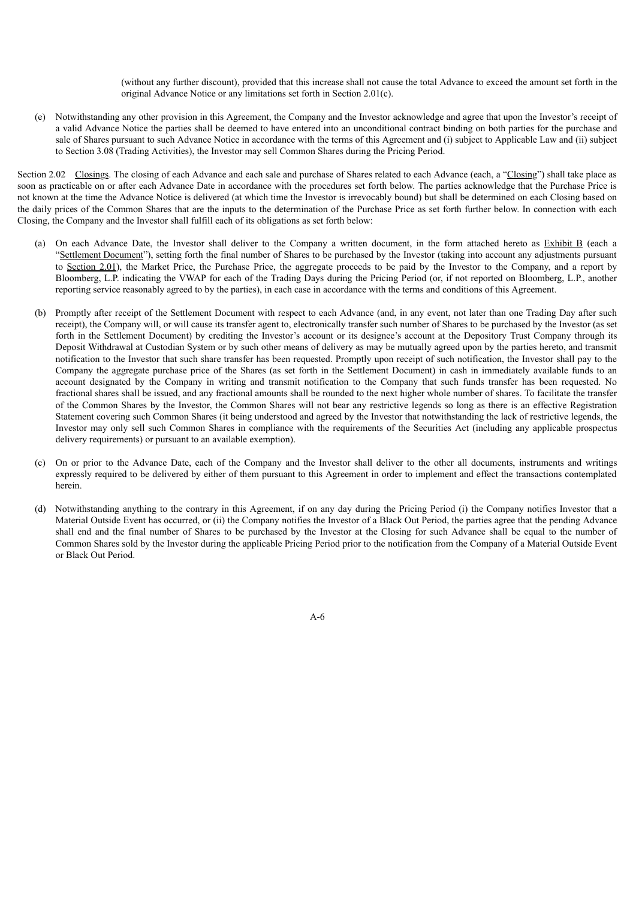(without any further discount), provided that this increase shall not cause the total Advance to exceed the amount set forth in the original Advance Notice or any limitations set forth in Section 2.01(c).

(e) Notwithstanding any other provision in this Agreement, the Company and the Investor acknowledge and agree that upon the Investor's receipt of a valid Advance Notice the parties shall be deemed to have entered into an unconditional contract binding on both parties for the purchase and sale of Shares pursuant to such Advance Notice in accordance with the terms of this Agreement and (i) subject to Applicable Law and (ii) subject to Section 3.08 (Trading Activities), the Investor may sell Common Shares during the Pricing Period.

Section 2.02 Closings. The closing of each Advance and each sale and purchase of Shares related to each Advance (each, a "Closing") shall take place as soon as practicable on or after each Advance Date in accordance with the procedures set forth below. The parties acknowledge that the Purchase Price is not known at the time the Advance Notice is delivered (at which time the Investor is irrevocably bound) but shall be determined on each Closing based on the daily prices of the Common Shares that are the inputs to the determination of the Purchase Price as set forth further below. In connection with each Closing, the Company and the Investor shall fulfill each of its obligations as set forth below:

(a) On each Advance Date, the Investor shall deliver to the Company a written document, in the form attached hereto as Exhibit B (each a "Settlement Document"), setting forth the final number of Shares to be purchased by the Investor (taking into account any adjustments pursuant to Section 2.01), the Market Price, the Purchase Price, the aggregate proceeds to be paid by the Investor to the Company, and a report by Bloomberg, L.P. indicating the VWAP for each of the Trading Days during the Pricing Period (or, if not reported on Bloomberg, L.P., another reporting service reasonably agreed to by the parties), in each case in accordance with the terms and conditions of this Agreement.

(b) Promptly after receipt of the Settlement Document with respect to each Advance (and, in any event, not later than one Trading Day after such receipt), the Company will, or will cause its transfer agent to, electronically transfer such number of Shares to be purchased by the Investor (as set forth in the Settlement Document) by crediting the Investor's account or its designee's account at the Depository Trust Company through its Deposit Withdrawal at Custodian System or by such other means of delivery as may be mutually agreed upon by the parties hereto, and transmit notification to the Investor that such share transfer has been requested. Promptly upon receipt of such notification, the Investor shall pay to the Company the aggregate purchase price of the Shares (as set forth in the Settlement Document) in cash in immediately available funds to an account designated by the Company in writing and transmit notification to the Company that such funds transfer has been requested. No fractional shares shall be issued, and any fractional amounts shall be rounded to the next higher whole number of shares. To facilitate the transfer of the Common Shares by the Investor, the Common Shares will not bear any restrictive legends so long as there is an effective Registration Statement covering such Common Shares (it being understood and agreed by the Investor that notwithstanding the lack of restrictive legends, the Investor may only sell such Common Shares in compliance with the requirements of the Securities Act (including any applicable prospectus delivery requirements) or pursuant to an available exemption).

(c) On or prior to the Advance Date, each of the Company and the Investor shall deliver to the other all documents, instruments and writings expressly required to be delivered by either of them pursuant to this Agreement in order to implement and effect the transactions contemplated herein.

(d) Notwithstanding anything to the contrary in this Agreement, if on any day during the Pricing Period (i) the Company notifies Investor that a Material Outside Event has occurred, or (ii) the Company notifies the Investor of a Black Out Period, the parties agree that the pending Advance shall end and the final number of Shares to be purchased by the Investor at the Closing for such Advance shall be equal to the number of Common Shares sold by the Investor during the applicable Pricing Period prior to the notification from the Company of a Material Outside Event or Black Out Period.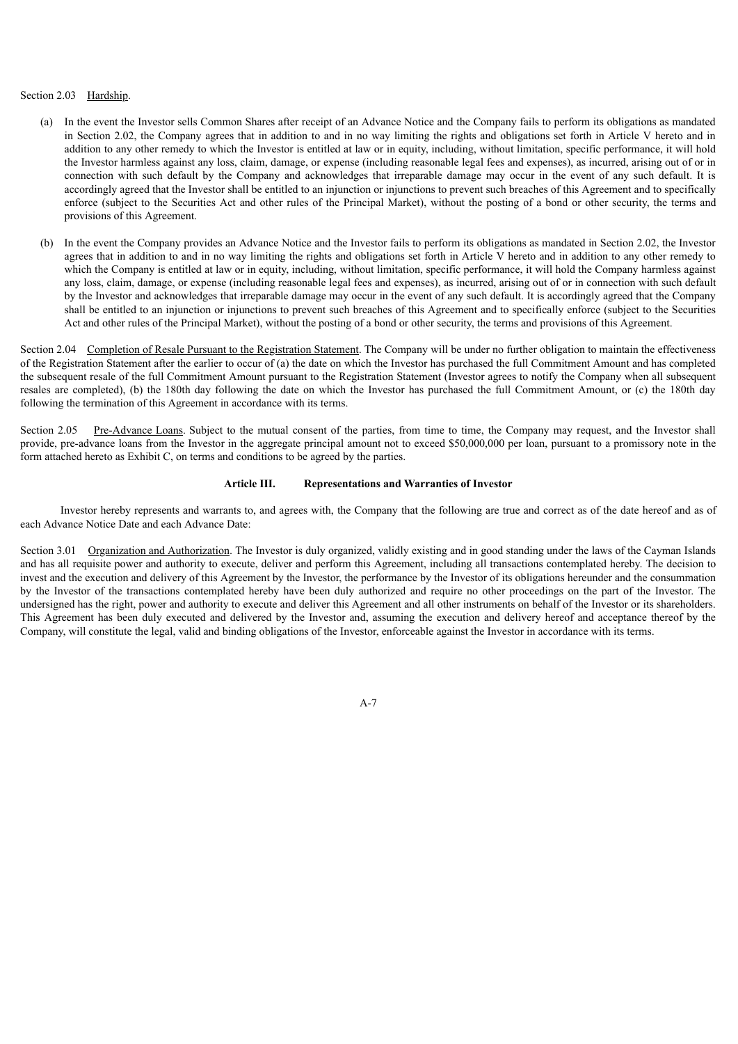Section 2.03 Hardship.

(a) In the event the Investor sells Common Shares after receipt of an Advance Notice and the Company fails to perform its obligations as mandated in Section 2.02, the Company agrees that in addition to and in no way limiting the rights and obligations set forth in Article V hereto and in addition to any other remedy to which the Investor is entitled at law or in equity, including, without limitation, specific performance, it will hold the Investor harmless against any loss, claim, damage, or expense (including reasonable legal fees and expenses), as incurred, arising out of or in connection with such default by the Company and acknowledges that irreparable damage may occur in the event of any such default. It is accordingly agreed that the Investor shall be entitled to an injunction or injunctions to prevent such breaches of this Agreement and to specifically enforce (subject to the Securities Act and other rules of the Principal Market), without the posting of a bond or other security, the terms and provisions of this Agreement.

(b) In the event the Company provides an Advance Notice and the Investor fails to perform its obligations as mandated in Section 2.02, the Investor agrees that in addition to and in no way limiting the rights and obligations set forth in Article V hereto and in addition to any other remedy to which the Company is entitled at law or in equity, including, without limitation, specific performance, it will hold the Company harmless against any loss, claim, damage, or expense (including reasonable legal fees and expenses), as incurred, arising out of or in connection with such default by the Investor and acknowledges that irreparable damage may occur in the event of any such default. It is accordingly agreed that the Company shall be entitled to an injunction or injunctions to prevent such breaches of this Agreement and to specifically enforce (subject to the Securities Act and other rules of the Principal Market), without the posting of a bond or other security, the terms and provisions of this Agreement.

Section 2.04 Completion of Resale Pursuant to the Registration Statement. The Company will be under no further obligation to maintain the effectiveness of the Registration Statement after the earlier to occur of (a) the date on which the Investor has purchased the full Commitment Amount and has completed the subsequent resale of the full Commitment Amount pursuant to the Registration Statement (Investor agrees to notify the Company when all subsequent resales are completed), (b) the 180th day following the date on which the Investor has purchased the full Commitment Amount, or (c) the 180th day following the termination of this Agreement in accordance with its terms.

Section 2.05 Pre-Advance Loans. Subject to the mutual consent of the parties, from time to time, the Company may request, and the Investor shall provide, pre-advance loans from the Investor in the aggregate principal amount not to exceed $50,000,000 per loan, pursuant to a promissory note in the form attached hereto as Exhibit C, on terms and conditions to be agreed by the parties.

## Article III. Representations and Warranties of Investor

Investor hereby represents and warrants to, and agrees with, the Company that the following are true and correct as of the date hereof and as of each Advance Notice Date and each Advance Date:

Section 3.01 Organization and Authorization. The Investor is duly organized, validly existing and in good standing under the laws of the Cayman Islands and has all requisite power and authority to execute, deliver and perform this Agreement, including all transactions contemplated hereby. The decision to invest and the execution and delivery of this Agreement by the Investor, the performance by the Investor of its obligations hereunder and the consummation by the Investor of the transactions contemplated hereby have been duly authorized and require no other proceedings on the part of the Investor. The undersigned has the right, power and authority to execute and deliver this Agreement and all other instruments on behalf of the Investor or its shareholders. This Agreement has been duly executed and delivered by the Investor and, assuming the execution and delivery hereof and acceptance thereof by the Company, will constitute the legal, valid and binding obligations of the Investor, enforceable against the Investor in accordance with its terms.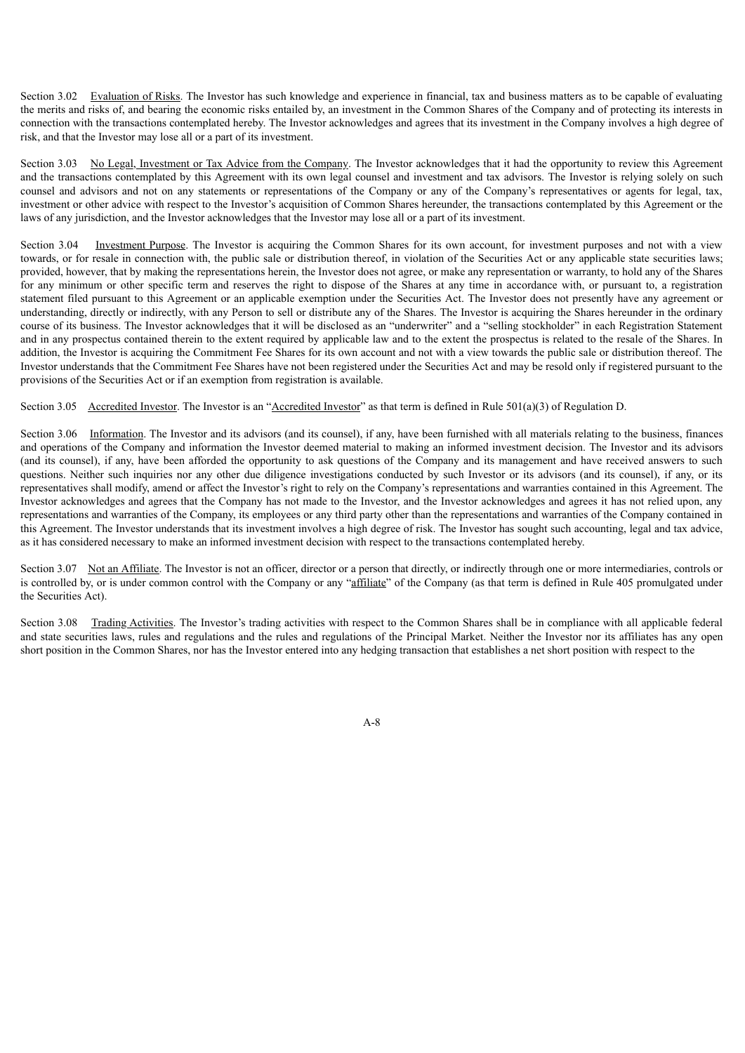Section 3.02 Evaluation of Risks. The Investor has such knowledge and experience in financial, tax and business matters as to be capable of evaluating the merits and risks of, and bearing the economic risks entailed by, an investment in the Common Shares of the Company and of protecting its interests in connection with the transactions contemplated hereby. The Investor acknowledges and agrees that its investment in the Company involves a high degree of risk, and that the Investor may lose all or a part of its investment.

Section 3.03 No Legal, Investment or Tax Advice from the Company. The Investor acknowledges that it had the opportunity to review this Agreement and the transactions contemplated by this Agreement with its own legal counsel and investment and tax advisors. The Investor is relying solely on such counsel and advisors and not on any statements or representations of the Company or any of the Company's representatives or agents for legal, tax, investment or other advice with respect to the Investor's acquisition of Common Shares hereunder, the transactions contemplated by this Agreement or the laws of any jurisdiction, and the Investor acknowledges that the Investor may lose all or a part of its investment.

Section 3.04 Investment Purpose. The Investor is acquiring the Common Shares for its own account, for investment purposes and not with a view towards, or for resale in connection with, the public sale or distribution thereof, in violation of the Securities Act or any applicable state securities laws; provided, however, that by making the representations herein, the Investor does not agree, or make any representation or warranty, to hold any of the Shares for any minimum or other specific term and reserves the right to dispose of the Shares at any time in accordance with, or pursuant to, a registration statement filed pursuant to this Agreement or an applicable exemption under the Securities Act. The Investor does not presently have any agreement or understanding, directly or indirectly, with any Person to sell or distribute any of the Shares. The Investor is acquiring the Shares hereunder in the ordinary course of its business. The Investor acknowledges that it will be disclosed as an "underwriter" and a "selling stockholder" in each Registration Statement and in any prospectus contained therein to the extent required by applicable law and to the extent the prospectus is related to the resale of the Shares. In addition, the Investor is acquiring the Commitment Fee Shares for its own account and not with a view towards the public sale or distribution thereof. The Investor understands that the Commitment Fee Shares have not been registered under the Securities Act and may be resold only if registered pursuant to the provisions of the Securities Act or if an exemption from registration is available.

Section 3.05 Accredited Investor. The Investor is an "Accredited Investor" as that term is defined in Rule 501(a)(3) of Regulation D.

Section 3.06 Information. The Investor and its advisors (and its counsel), if any, have been furnished with all materials relating to the business, finances and operations of the Company and information the Investor deemed material to making an informed investment decision. The Investor and its advisors (and its counsel), if any, have been afforded the opportunity to ask questions of the Company and its management and have received answers to such questions. Neither such inquiries nor any other due diligence investigations conducted by such Investor or its advisors (and its counsel), if any, or its representatives shall modify, amend or affect the Investor's right to rely on the Company's representations and warranties contained in this Agreement. The Investor acknowledges and agrees that the Company has not made to the Investor, and the Investor acknowledges and agrees it has not relied upon, any representations and warranties of the Company, its employees or any third party other than the representations and warranties of the Company contained in this Agreement. The Investor understands that its investment involves a high degree of risk. The Investor has sought such accounting, legal and tax advice, as it has considered necessary to make an informed investment decision with respect to the transactions contemplated hereby.

Section 3.07 Not an Affiliate. The Investor is not an officer, director or a person that directly, or indirectly through one or more intermediaries, controls or is controlled by, or is under common control with the Company or any "affiliate" of the Company (as that term is defined in Rule 405 promulgated under the Securities Act).

Section 3.08 Trading Activities. The Investor's trading activities with respect to the Common Shares shall be in compliance with all applicable federal and state securities laws, rules and regulations and the rules and regulations of the Principal Market. Neither the Investor nor its affiliates has any open short position in the Common Shares, nor has the Investor entered into any hedging transaction that establishes a net short position with respect to the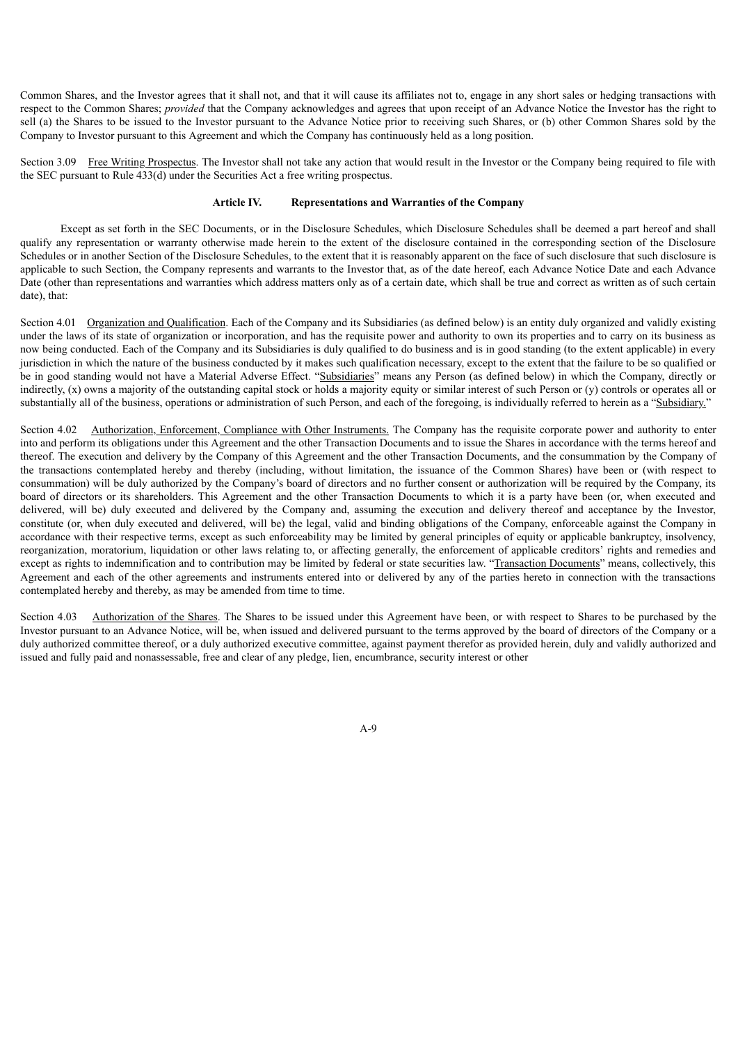Common Shares, and the Investor agrees that it shall not, and that it will cause its affiliates not to, engage in any short sales or hedging transactions with respect to the Common Shares; *provided* that the Company acknowledges and agrees that upon receipt of an Advance Notice the Investor has the right to sell (a) the Shares to be issued to the Investor pursuant to the Advance Notice prior to receiving such Shares, or (b) other Common Shares sold by the Company to Investor pursuant to this Agreement and which the Company has continuously held as a long position.

Section 3.09 Free Writing Prospectus. The Investor shall not take any action that would result in the Investor or the Company being required to file with the SEC pursuant to Rule 433(d) under the Securities Act a free writing prospectus.

**Article IV. Representations and Warranties of the Company**

Except as set forth in the SEC Documents, or in the Disclosure Schedules, which Disclosure Schedules shall be deemed a part hereof and shall qualify any representation or warranty otherwise made herein to the extent of the disclosure contained in the corresponding section of the Disclosure Schedules or in another Section of the Disclosure Schedules, to the extent that it is reasonably apparent on the face of such disclosure that such disclosure is applicable to such Section, the Company represents and warrants to the Investor that, as of the date hereof, each Advance Notice Date and each Advance Date (other than representations and warranties which address matters only as of a certain date, which shall be true and correct as written as of such certain date), that:

Section 4.01 Organization and Qualification. Each of the Company and its Subsidiaries (as defined below) is an entity duly organized and validly existing under the laws of its state of organization or incorporation, and has the requisite power and authority to own its properties and to carry on its business as now being conducted. Each of the Company and its Subsidiaries is duly qualified to do business and is in good standing (to the extent applicable) in every jurisdiction in which the nature of the business conducted by it makes such qualification necessary, except to the extent that the failure to be so qualified or be in good standing would not have a Material Adverse Effect. "Subsidiaries" means any Person (as defined below) in which the Company, directly or indirectly, (x) owns a majority of the outstanding capital stock or holds a majority equity or similar interest of such Person or (y) controls or operates all or substantially all of the business, operations or administration of such Person, and each of the foregoing, is individually referred to herein as a "Subsidiary."

Section 4.02 Authorization, Enforcement, Compliance with Other Instruments. The Company has the requisite corporate power and authority to enter into and perform its obligations under this Agreement and the other Transaction Documents and to issue the Shares in accordance with the terms hereof and thereof. The execution and delivery by the Company of this Agreement and the other Transaction Documents, and the consummation by the Company of the transactions contemplated hereby and thereby (including, without limitation, the issuance of the Common Shares) have been or (with respect to consummation) will be duly authorized by the Company's board of directors and no further consent or authorization will be required by the Company, its board of directors or its shareholders. This Agreement and the other Transaction Documents to which it is a party have been (or, when executed and delivered, will be) duly executed and delivered by the Company and, assuming the execution and delivery thereof and acceptance by the Investor, constitute (or, when duly executed and delivered, will be) the legal, valid and binding obligations of the Company, enforceable against the Company in accordance with their respective terms, except as such enforceability may be limited by general principles of equity or applicable bankruptcy, insolvency, reorganization, moratorium, liquidation or other laws relating to, or affecting generally, the enforcement of applicable creditors' rights and remedies and except as rights to indemnification and to contribution may be limited by federal or state securities law. "Transaction Documents" means, collectively, this Agreement and each of the other agreements and instruments entered into or delivered by any of the parties hereto in connection with the transactions contemplated hereby and thereby, as may be amended from time to time.

Section 4.03 Authorization of the Shares. The Shares to be issued under this Agreement have been, or with respect to Shares to be purchased by the Investor pursuant to an Advance Notice, will be, when issued and delivered pursuant to the terms approved by the board of directors of the Company or a duly authorized committee thereof, or a duly authorized executive committee, against payment therefor as provided herein, duly and validly authorized and issued and fully paid and nonassessable, free and clear of any pledge, lien, encumbrance, security interest or other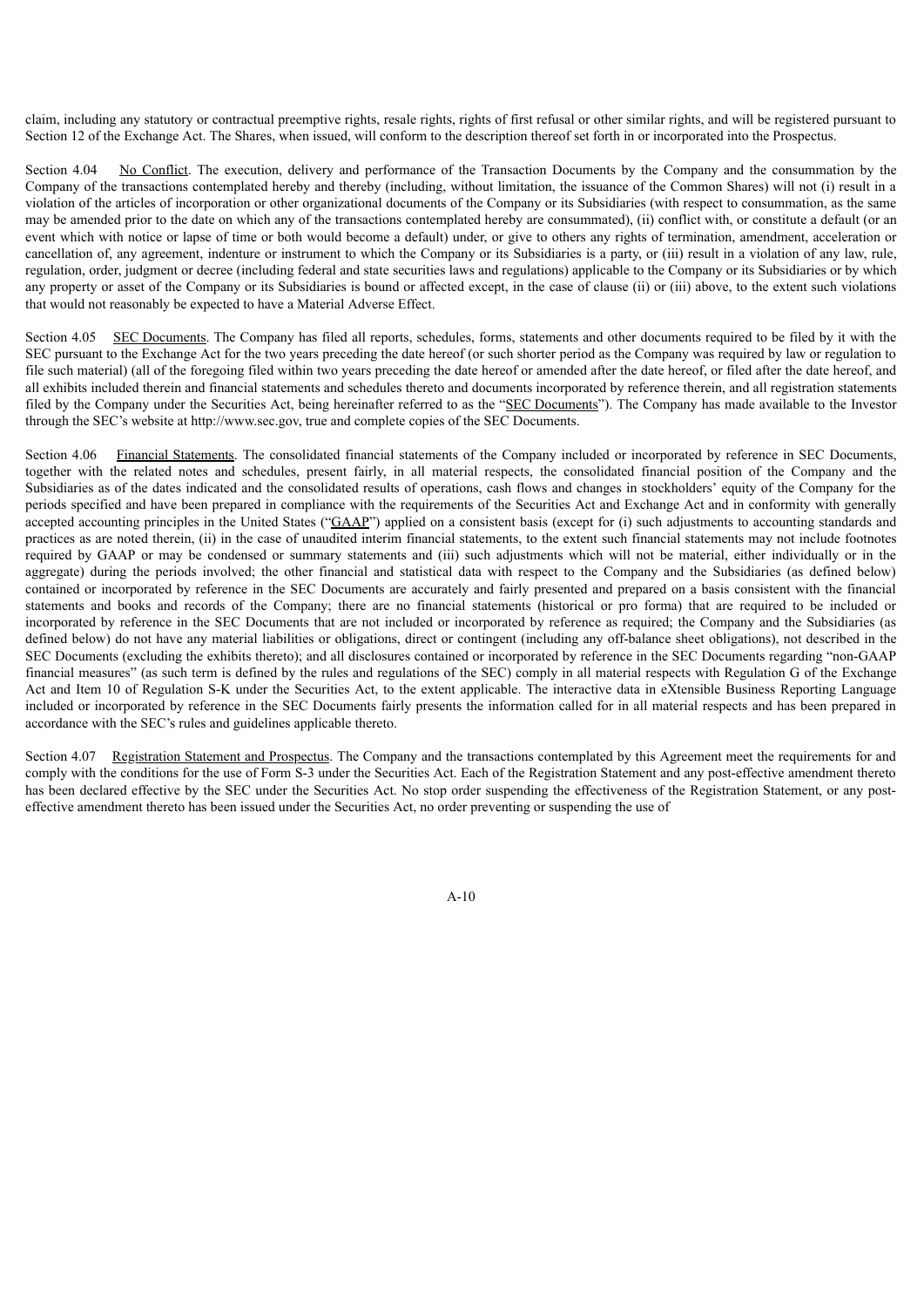claim, including any statutory or contractual preemptive rights, resale rights, rights of first refusal or other similar rights, and will be registered pursuant to Section 12 of the Exchange Act. The Shares, when issued, will conform to the description thereof set forth in or incorporated into the Prospectus.

Section 4.04 No Conflict. The execution, delivery and performance of the Transaction Documents by the Company and the consummation by the Company of the transactions contemplated hereby and thereby (including, without limitation, the issuance of the Common Shares) will not (i) result in a violation of the articles of incorporation or other organizational documents of the Company or its Subsidiaries (with respect to consummation, as the same may be amended prior to the date on which any of the transactions contemplated hereby are consummated), (ii) conflict with, or constitute a default (or an event which with notice or lapse of time or both would become a default) under, or give to others any rights of termination, amendment, acceleration or cancellation of, any agreement, indenture or instrument to which the Company or its Subsidiaries is a party, or (iii) result in a violation of any law, rule, regulation, order, judgment or decree (including federal and state securities laws and regulations) applicable to the Company or its Subsidiaries or by which any property or asset of the Company or its Subsidiaries is bound or affected except, in the case of clause (ii) or (iii) above, to the extent such violations that would not reasonably be expected to have a Material Adverse Effect.

Section 4.05 SEC Documents. The Company has filed all reports, schedules, forms, statements and other documents required to be filed by it with the SEC pursuant to the Exchange Act for the two years preceding the date hereof (or such shorter period as the Company was required by law or regulation to file such material) (all of the foregoing filed within two years preceding the date hereof or amended after the date hereof, or filed after the date hereof, and all exhibits included therein and financial statements and schedules thereto and documents incorporated by reference therein, and all registration statements filed by the Company under the Securities Act, being hereinafter referred to as the "SEC Documents"). The Company has made available to the Investor through the SEC's website at http://www.sec.gov, true and complete copies of the SEC Documents.

Section 4.06 Financial Statements. The consolidated financial statements of the Company included or incorporated by reference in SEC Documents, together with the related notes and schedules, present fairly, in all material respects, the consolidated financial position of the Company and the Subsidiaries as of the dates indicated and the consolidated results of operations, cash flows and changes in stockholders' equity of the Company for the periods specified and have been prepared in compliance with the requirements of the Securities Act and Exchange Act and in conformity with generally accepted accounting principles in the United States ("GAAP") applied on a consistent basis (except for (i) such adjustments to accounting standards and practices as are noted therein, (ii) in the case of unaudited interim financial statements, to the extent such financial statements may not include footnotes required by GAAP or may be condensed or summary statements and (iii) such adjustments which will not be material, either individually or in the aggregate) during the periods involved; the other financial and statistical data with respect to the Company and the Subsidiaries (as defined below) contained or incorporated by reference in the SEC Documents are accurately and fairly presented and prepared on a basis consistent with the financial statements and books and records of the Company; there are no financial statements (historical or pro forma) that are required to be included or incorporated by reference in the SEC Documents that are not included or incorporated by reference as required; the Company and the Subsidiaries (as defined below) do not have any material liabilities or obligations, direct or contingent (including any off-balance sheet obligations), not described in the SEC Documents (excluding the exhibits thereto); and all disclosures contained or incorporated by reference in the SEC Documents regarding "non-GAAP financial measures" (as such term is defined by the rules and regulations of the SEC) comply in all material respects with Regulation G of the Exchange Act and Item 10 of Regulation S-K under the Securities Act, to the extent applicable. The interactive data in eXtensible Business Reporting Language included or incorporated by reference in the SEC Documents fairly presents the information called for in all material respects and has been prepared in accordance with the SEC's rules and guidelines applicable thereto.

Section 4.07 Registration Statement and Prospectus. The Company and the transactions contemplated by this Agreement meet the requirements for and comply with the conditions for the use of Form S-3 under the Securities Act. Each of the Registration Statement and any post-effective amendment thereto has been declared effective by the SEC under the Securities Act. No stop order suspending the effectiveness of the Registration Statement, or any post-effective amendment thereto has been issued under the Securities Act, no order preventing or suspending the use of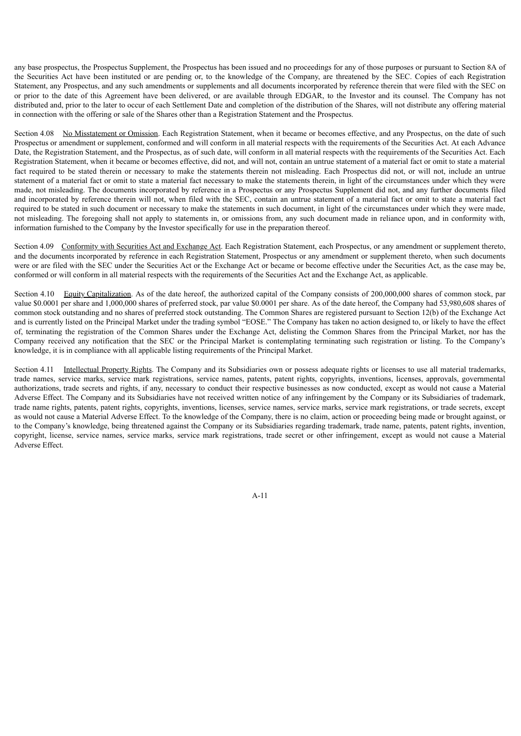any base prospectus, the Prospectus Supplement, the Prospectus has been issued and no proceedings for any of those purposes or pursuant to Section 8A of the Securities Act have been instituted or are pending or, to the knowledge of the Company, are threatened by the SEC. Copies of each Registration Statement, any Prospectus, and any such amendments or supplements and all documents incorporated by reference therein that were filed with the SEC on or prior to the date of this Agreement have been delivered, or are available through EDGAR, to the Investor and its counsel. The Company has not distributed and, prior to the later to occur of each Settlement Date and completion of the distribution of the Shares, will not distribute any offering material in connection with the offering or sale of the Shares other than a Registration Statement and the Prospectus.

Section 4.08 <u>No Misstatement or Omission</u>. Each Registration Statement, when it became or becomes effective, and any Prospectus, on the date of such Prospectus or amendment or supplement, conformed and will conform in all material respects with the requirements of the Securities Act. At each Advance Date, the Registration Statement, and the Prospectus, as of such date, will conform in all material respects with the requirements of the Securities Act. Each Registration Statement, when it became or becomes effective, did not, and will not, contain an untrue statement of a material fact or omit to state a material fact required to be stated therein or necessary to make the statements therein not misleading. Each Prospectus did not, or will not, include an untrue statement of a material fact or omit to state a material fact necessary to make the statements therein, in light of the circumstances under which they were made, not misleading. The documents incorporated by reference in a Prospectus or any Prospectus Supplement did not, and any further documents filed and incorporated by reference therein will not, when filed with the SEC, contain an untrue statement of a material fact or omit to state a material fact required to be stated in such document or necessary to make the statements in such document, in light of the circumstances under which they were made, not misleading. The foregoing shall not apply to statements in, or omissions from, any such document made in reliance upon, and in conformity with, information furnished to the Company by the Investor specifically for use in the preparation thereof.

Section 4.09 <u>Conformity with Securities Act and Exchange Act</u>. Each Registration Statement, each Prospectus, or any amendment or supplement thereto, and the documents incorporated by reference in each Registration Statement, Prospectus or any amendment or supplement thereto, when such documents were or are filed with the SEC under the Securities Act or the Exchange Act or became or become effective under the Securities Act, as the case may be, conformed or will conform in all material respects with the requirements of the Securities Act and the Exchange Act, as applicable.

Section 4.10 <u>Equity Capitalization</u>. As of the date hereof, the authorized capital of the Company consists of 200,000,000 shares of common stock, par value $0.0001 per share and 1,000,000 shares of preferred stock, par value $0.0001 per share. As of the date hereof, the Company had 53,980,608 shares of common stock outstanding and no shares of preferred stock outstanding. The Common Shares are registered pursuant to Section 12(b) of the Exchange Act and is currently listed on the Principal Market under the trading symbol "EOSE." The Company has taken no action designed to, or likely to have the effect of, terminating the registration of the Common Shares under the Exchange Act, delisting the Common Shares from the Principal Market, nor has the Company received any notification that the SEC or the Principal Market is contemplating terminating such registration or listing. To the Company's knowledge, it is in compliance with all applicable listing requirements of the Principal Market.

Section 4.11 <u>Intellectual Property Rights</u>. The Company and its Subsidiaries own or possess adequate rights or licenses to use all material trademarks, trade names, service marks, service mark registrations, service names, patents, patent rights, copyrights, inventions, licenses, approvals, governmental authorizations, trade secrets and rights, if any, necessary to conduct their respective businesses as now conducted, except as would not cause a Material Adverse Effect. The Company and its Subsidiaries have not received written notice of any infringement by the Company or its Subsidiaries of trademark, trade name rights, patents, patent rights, copyrights, inventions, licenses, service names, service marks, service mark registrations, or trade secrets, except as would not cause a Material Adverse Effect. To the knowledge of the Company, there is no claim, action or proceeding being made or brought against, or to the Company's knowledge, being threatened against the Company or its Subsidiaries regarding trademark, trade name, patents, patent rights, invention, copyright, license, service names, service marks, service mark registrations, trade secret or other infringement, except as would not cause a Material Adverse Effect.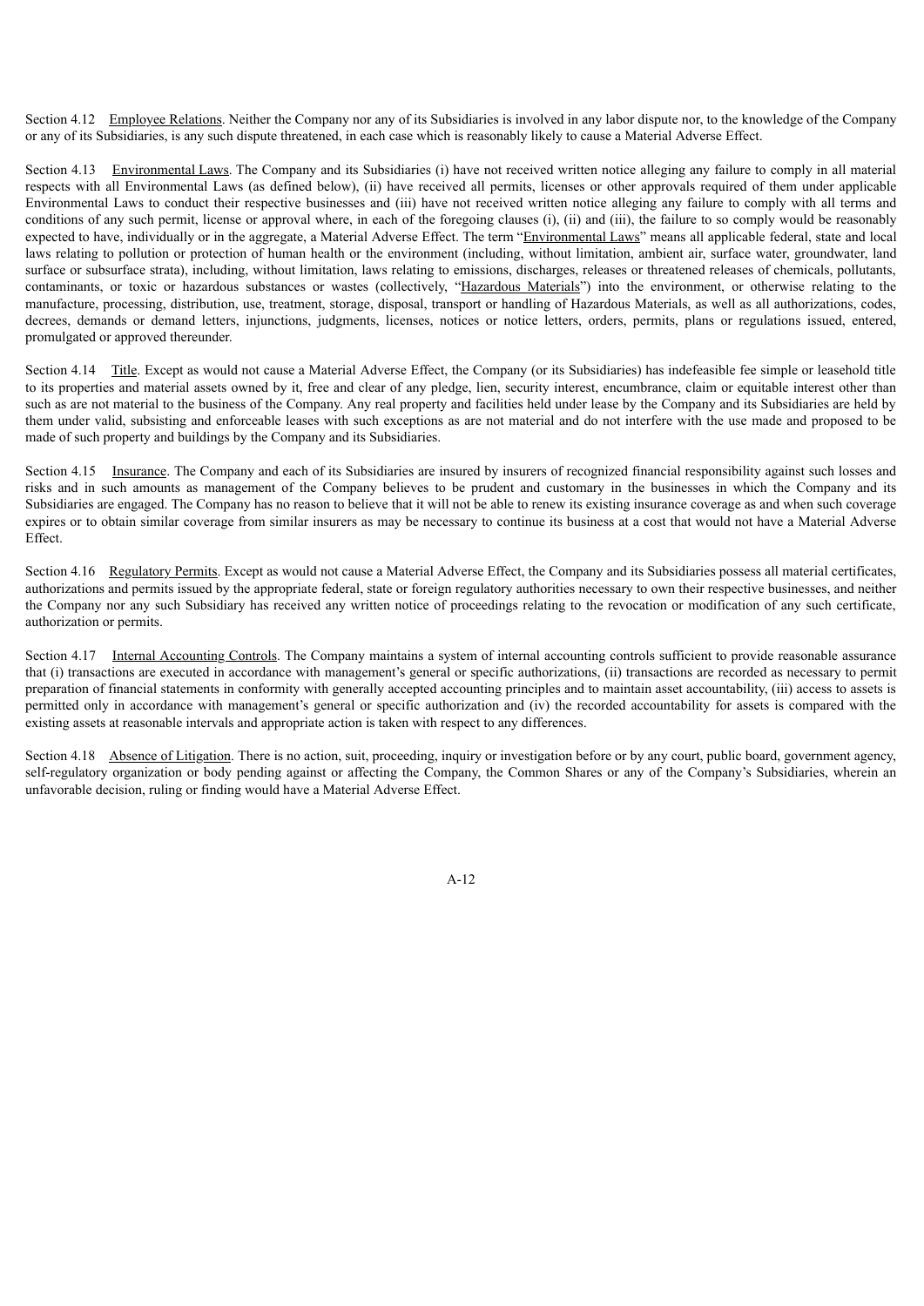Section 4.12 Employee Relations. Neither the Company nor any of its Subsidiaries is involved in any labor dispute nor, to the knowledge of the Company or any of its Subsidiaries, is any such dispute threatened, in each case which is reasonably likely to cause a Material Adverse Effect.

Section 4.13 Environmental Laws. The Company and its Subsidiaries (i) have not received written notice alleging any failure to comply in all material respects with all Environmental Laws (as defined below), (ii) have received all permits, licenses or other approvals required of them under applicable Environmental Laws to conduct their respective businesses and (iii) have not received written notice alleging any failure to comply with all terms and conditions of any such permit, license or approval where, in each of the foregoing clauses (i), (ii) and (iii), the failure to so comply would be reasonably expected to have, individually or in the aggregate, a Material Adverse Effect. The term "Environmental Laws" means all applicable federal, state and local laws relating to pollution or protection of human health or the environment (including, without limitation, ambient air, surface water, groundwater, land surface or subsurface strata), including, without limitation, laws relating to emissions, discharges, releases or threatened releases of chemicals, pollutants, contaminants, or toxic or hazardous substances or wastes (collectively, "Hazardous Materials") into the environment, or otherwise relating to the manufacture, processing, distribution, use, treatment, storage, disposal, transport or handling of Hazardous Materials, as well as all authorizations, codes, decrees, demands or demand letters, injunctions, judgments, licenses, notices or notice letters, orders, permits, plans or regulations issued, entered, promulgated or approved thereunder.

Section 4.14 Title. Except as would not cause a Material Adverse Effect, the Company (or its Subsidiaries) has indefeasible fee simple or leasehold title to its properties and material assets owned by it, free and clear of any pledge, lien, security interest, encumbrance, claim or equitable interest other than such as are not material to the business of the Company. Any real property and facilities held under lease by the Company and its Subsidiaries are held by them under valid, subsisting and enforceable leases with such exceptions as are not material and do not interfere with the use made and proposed to be made of such property and buildings by the Company and its Subsidiaries.

Section 4.15 Insurance. The Company and each of its Subsidiaries are insured by insurers of recognized financial responsibility against such losses and risks and in such amounts as management of the Company believes to be prudent and customary in the businesses in which the Company and its Subsidiaries are engaged. The Company has no reason to believe that it will not be able to renew its existing insurance coverage as and when such coverage expires or to obtain similar coverage from similar insurers as may be necessary to continue its business at a cost that would not have a Material Adverse Effect.

Section 4.16 Regulatory Permits. Except as would not cause a Material Adverse Effect, the Company and its Subsidiaries possess all material certificates, authorizations and permits issued by the appropriate federal, state or foreign regulatory authorities necessary to own their respective businesses, and neither the Company nor any such Subsidiary has received any written notice of proceedings relating to the revocation or modification of any such certificate, authorization or permits.

Section 4.17 Internal Accounting Controls. The Company maintains a system of internal accounting controls sufficient to provide reasonable assurance that (i) transactions are executed in accordance with management's general or specific authorizations, (ii) transactions are recorded as necessary to permit preparation of financial statements in conformity with generally accepted accounting principles and to maintain asset accountability, (iii) access to assets is permitted only in accordance with management's general or specific authorization and (iv) the recorded accountability for assets is compared with the existing assets at reasonable intervals and appropriate action is taken with respect to any differences.

Section 4.18 Absence of Litigation. There is no action, suit, proceeding, inquiry or investigation before or by any court, public board, government agency, self-regulatory organization or body pending against or affecting the Company, the Common Shares or any of the Company's Subsidiaries, wherein an unfavorable decision, ruling or finding would have a Material Adverse Effect.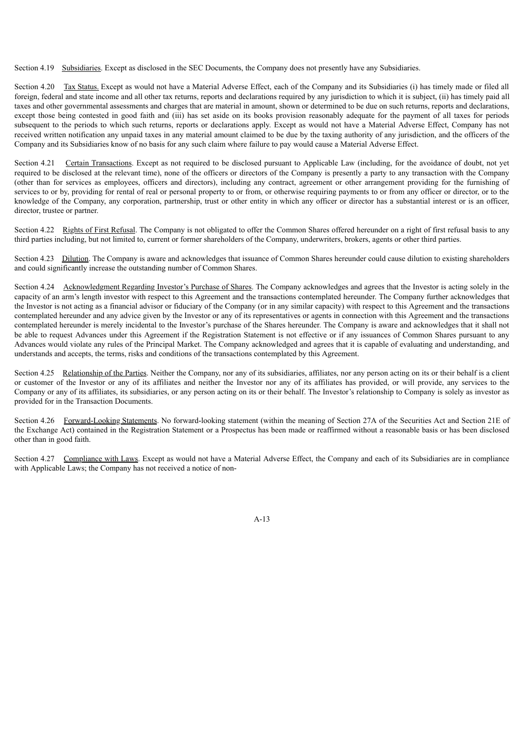Section 4.19 Subsidiaries. Except as disclosed in the SEC Documents, the Company does not presently have any Subsidiaries.

Section 4.20 Tax Status. Except as would not have a Material Adverse Effect, each of the Company and its Subsidiaries (i) has timely made or filed all foreign, federal and state income and all other tax returns, reports and declarations required by any jurisdiction to which it is subject, (ii) has timely paid all taxes and other governmental assessments and charges that are material in amount, shown or determined to be due on such returns, reports and declarations, except those being contested in good faith and (iii) has set aside on its books provision reasonably adequate for the payment of all taxes for periods subsequent to the periods to which such returns, reports or declarations apply. Except as would not have a Material Adverse Effect, Company has not received written notification any unpaid taxes in any material amount claimed to be due by the taxing authority of any jurisdiction, and the officers of the Company and its Subsidiaries know of no basis for any such claim where failure to pay would cause a Material Adverse Effect.

Section 4.21 Certain Transactions. Except as not required to be disclosed pursuant to Applicable Law (including, for the avoidance of doubt, not yet required to be disclosed at the relevant time), none of the officers or directors of the Company is presently a party to any transaction with the Company (other than for services as employees, officers and directors), including any contract, agreement or other arrangement providing for the furnishing of services to or by, providing for rental of real or personal property to or from, or otherwise requiring payments to or from any officer or director, or to the knowledge of the Company, any corporation, partnership, trust or other entity in which any officer or director has a substantial interest or is an officer, director, trustee or partner.

Section 4.22 Rights of First Refusal. The Company is not obligated to offer the Common Shares offered hereunder on a right of first refusal basis to any third parties including, but not limited to, current or former shareholders of the Company, underwriters, brokers, agents or other third parties.

Section 4.23 Dilution. The Company is aware and acknowledges that issuance of Common Shares hereunder could cause dilution to existing shareholders and could significantly increase the outstanding number of Common Shares.

Section 4.24 Acknowledgment Regarding Investor's Purchase of Shares. The Company acknowledges and agrees that the Investor is acting solely in the capacity of an arm's length investor with respect to this Agreement and the transactions contemplated hereunder. The Company further acknowledges that the Investor is not acting as a financial advisor or fiduciary of the Company (or in any similar capacity) with respect to this Agreement and the transactions contemplated hereunder and any advice given by the Investor or any of its representatives or agents in connection with this Agreement and the transactions contemplated hereunder is merely incidental to the Investor's purchase of the Shares hereunder. The Company is aware and acknowledges that it shall not be able to request Advances under this Agreement if the Registration Statement is not effective or if any issuances of Common Shares pursuant to any Advances would violate any rules of the Principal Market. The Company acknowledged and agrees that it is capable of evaluating and understanding, and understands and accepts, the terms, risks and conditions of the transactions contemplated by this Agreement.

Section 4.25 Relationship of the Parties. Neither the Company, nor any of its subsidiaries, affiliates, nor any person acting on its or their behalf is a client or customer of the Investor or any of its affiliates and neither the Investor nor any of its affiliates has provided, or will provide, any services to the Company or any of its affiliates, its subsidiaries, or any person acting on its or their behalf. The Investor's relationship to Company is solely as investor as provided for in the Transaction Documents.

Section 4.26 Forward-Looking Statements. No forward-looking statement (within the meaning of Section 27A of the Securities Act and Section 21E of the Exchange Act) contained in the Registration Statement or a Prospectus has been made or reaffirmed without a reasonable basis or has been disclosed other than in good faith.

Section 4.27 Compliance with Laws. Except as would not have a Material Adverse Effect, the Company and each of its Subsidiaries are in compliance with Applicable Laws; the Company has not received a notice of non-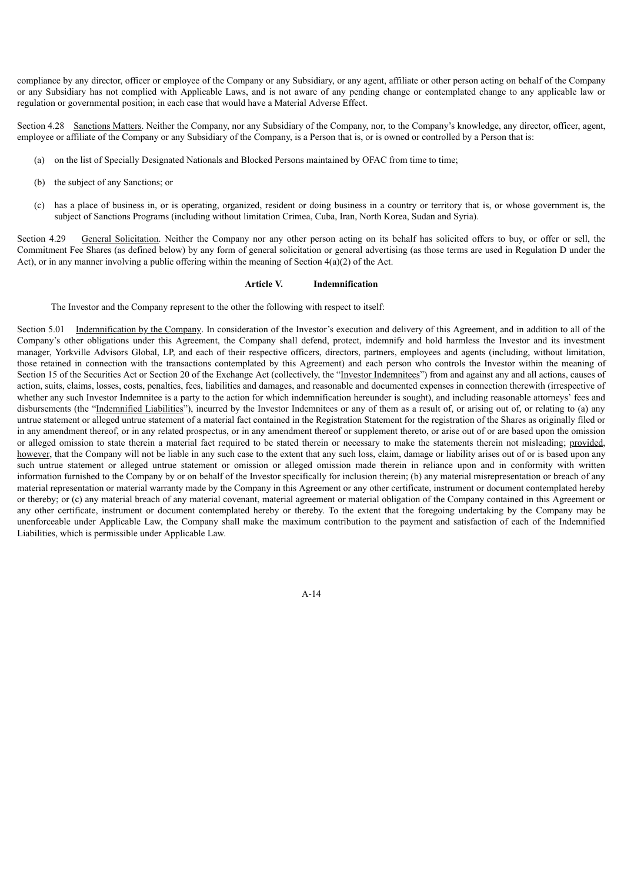compliance by any director, officer or employee of the Company or any Subsidiary, or any agent, affiliate or other person acting on behalf of the Company or any Subsidiary has not complied with Applicable Laws, and is not aware of any pending change or contemplated change to any applicable law or regulation or governmental position; in each case that would have a Material Adverse Effect.

Section 4.28 Sanctions Matters. Neither the Company, nor any Subsidiary of the Company, nor, to the Company's knowledge, any director, officer, agent, employee or affiliate of the Company or any Subsidiary of the Company, is a Person that is, or is owned or controlled by a Person that is:

(a) on the list of Specially Designated Nationals and Blocked Persons maintained by OFAC from time to time;

(b) the subject of any Sanctions; or

(c) has a place of business in, or is operating, organized, resident or doing business in a country or territory that is, or whose government is, the subject of Sanctions Programs (including without limitation Crimea, Cuba, Iran, North Korea, Sudan and Syria).

Section 4.29 General Solicitation. Neither the Company nor any other person acting on its behalf has solicited offers to buy, or offer or sell, the Commitment Fee Shares (as defined below) by any form of general solicitation or general advertising (as those terms are used in Regulation D under the Act), or in any manner involving a public offering within the meaning of Section 4(a)(2) of the Act.

## Article V. Indemnification

The Investor and the Company represent to the other the following with respect to itself:

Section 5.01 Indemnification by the Company. In consideration of the Investor's execution and delivery of this Agreement, and in addition to all of the Company's other obligations under this Agreement, the Company shall defend, protect, indemnify and hold harmless the Investor and its investment manager, Yorkville Advisors Global, LP, and each of their respective officers, directors, partners, employees and agents (including, without limitation, those retained in connection with the transactions contemplated by this Agreement) and each person who controls the Investor within the meaning of Section 15 of the Securities Act or Section 20 of the Exchange Act (collectively, the "Investor Indemnitees") from and against any and all actions, causes of action, suits, claims, losses, costs, penalties, fees, liabilities and damages, and reasonable and documented expenses in connection therewith (irrespective of whether any such Investor Indemnitee is a party to the action for which indemnification hereunder is sought), and including reasonable attorneys' fees and disbursements (the "Indemnified Liabilities"), incurred by the Investor Indemnitees or any of them as a result of, or arising out of, or relating to (a) any untrue statement or alleged untrue statement of a material fact contained in the Registration Statement for the registration of the Shares as originally filed or in any amendment thereof, or in any related prospectus, or in any amendment thereof or supplement thereto, or arise out of or are based upon the omission or alleged omission to state therein a material fact required to be stated therein or necessary to make the statements therein not misleading; provided, however, that the Company will not be liable in any such case to the extent that any such loss, claim, damage or liability arises out of or is based upon any such untrue statement or alleged untrue statement or omission or alleged omission made therein in reliance upon and in conformity with written information furnished to the Company by or on behalf of the Investor specifically for inclusion therein; (b) any material misrepresentation or breach of any material representation or material warranty made by the Company in this Agreement or any other certificate, instrument or document contemplated hereby or thereby; or (c) any material breach of any material covenant, material agreement or material obligation of the Company contained in this Agreement or any other certificate, instrument or document contemplated hereby or thereby. To the extent that the foregoing undertaking by the Company may be unenforceable under Applicable Law, the Company shall make the maximum contribution to the payment and satisfaction of each of the Indemnified Liabilities, which is permissible under Applicable Law.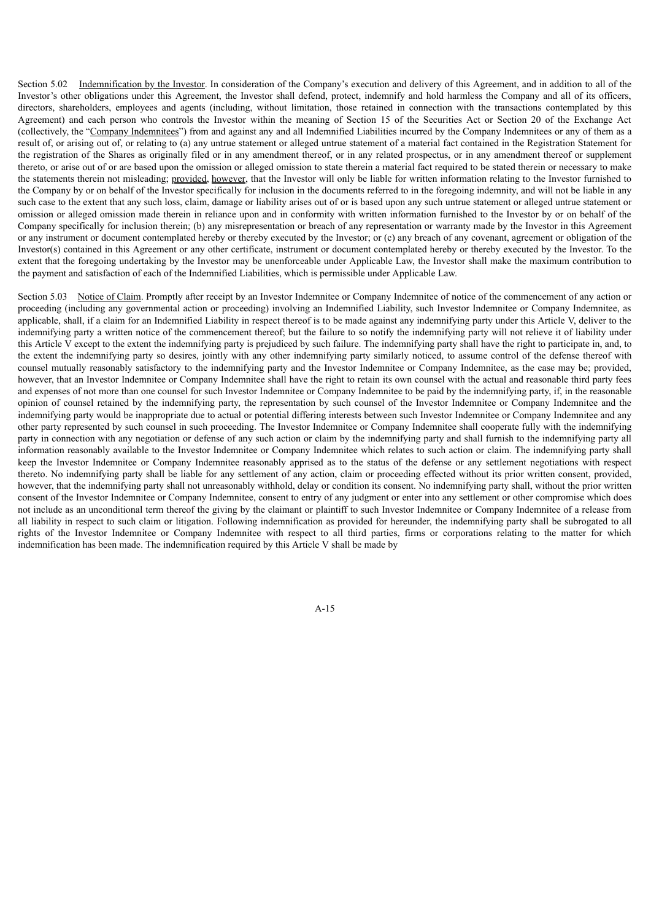Section 5.02 Indemnification by the Investor. In consideration of the Company's execution and delivery of this Agreement, and in addition to all of the Investor's other obligations under this Agreement, the Investor shall defend, protect, indemnify and hold harmless the Company and all of its officers, directors, shareholders, employees and agents (including, without limitation, those retained in connection with the transactions contemplated by this Agreement) and each person who controls the Investor within the meaning of Section 15 of the Securities Act or Section 20 of the Exchange Act (collectively, the "Company Indemnitees") from and against any and all Indemnified Liabilities incurred by the Company Indemnitees or any of them as a result of, or arising out of, or relating to (a) any untrue statement or alleged untrue statement of a material fact contained in the Registration Statement for the registration of the Shares as originally filed or in any amendment thereof, or in any related prospectus, or in any amendment thereof or supplement thereto, or arise out of or are based upon the omission or alleged omission to state therein a material fact required to be stated therein or necessary to make the statements therein not misleading; provided, however, that the Investor will only be liable for written information relating to the Investor furnished to the Company by or on behalf of the Investor specifically for inclusion in the documents referred to in the foregoing indemnity, and will not be liable in any such case to the extent that any such loss, claim, damage or liability arises out of or is based upon any such untrue statement or alleged untrue statement or omission or alleged omission made therein in reliance upon and in conformity with written information furnished to the Investor by or on behalf of the Company specifically for inclusion therein; (b) any misrepresentation or breach of any representation or warranty made by the Investor in this Agreement or any instrument or document contemplated hereby or thereby executed by the Investor; or (c) any breach of any covenant, agreement or obligation of the Investor(s) contained in this Agreement or any other certificate, instrument or document contemplated hereby or thereby executed by the Investor. To the extent that the foregoing undertaking by the Investor may be unenforceable under Applicable Law, the Investor shall make the maximum contribution to the payment and satisfaction of each of the Indemnified Liabilities, which is permissible under Applicable Law.

Section 5.03 Notice of Claim. Promptly after receipt by an Investor Indemnitee or Company Indemnitee of notice of the commencement of any action or proceeding (including any governmental action or proceeding) involving an Indemnified Liability, such Investor Indemnitee or Company Indemnitee, as applicable, shall, if a claim for an Indemnified Liability in respect thereof is to be made against any indemnifying party under this Article V, deliver to the indemnifying party a written notice of the commencement thereof; but the failure to so notify the indemnifying party will not relieve it of liability under this Article V except to the extent the indemnifying party is prejudiced by such failure. The indemnifying party shall have the right to participate in, and, to the extent the indemnifying party so desires, jointly with any other indemnifying party similarly noticed, to assume control of the defense thereof with counsel mutually reasonably satisfactory to the indemnifying party and the Investor Indemnitee or Company Indemnitee, as the case may be; provided, however, that an Investor Indemnitee or Company Indemnitee shall have the right to retain its own counsel with the actual and reasonable third party fees and expenses of not more than one counsel for such Investor Indemnitee or Company Indemnitee to be paid by the indemnifying party, if, in the reasonable opinion of counsel retained by the indemnifying party, the representation by such counsel of the Investor Indemnitee or Company Indemnitee and the indemnifying party would be inappropriate due to actual or potential differing interests between such Investor Indemnitee or Company Indemnitee and any other party represented by such counsel in such proceeding. The Investor Indemnitee or Company Indemnitee shall cooperate fully with the indemnifying party in connection with any negotiation or defense of any such action or claim by the indemnifying party and shall furnish to the indemnifying party all information reasonably available to the Investor Indemnitee or Company Indemnitee which relates to such action or claim. The indemnifying party shall keep the Investor Indemnitee or Company Indemnitee reasonably apprised as to the status of the defense or any settlement negotiations with respect thereto. No indemnifying party shall be liable for any settlement of any action, claim or proceeding effected without its prior written consent, provided, however, that the indemnifying party shall not unreasonably withhold, delay or condition its consent. No indemnifying party shall, without the prior written consent of the Investor Indemnitee or Company Indemnitee, consent to entry of any judgment or enter into any settlement or other compromise which does not include as an unconditional term thereof the giving by the claimant or plaintiff to such Investor Indemnitee or Company Indemnitee of a release from all liability in respect to such claim or litigation. Following indemnification as provided for hereunder, the indemnifying party shall be subrogated to all rights of the Investor Indemnitee or Company Indemnitee with respect to all third parties, firms or corporations relating to the matter for which indemnification has been made. The indemnification required by this Article V shall be made by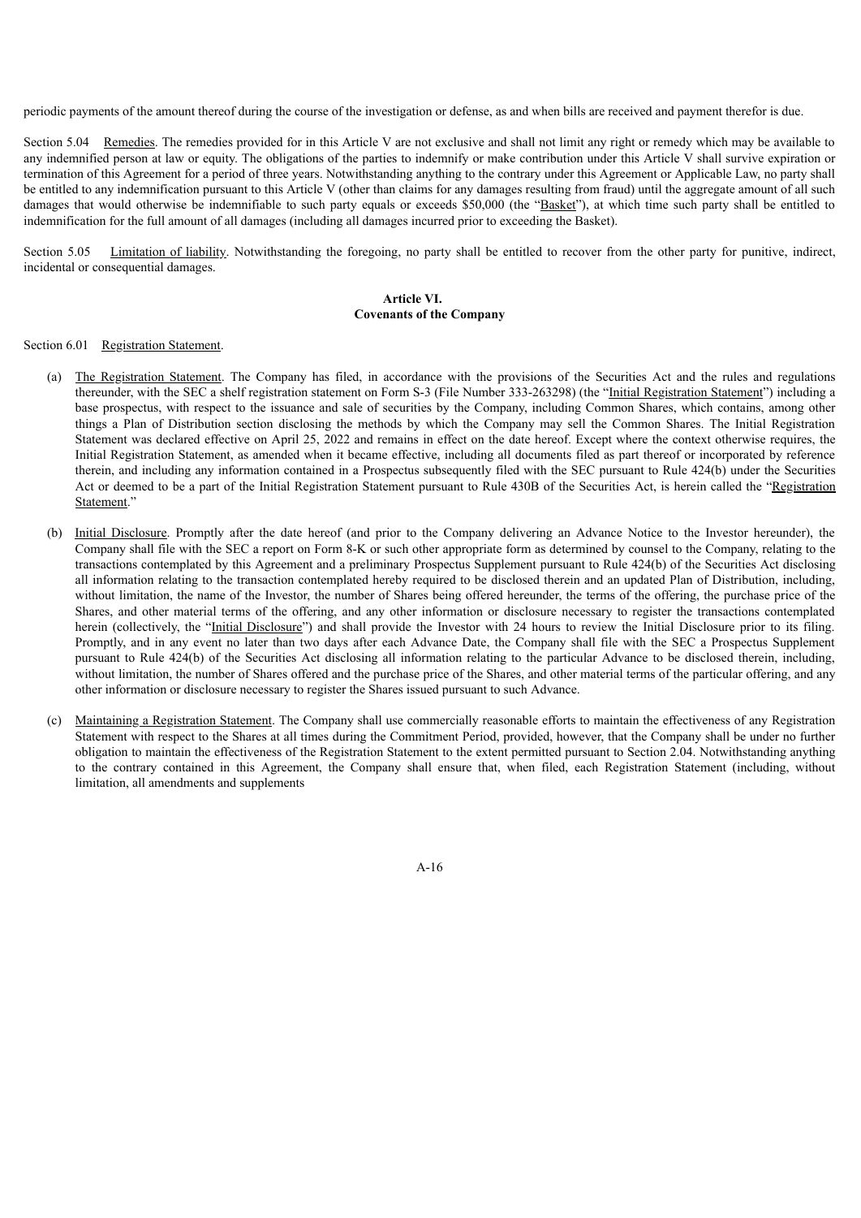periodic payments of the amount thereof during the course of the investigation or defense, as and when bills are received and payment therefor is due.

Section 5.04 Remedies. The remedies provided for in this Article V are not exclusive and shall not limit any right or remedy which may be available to any indemnified person at law or equity. The obligations of the parties to indemnify or make contribution under this Article V shall survive expiration or termination of this Agreement for a period of three years. Notwithstanding anything to the contrary under this Agreement or Applicable Law, no party shall be entitled to any indemnification pursuant to this Article V (other than claims for any damages resulting from fraud) until the aggregate amount of all such damages that would otherwise be indemnifiable to such party equals or exceeds $50,000 (the "Basket"), at which time such party shall be entitled to indemnification for the full amount of all damages (including all damages incurred prior to exceeding the Basket).

Section 5.05 Limitation of liability. Notwithstanding the foregoing, no party shall be entitled to recover from the other party for punitive, indirect, incidental or consequential damages.

**Article VI.**
**Covenants of the Company**

Section 6.01 Registration Statement.

(a) The Registration Statement. The Company has filed, in accordance with the provisions of the Securities Act and the rules and regulations thereunder, with the SEC a shelf registration statement on Form S-3 (File Number 333-263298) (the "Initial Registration Statement") including a base prospectus, with respect to the issuance and sale of securities by the Company, including Common Shares, which contains, among other things a Plan of Distribution section disclosing the methods by which the Company may sell the Common Shares. The Initial Registration Statement was declared effective on April 25, 2022 and remains in effect on the date hereof. Except where the context otherwise requires, the Initial Registration Statement, as amended when it became effective, including all documents filed as part thereof or incorporated by reference therein, and including any information contained in a Prospectus subsequently filed with the SEC pursuant to Rule 424(b) under the Securities Act or deemed to be a part of the Initial Registration Statement pursuant to Rule 430B of the Securities Act, is herein called the "Registration Statement."

(b) Initial Disclosure. Promptly after the date hereof (and prior to the Company delivering an Advance Notice to the Investor hereunder), the Company shall file with the SEC a report on Form 8-K or such other appropriate form as determined by counsel to the Company, relating to the transactions contemplated by this Agreement and a preliminary Prospectus Supplement pursuant to Rule 424(b) of the Securities Act disclosing all information relating to the transaction contemplated hereby required to be disclosed therein and an updated Plan of Distribution, including, without limitation, the name of the Investor, the number of Shares being offered hereunder, the terms of the offering, the purchase price of the Shares, and other material terms of the offering, and any other information or disclosure necessary to register the transactions contemplated herein (collectively, the "Initial Disclosure") and shall provide the Investor with 24 hours to review the Initial Disclosure prior to its filing. Promptly, and in any event no later than two days after each Advance Date, the Company shall file with the SEC a Prospectus Supplement pursuant to Rule 424(b) of the Securities Act disclosing all information relating to the particular Advance to be disclosed therein, including, without limitation, the number of Shares offered and the purchase price of the Shares, and other material terms of the particular offering, and any other information or disclosure necessary to register the Shares issued pursuant to such Advance.

(c) Maintaining a Registration Statement. The Company shall use commercially reasonable efforts to maintain the effectiveness of any Registration Statement with respect to the Shares at all times during the Commitment Period, provided, however, that the Company shall be under no further obligation to maintain the effectiveness of the Registration Statement to the extent permitted pursuant to Section 2.04. Notwithstanding anything to the contrary contained in this Agreement, the Company shall ensure that, when filed, each Registration Statement (including, without limitation, all amendments and supplements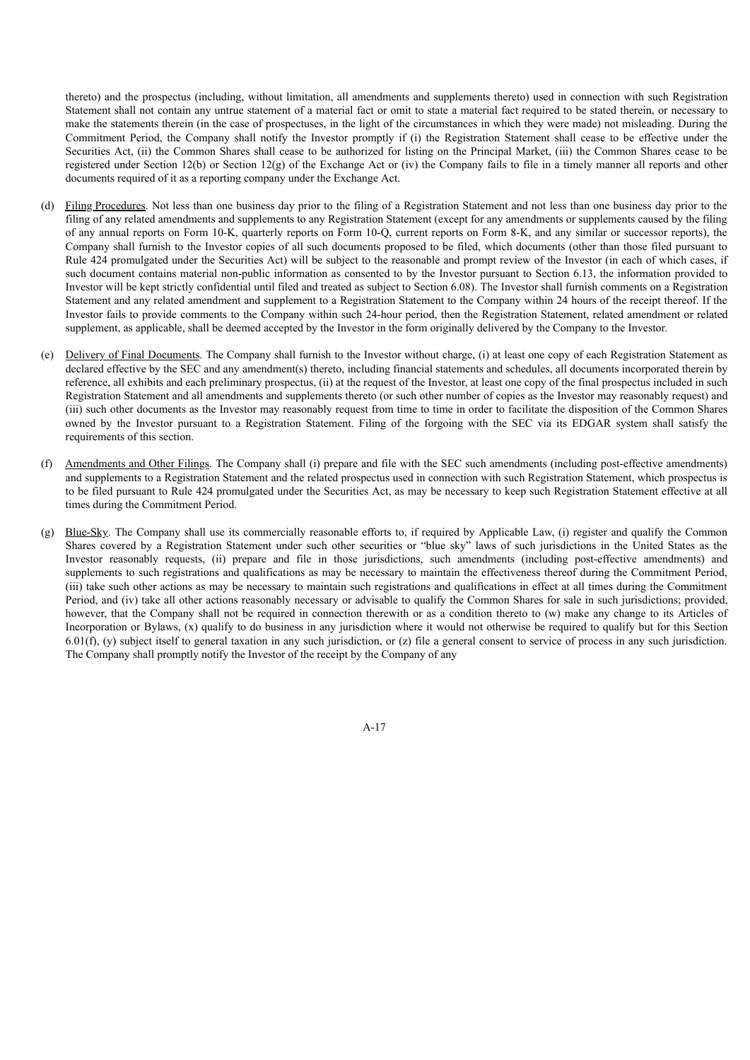thereto) and the prospectus (including, without limitation, all amendments and supplements thereto) used in connection with such Registration Statement shall not contain any untrue statement of a material fact or omit to state a material fact required to be stated therein, or necessary to make the statements therein (in the case of prospectuses, in the light of the circumstances in which they were made) not misleading. During the Commitment Period, the Company shall notify the Investor promptly if (i) the Registration Statement shall cease to be effective under the Securities Act, (ii) the Common Shares shall cease to be authorized for listing on the Principal Market, (iii) the Common Shares cease to be registered under Section 12(b) or Section 12(g) of the Exchange Act or (iv) the Company fails to file in a timely manner all reports and other documents required of it as a reporting company under the Exchange Act.

(d) Filing Procedures. Not less than one business day prior to the filing of a Registration Statement and not less than one business day prior to the filing of any related amendments and supplements to any Registration Statement (except for any amendments or supplements caused by the filing of any annual reports on Form 10-K, quarterly reports on Form 10-Q, current reports on Form 8-K, and any similar or successor reports), the Company shall furnish to the Investor copies of all such documents proposed to be filed, which documents (other than those filed pursuant to Rule 424 promulgated under the Securities Act) will be subject to the reasonable and prompt review of the Investor (in each of which cases, if such document contains material non-public information as consented to by the Investor pursuant to Section 6.13, the information provided to Investor will be kept strictly confidential until filed and treated as subject to Section 6.08). The Investor shall furnish comments on a Registration Statement and any related amendment and supplement to a Registration Statement to the Company within 24 hours of the receipt thereof. If the Investor fails to provide comments to the Company within such 24-hour period, then the Registration Statement, related amendment or related supplement, as applicable, shall be deemed accepted by the Investor in the form originally delivered by the Company to the Investor.

(e) Delivery of Final Documents. The Company shall furnish to the Investor without charge, (i) at least one copy of each Registration Statement as declared effective by the SEC and any amendment(s) thereto, including financial statements and schedules, all documents incorporated therein by reference, all exhibits and each preliminary prospectus, (ii) at the request of the Investor, at least one copy of the final prospectus included in such Registration Statement and all amendments and supplements thereto (or such other number of copies as the Investor may reasonably request) and (iii) such other documents as the Investor may reasonably request from time to time in order to facilitate the disposition of the Common Shares owned by the Investor pursuant to a Registration Statement. Filing of the forgoing with the SEC via its EDGAR system shall satisfy the requirements of this section.

(f) Amendments and Other Filings. The Company shall (i) prepare and file with the SEC such amendments (including post-effective amendments) and supplements to a Registration Statement and the related prospectus used in connection with such Registration Statement, which prospectus is to be filed pursuant to Rule 424 promulgated under the Securities Act, as may be necessary to keep such Registration Statement effective at all times during the Commitment Period.

(g) Blue-Sky. The Company shall use its commercially reasonable efforts to, if required by Applicable Law, (i) register and qualify the Common Shares covered by a Registration Statement under such other securities or "blue sky" laws of such jurisdictions in the United States as the Investor reasonably requests, (ii) prepare and file in those jurisdictions, such amendments (including post-effective amendments) and supplements to such registrations and qualifications as may be necessary to maintain the effectiveness thereof during the Commitment Period, (iii) take such other actions as may be necessary to maintain such registrations and qualifications in effect at all times during the Commitment Period, and (iv) take all other actions reasonably necessary or advisable to qualify the Common Shares for sale in such jurisdictions; provided, however, that the Company shall not be required in connection therewith or as a condition thereto to (w) make any change to its Articles of Incorporation or Bylaws, (x) qualify to do business in any jurisdiction where it would not otherwise be required to qualify but for this Section 6.01(f), (y) subject itself to general taxation in any such jurisdiction, or (z) file a general consent to service of process in any such jurisdiction. The Company shall promptly notify the Investor of the receipt by the Company of any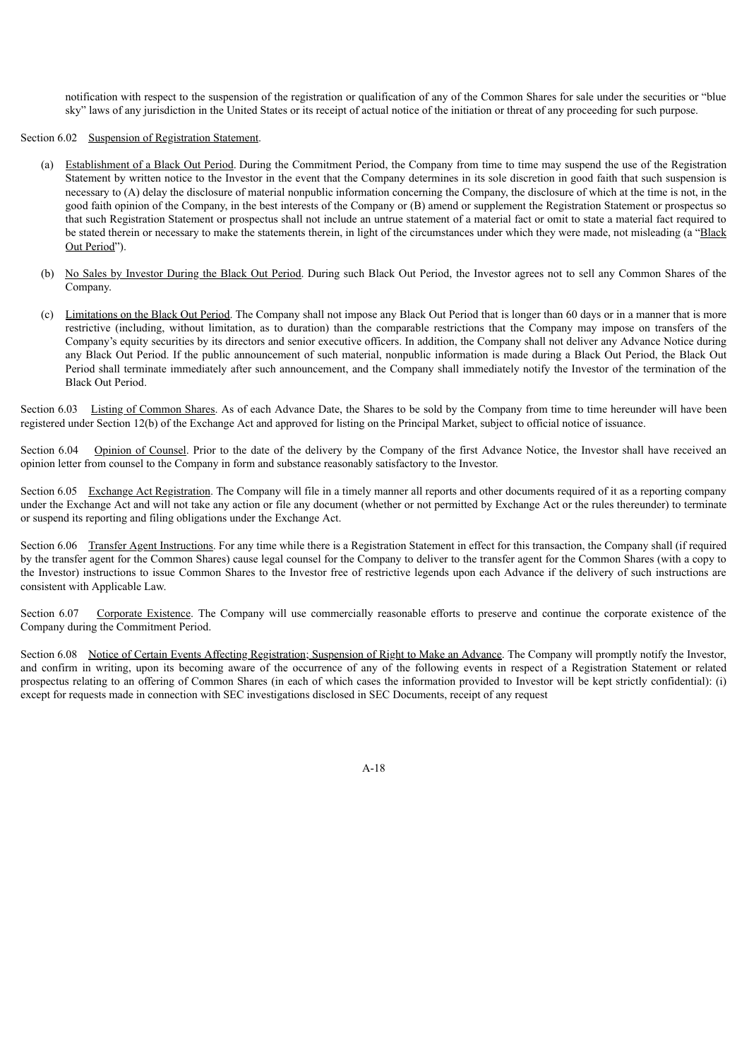notification with respect to the suspension of the registration or qualification of any of the Common Shares for sale under the securities or "blue sky" laws of any jurisdiction in the United States or its receipt of actual notice of the initiation or threat of any proceeding for such purpose.

Section 6.02 Suspension of Registration Statement.

(a) Establishment of a Black Out Period. During the Commitment Period, the Company from time to time may suspend the use of the Registration Statement by written notice to the Investor in the event that the Company determines in its sole discretion in good faith that such suspension is necessary to (A) delay the disclosure of material nonpublic information concerning the Company, the disclosure of which at the time is not, in the good faith opinion of the Company, in the best interests of the Company or (B) amend or supplement the Registration Statement or prospectus so that such Registration Statement or prospectus shall not include an untrue statement of a material fact or omit to state a material fact required to be stated therein or necessary to make the statements therein, in light of the circumstances under which they were made, not misleading (a "Black Out Period").

(b) No Sales by Investor During the Black Out Period. During such Black Out Period, the Investor agrees not to sell any Common Shares of the Company.

(c) Limitations on the Black Out Period. The Company shall not impose any Black Out Period that is longer than 60 days or in a manner that is more restrictive (including, without limitation, as to duration) than the comparable restrictions that the Company may impose on transfers of the Company's equity securities by its directors and senior executive officers. In addition, the Company shall not deliver any Advance Notice during any Black Out Period. If the public announcement of such material, nonpublic information is made during a Black Out Period, the Black Out Period shall terminate immediately after such announcement, and the Company shall immediately notify the Investor of the termination of the Black Out Period.

Section 6.03 Listing of Common Shares. As of each Advance Date, the Shares to be sold by the Company from time to time hereunder will have been registered under Section 12(b) of the Exchange Act and approved for listing on the Principal Market, subject to official notice of issuance.

Section 6.04 Opinion of Counsel. Prior to the date of the delivery by the Company of the first Advance Notice, the Investor shall have received an opinion letter from counsel to the Company in form and substance reasonably satisfactory to the Investor.

Section 6.05 Exchange Act Registration. The Company will file in a timely manner all reports and other documents required of it as a reporting company under the Exchange Act and will not take any action or file any document (whether or not permitted by Exchange Act or the rules thereunder) to terminate or suspend its reporting and filing obligations under the Exchange Act.

Section 6.06 Transfer Agent Instructions. For any time while there is a Registration Statement in effect for this transaction, the Company shall (if required by the transfer agent for the Common Shares) cause legal counsel for the Company to deliver to the transfer agent for the Common Shares (with a copy to the Investor) instructions to issue Common Shares to the Investor free of restrictive legends upon each Advance if the delivery of such instructions are consistent with Applicable Law.

Section 6.07 Corporate Existence. The Company will use commercially reasonable efforts to preserve and continue the corporate existence of the Company during the Commitment Period.

Section 6.08 Notice of Certain Events Affecting Registration; Suspension of Right to Make an Advance. The Company will promptly notify the Investor, and confirm in writing, upon its becoming aware of the occurrence of any of the following events in respect of a Registration Statement or related prospectus relating to an offering of Common Shares (in each of which cases the information provided to Investor will be kept strictly confidential): (i) except for requests made in connection with SEC investigations disclosed in SEC Documents, receipt of any request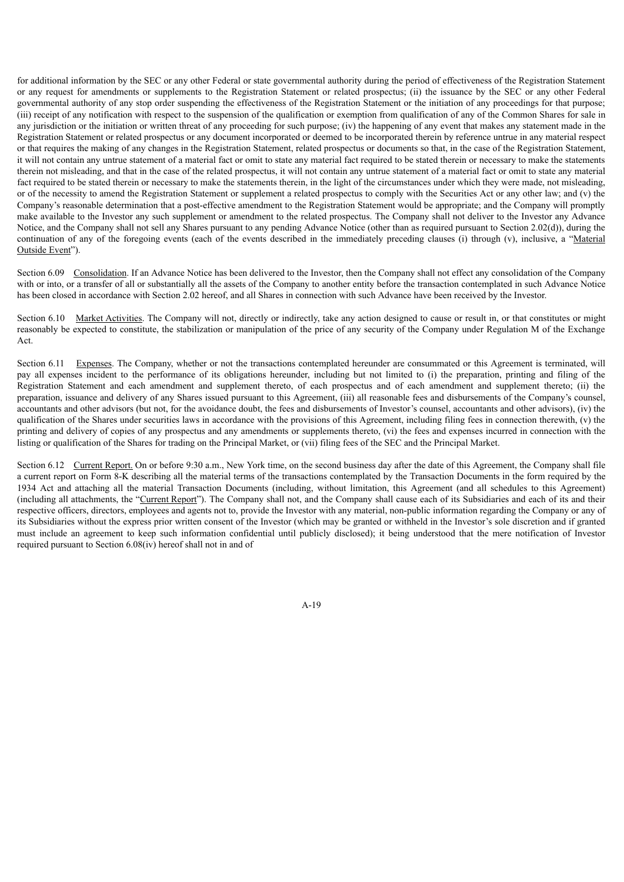for additional information by the SEC or any other Federal or state governmental authority during the period of effectiveness of the Registration Statement or any request for amendments or supplements to the Registration Statement or related prospectus; (ii) the issuance by the SEC or any other Federal governmental authority of any stop order suspending the effectiveness of the Registration Statement or the initiation of any proceedings for that purpose; (iii) receipt of any notification with respect to the suspension of the qualification or exemption from qualification of any of the Common Shares for sale in any jurisdiction or the initiation or written threat of any proceeding for such purpose; (iv) the happening of any event that makes any statement made in the Registration Statement or related prospectus or any document incorporated or deemed to be incorporated therein by reference untrue in any material respect or that requires the making of any changes in the Registration Statement, related prospectus or documents so that, in the case of the Registration Statement, it will not contain any untrue statement of a material fact or omit to state any material fact required to be stated therein or necessary to make the statements therein not misleading, and that in the case of the related prospectus, it will not contain any untrue statement of a material fact or omit to state any material fact required to be stated therein or necessary to make the statements therein, in the light of the circumstances under which they were made, not misleading, or of the necessity to amend the Registration Statement or supplement a related prospectus to comply with the Securities Act or any other law; and (v) the Company's reasonable determination that a post-effective amendment to the Registration Statement would be appropriate; and the Company will promptly make available to the Investor any such supplement or amendment to the related prospectus. The Company shall not deliver to the Investor any Advance Notice, and the Company shall not sell any Shares pursuant to any pending Advance Notice (other than as required pursuant to Section 2.02(d)), during the continuation of any of the foregoing events (each of the events described in the immediately preceding clauses (i) through (v), inclusive, a "Material Outside Event").

Section 6.09 Consolidation. If an Advance Notice has been delivered to the Investor, then the Company shall not effect any consolidation of the Company with or into, or a transfer of all or substantially all the assets of the Company to another entity before the transaction contemplated in such Advance Notice has been closed in accordance with Section 2.02 hereof, and all Shares in connection with such Advance have been received by the Investor.

Section 6.10 Market Activities. The Company will not, directly or indirectly, take any action designed to cause or result in, or that constitutes or might reasonably be expected to constitute, the stabilization or manipulation of the price of any security of the Company under Regulation M of the Exchange Act.

Section 6.11 Expenses. The Company, whether or not the transactions contemplated hereunder are consummated or this Agreement is terminated, will pay all expenses incident to the performance of its obligations hereunder, including but not limited to (i) the preparation, printing and filing of the Registration Statement and each amendment and supplement thereto, of each prospectus and of each amendment and supplement thereto; (ii) the preparation, issuance and delivery of any Shares issued pursuant to this Agreement, (iii) all reasonable fees and disbursements of the Company's counsel, accountants and other advisors (but not, for the avoidance doubt, the fees and disbursements of Investor's counsel, accountants and other advisors), (iv) the qualification of the Shares under securities laws in accordance with the provisions of this Agreement, including filing fees in connection therewith, (v) the printing and delivery of copies of any prospectus and any amendments or supplements thereto, (vi) the fees and expenses incurred in connection with the listing or qualification of the Shares for trading on the Principal Market, or (vii) filing fees of the SEC and the Principal Market.

Section 6.12 Current Report. On or before 9:30 a.m., New York time, on the second business day after the date of this Agreement, the Company shall file a current report on Form 8-K describing all the material terms of the transactions contemplated by the Transaction Documents in the form required by the 1934 Act and attaching all the material Transaction Documents (including, without limitation, this Agreement (and all schedules to this Agreement) (including all attachments, the "Current Report"). The Company shall not, and the Company shall cause each of its Subsidiaries and each of its and their respective officers, directors, employees and agents not to, provide the Investor with any material, non-public information regarding the Company or any of its Subsidiaries without the express prior written consent of the Investor (which may be granted or withheld in the Investor's sole discretion and if granted must include an agreement to keep such information confidential until publicly disclosed); it being understood that the mere notification of Investor required pursuant to Section 6.08(iv) hereof shall not in and of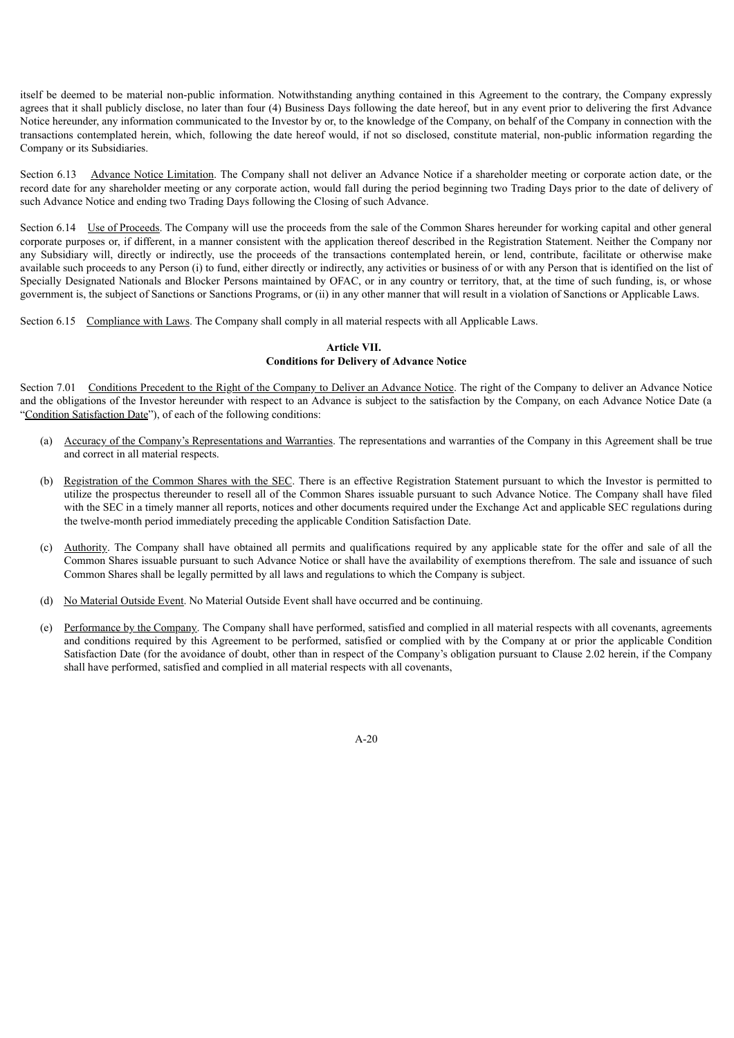itself be deemed to be material non-public information. Notwithstanding anything contained in this Agreement to the contrary, the Company expressly agrees that it shall publicly disclose, no later than four (4) Business Days following the date hereof, but in any event prior to delivering the first Advance Notice hereunder, any information communicated to the Investor by or, to the knowledge of the Company, on behalf of the Company in connection with the transactions contemplated herein, which, following the date hereof would, if not so disclosed, constitute material, non-public information regarding the Company or its Subsidiaries.

Section 6.13 Advance Notice Limitation. The Company shall not deliver an Advance Notice if a shareholder meeting or corporate action date, or the record date for any shareholder meeting or any corporate action, would fall during the period beginning two Trading Days prior to the date of delivery of such Advance Notice and ending two Trading Days following the Closing of such Advance.

Section 6.14 Use of Proceeds. The Company will use the proceeds from the sale of the Common Shares hereunder for working capital and other general corporate purposes or, if different, in a manner consistent with the application thereof described in the Registration Statement. Neither the Company nor any Subsidiary will, directly or indirectly, use the proceeds of the transactions contemplated herein, or lend, contribute, facilitate or otherwise make available such proceeds to any Person (i) to fund, either directly or indirectly, any activities or business of or with any Person that is identified on the list of Specially Designated Nationals and Blocker Persons maintained by OFAC, or in any country or territory, that, at the time of such funding, is, or whose government is, the subject of Sanctions or Sanctions Programs, or (ii) in any other manner that will result in a violation of Sanctions or Applicable Laws.

Section 6.15 Compliance with Laws. The Company shall comply in all material respects with all Applicable Laws.

## Article VII.
## Conditions for Delivery of Advance Notice

Section 7.01 Conditions Precedent to the Right of the Company to Deliver an Advance Notice. The right of the Company to deliver an Advance Notice and the obligations of the Investor hereunder with respect to an Advance is subject to the satisfaction by the Company, on each Advance Notice Date (a "Condition Satisfaction Date"), of each of the following conditions:

(a) Accuracy of the Company's Representations and Warranties. The representations and warranties of the Company in this Agreement shall be true and correct in all material respects.

(b) Registration of the Common Shares with the SEC. There is an effective Registration Statement pursuant to which the Investor is permitted to utilize the prospectus thereunder to resell all of the Common Shares issuable pursuant to such Advance Notice. The Company shall have filed with the SEC in a timely manner all reports, notices and other documents required under the Exchange Act and applicable SEC regulations during the twelve-month period immediately preceding the applicable Condition Satisfaction Date.

(c) Authority. The Company shall have obtained all permits and qualifications required by any applicable state for the offer and sale of all the Common Shares issuable pursuant to such Advance Notice or shall have the availability of exemptions therefrom. The sale and issuance of such Common Shares shall be legally permitted by all laws and regulations to which the Company is subject.

(d) No Material Outside Event. No Material Outside Event shall have occurred and be continuing.

(e) Performance by the Company. The Company shall have performed, satisfied and complied in all material respects with all covenants, agreements and conditions required by this Agreement to be performed, satisfied or complied with by the Company at or prior the applicable Condition Satisfaction Date (for the avoidance of doubt, other than in respect of the Company's obligation pursuant to Clause 2.02 herein, if the Company shall have performed, satisfied and complied in all material respects with all covenants,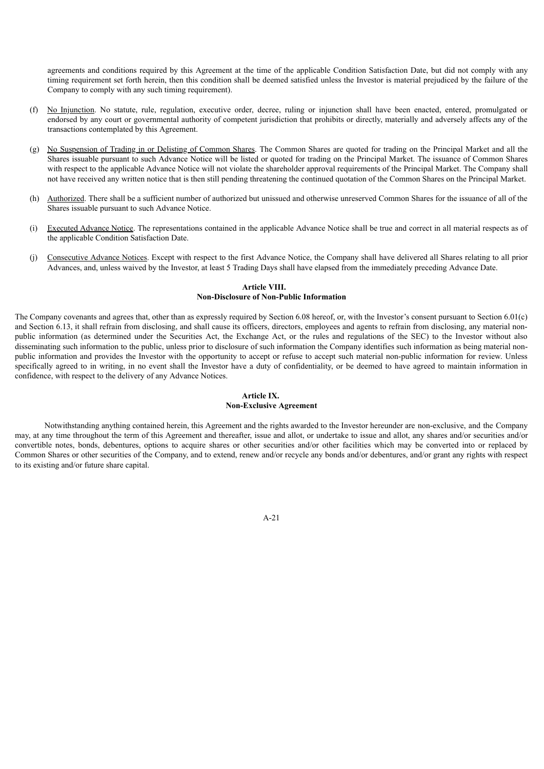agreements and conditions required by this Agreement at the time of the applicable Condition Satisfaction Date, but did not comply with any timing requirement set forth herein, then this condition shall be deemed satisfied unless the Investor is material prejudiced by the failure of the Company to comply with any such timing requirement).

(f) No Injunction. No statute, rule, regulation, executive order, decree, ruling or injunction shall have been enacted, entered, promulgated or endorsed by any court or governmental authority of competent jurisdiction that prohibits or directly, materially and adversely affects any of the transactions contemplated by this Agreement.

(g) No Suspension of Trading in or Delisting of Common Shares. The Common Shares are quoted for trading on the Principal Market and all the Shares issuable pursuant to such Advance Notice will be listed or quoted for trading on the Principal Market. The issuance of Common Shares with respect to the applicable Advance Notice will not violate the shareholder approval requirements of the Principal Market. The Company shall not have received any written notice that is then still pending threatening the continued quotation of the Common Shares on the Principal Market.

(h) Authorized. There shall be a sufficient number of authorized but unissued and otherwise unreserved Common Shares for the issuance of all of the Shares issuable pursuant to such Advance Notice.

(i) Executed Advance Notice. The representations contained in the applicable Advance Notice shall be true and correct in all material respects as of the applicable Condition Satisfaction Date.

(j) Consecutive Advance Notices. Except with respect to the first Advance Notice, the Company shall have delivered all Shares relating to all prior Advances, and, unless waived by the Investor, at least 5 Trading Days shall have elapsed from the immediately preceding Advance Date.

## Article VIII.
## Non-Disclosure of Non-Public Information

The Company covenants and agrees that, other than as expressly required by Section 6.08 hereof, or, with the Investor's consent pursuant to Section 6.01(c) and Section 6.13, it shall refrain from disclosing, and shall cause its officers, directors, employees and agents to refrain from disclosing, any material non-public information (as determined under the Securities Act, the Exchange Act, or the rules and regulations of the SEC) to the Investor without also disseminating such information to the public, unless prior to disclosure of such information the Company identifies such information as being material non-public information and provides the Investor with the opportunity to accept or refuse to accept such material non-public information for review. Unless specifically agreed to in writing, in no event shall the Investor have a duty of confidentiality, or be deemed to have agreed to maintain information in confidence, with respect to the delivery of any Advance Notices.

## Article IX.
## Non-Exclusive Agreement

Notwithstanding anything contained herein, this Agreement and the rights awarded to the Investor hereunder are non-exclusive, and the Company may, at any time throughout the term of this Agreement and thereafter, issue and allot, or undertake to issue and allot, any shares and/or securities and/or convertible notes, bonds, debentures, options to acquire shares or other securities and/or other facilities which may be converted into or replaced by Common Shares or other securities of the Company, and to extend, renew and/or recycle any bonds and/or debentures, and/or grant any rights with respect to its existing and/or future share capital.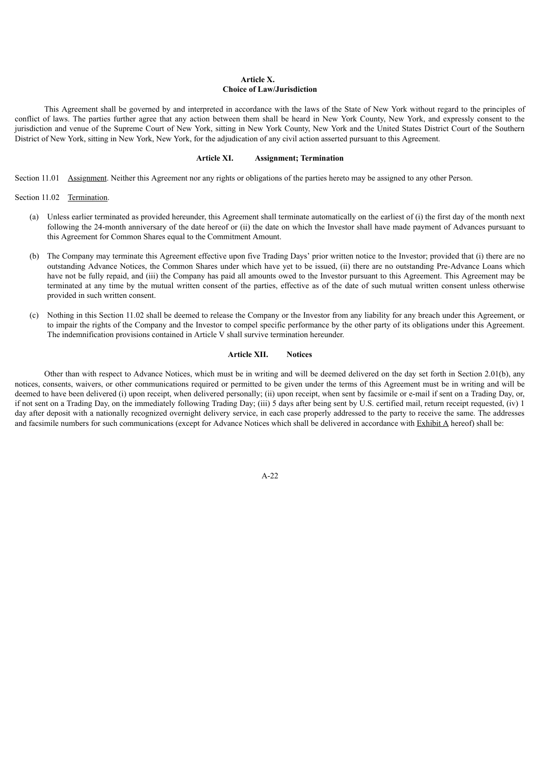**Article X.**
**Choice of Law/Jurisdiction**

This Agreement shall be governed by and interpreted in accordance with the laws of the State of New York without regard to the principles of conflict of laws. The parties further agree that any action between them shall be heard in New York County, New York, and expressly consent to the jurisdiction and venue of the Supreme Court of New York, sitting in New York County, New York and the United States District Court of the Southern District of New York, sitting in New York, New York, for the adjudication of any civil action asserted pursuant to this Agreement.

**Article XI. Assignment; Termination**

Section 11.01 Assignment. Neither this Agreement nor any rights or obligations of the parties hereto may be assigned to any other Person.

Section 11.02 Termination.

(a) Unless earlier terminated as provided hereunder, this Agreement shall terminate automatically on the earliest of (i) the first day of the month next following the 24-month anniversary of the date hereof or (ii) the date on which the Investor shall have made payment of Advances pursuant to this Agreement for Common Shares equal to the Commitment Amount.

(b) The Company may terminate this Agreement effective upon five Trading Days' prior written notice to the Investor; provided that (i) there are no outstanding Advance Notices, the Common Shares under which have yet to be issued, (ii) there are no outstanding Pre-Advance Loans which have not be fully repaid, and (iii) the Company has paid all amounts owed to the Investor pursuant to this Agreement. This Agreement may be terminated at any time by the mutual written consent of the parties, effective as of the date of such mutual written consent unless otherwise provided in such written consent.

(c) Nothing in this Section 11.02 shall be deemed to release the Company or the Investor from any liability for any breach under this Agreement, or to impair the rights of the Company and the Investor to compel specific performance by the other party of its obligations under this Agreement. The indemnification provisions contained in Article V shall survive termination hereunder.

**Article XII. Notices**

Other than with respect to Advance Notices, which must be in writing and will be deemed delivered on the day set forth in Section 2.01(b), any notices, consents, waivers, or other communications required or permitted to be given under the terms of this Agreement must be in writing and will be deemed to have been delivered (i) upon receipt, when delivered personally; (ii) upon receipt, when sent by facsimile or e-mail if sent on a Trading Day, or, if not sent on a Trading Day, on the immediately following Trading Day; (iii) 5 days after being sent by U.S. certified mail, return receipt requested, (iv) 1 day after deposit with a nationally recognized overnight delivery service, in each case properly addressed to the party to receive the same. The addresses and facsimile numbers for such communications (except for Advance Notices which shall be delivered in accordance with Exhibit A hereof) shall be: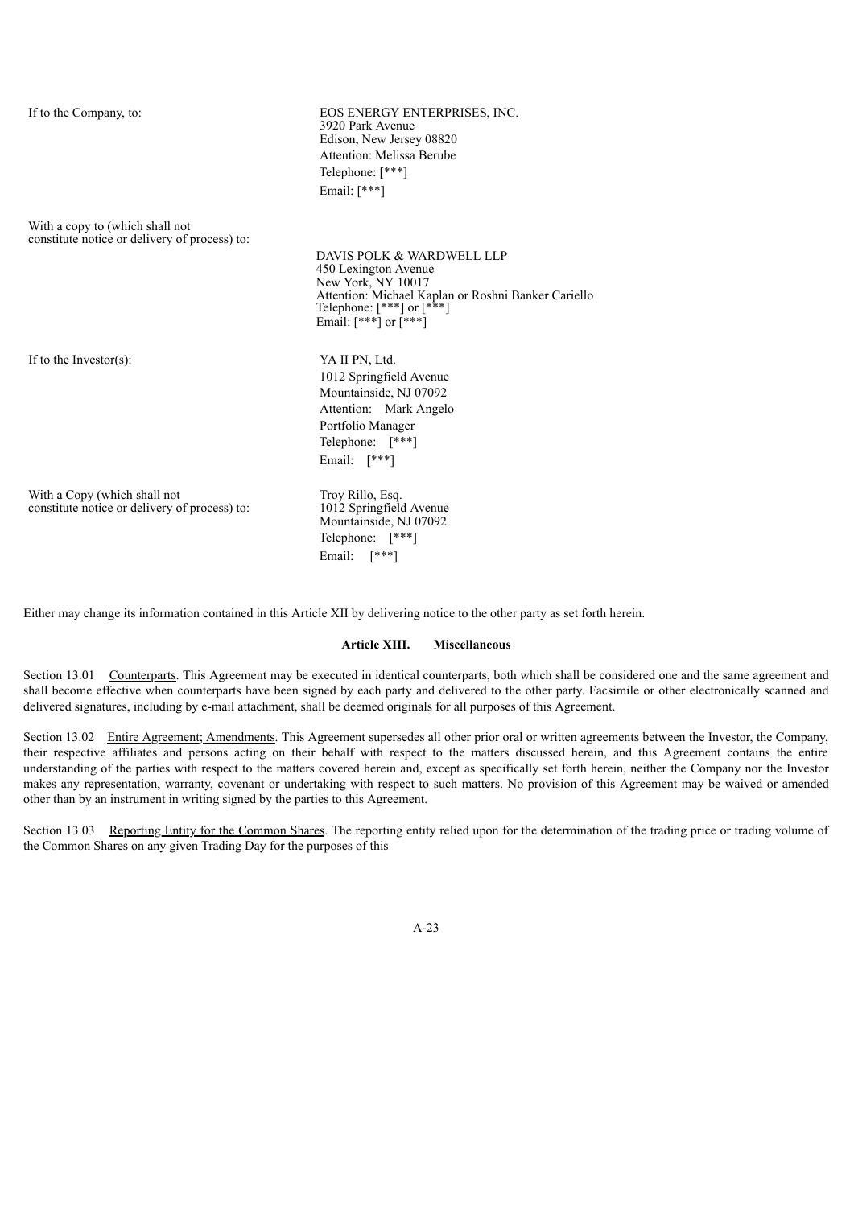If to the Company, to:

EOS ENERGY ENTERPRISES, INC.
3920 Park Avenue
Edison, New Jersey 08820
Attention: Melissa Berube
Telephone: [***]
Email: [***]

With a copy to (which shall not constitute notice or delivery of process) to:

DAVIS POLK & WARDWELL LLP
450 Lexington Avenue
New York, NY 10017
Attention: Michael Kaplan or Roshni Banker Cariello
Telephone: [***] or [***]
Email: [***] or [***]

If to the Investor(s):

YA II PN, Ltd.
1012 Springfield Avenue
Mountainside, NJ 07092
Attention: Mark Angelo
Portfolio Manager
Telephone: [***]
Email: [***]

With a Copy (which shall not constitute notice or delivery of process) to:

Troy Rillo, Esq.
1012 Springfield Avenue
Mountainside, NJ 07092
Telephone: [***]
Email: [***]

Either may change its information contained in this Article XII by delivering notice to the other party as set forth herein.

**Article XIII. Miscellaneous**

Section 13.01 Counterparts. This Agreement may be executed in identical counterparts, both which shall be considered one and the same agreement and shall become effective when counterparts have been signed by each party and delivered to the other party. Facsimile or other electronically scanned and delivered signatures, including by e-mail attachment, shall be deemed originals for all purposes of this Agreement.

Section 13.02 Entire Agreement; Amendments. This Agreement supersedes all other prior oral or written agreements between the Investor, the Company, their respective affiliates and persons acting on their behalf with respect to the matters discussed herein, and this Agreement contains the entire understanding of the parties with respect to the matters covered herein and, except as specifically set forth herein, neither the Company nor the Investor makes any representation, warranty, covenant or undertaking with respect to such matters. No provision of this Agreement may be waived or amended other than by an instrument in writing signed by the parties to this Agreement.

Section 13.03 Reporting Entity for the Common Shares. The reporting entity relied upon for the determination of the trading price or trading volume of the Common Shares on any given Trading Day for the purposes of this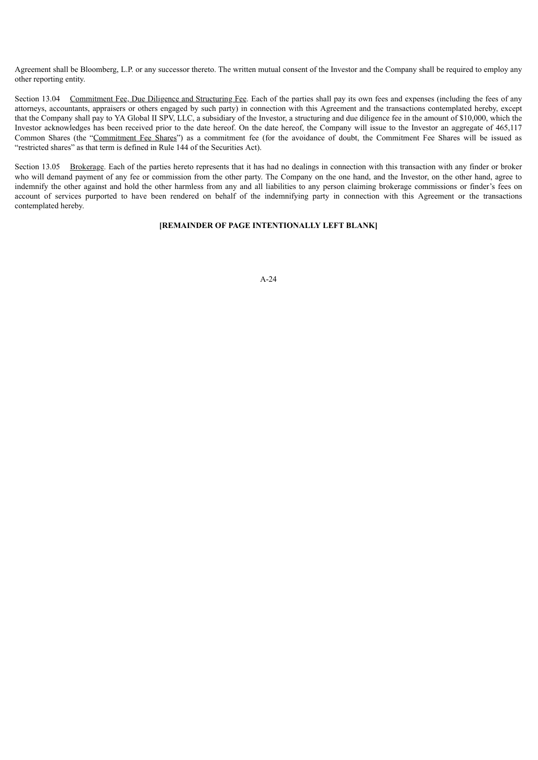Agreement shall be Bloomberg, L.P. or any successor thereto. The written mutual consent of the Investor and the Company shall be required to employ any other reporting entity.

Section 13.04 Commitment Fee, Due Diligence and Structuring Fee. Each of the parties shall pay its own fees and expenses (including the fees of any attorneys, accountants, appraisers or others engaged by such party) in connection with this Agreement and the transactions contemplated hereby, except that the Company shall pay to YA Global II SPV, LLC, a subsidiary of the Investor, a structuring and due diligence fee in the amount of $10,000, which the Investor acknowledges has been received prior to the date hereof. On the date hereof, the Company will issue to the Investor an aggregate of 465,117 Common Shares (the "Commitment Fee Shares") as a commitment fee (for the avoidance of doubt, the Commitment Fee Shares will be issued as "restricted shares" as that term is defined in Rule 144 of the Securities Act).

Section 13.05 Brokerage. Each of the parties hereto represents that it has had no dealings in connection with this transaction with any finder or broker who will demand payment of any fee or commission from the other party. The Company on the one hand, and the Investor, on the other hand, agree to indemnify the other against and hold the other harmless from any and all liabilities to any person claiming brokerage commissions or finder's fees on account of services purported to have been rendered on behalf of the indemnifying party in connection with this Agreement or the transactions contemplated hereby.

**[REMAINDER OF PAGE INTENTIONALLY LEFT BLANK]**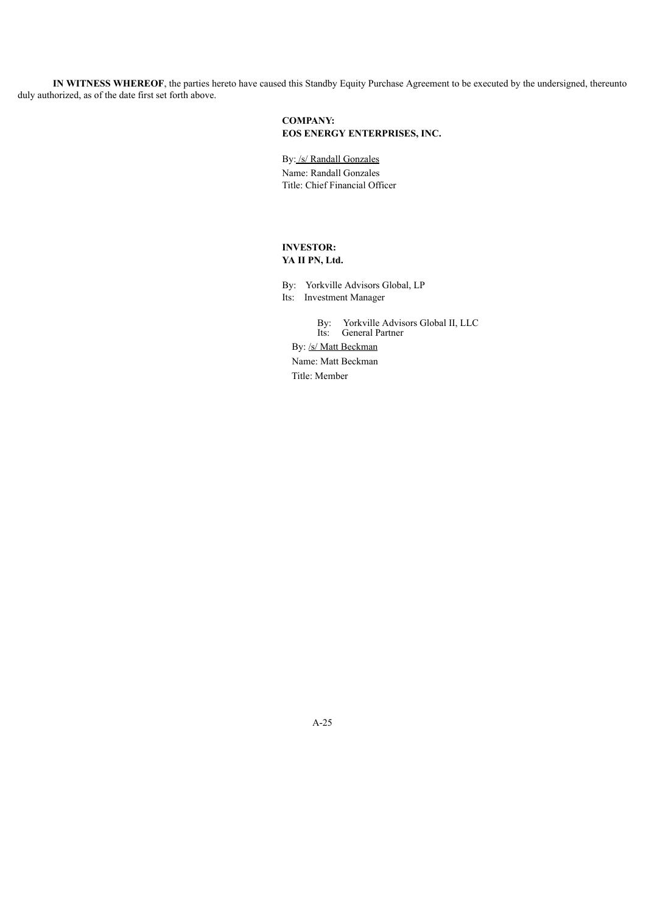**IN WITNESS WHEREOF**, the parties hereto have caused this Standby Equity Purchase Agreement to be executed by the undersigned, thereunto duly authorized, as of the date first set forth above.

**COMPANY:**
**EOS ENERGY ENTERPRISES, INC.**

By: /s/ Randall Gonzales
Name: Randall Gonzales
Title: Chief Financial Officer

**INVESTOR:**
**YA II PN, Ltd.**

By: Yorkville Advisors Global, LP
Its: Investment Manager

By: Yorkville Advisors Global II, LLC
Its: General Partner

By: /s/ Matt Beckman
Name: Matt Beckman
Title: Member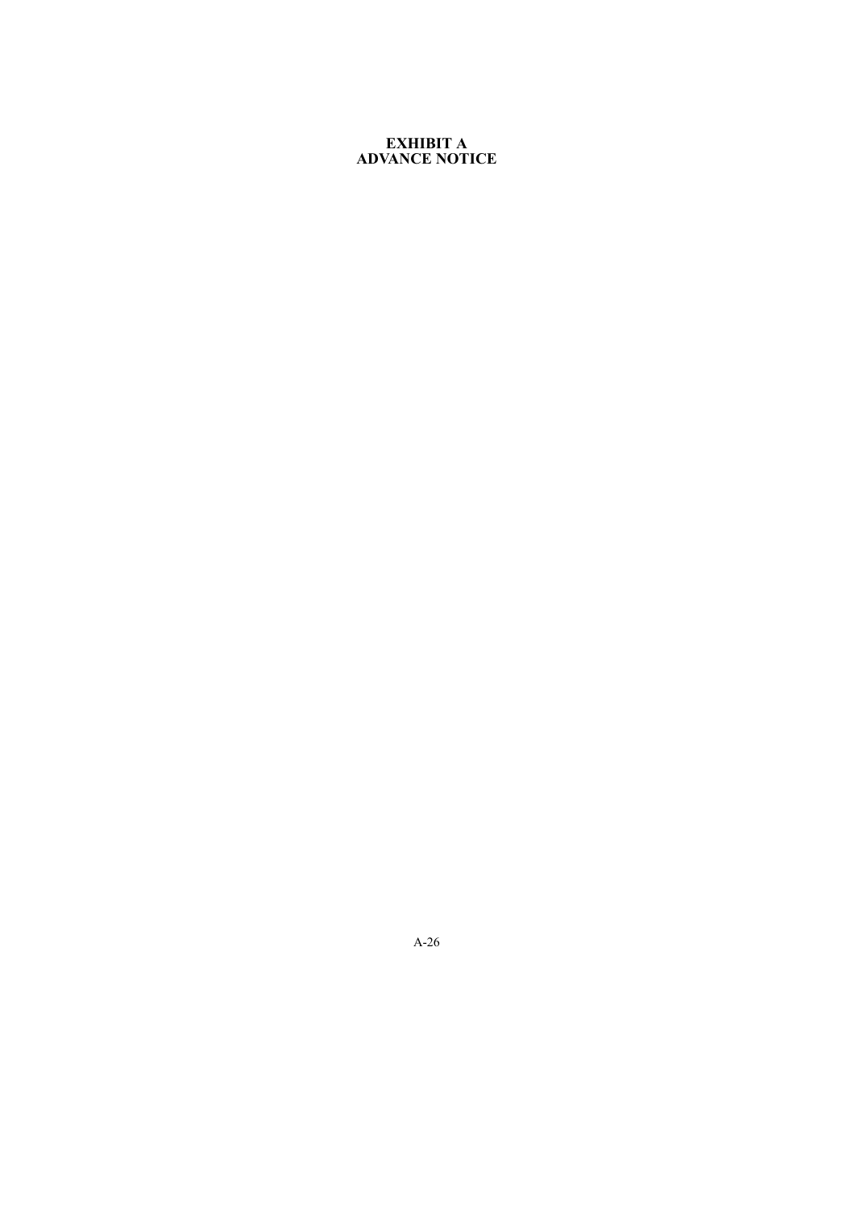**EXHIBIT A**
**ADVANCE NOTICE**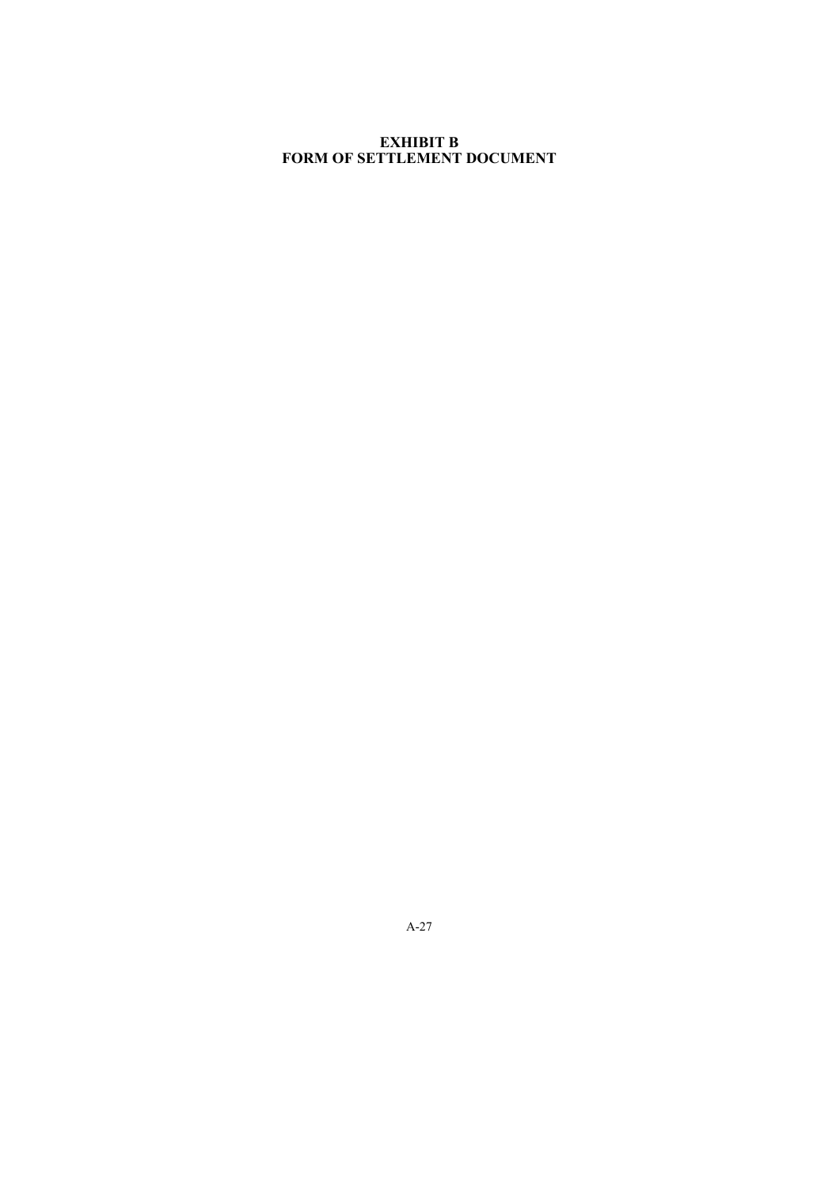**EXHIBIT B**
**FORM OF SETTLEMENT DOCUMENT**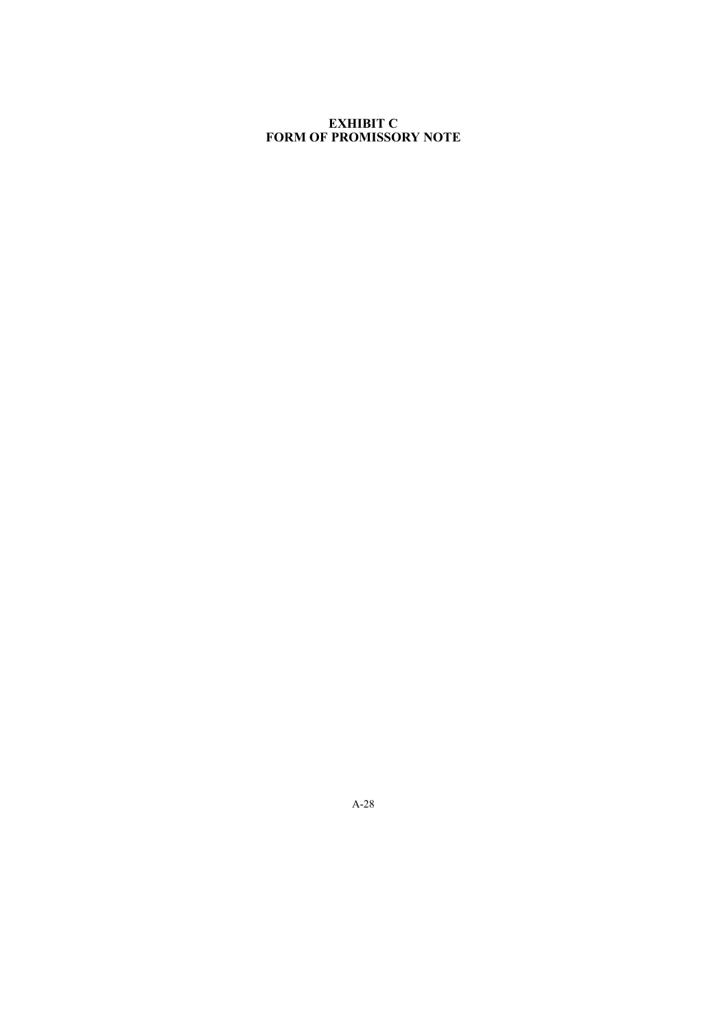# EXHIBIT C
# FORM OF PROMISSORY NOTE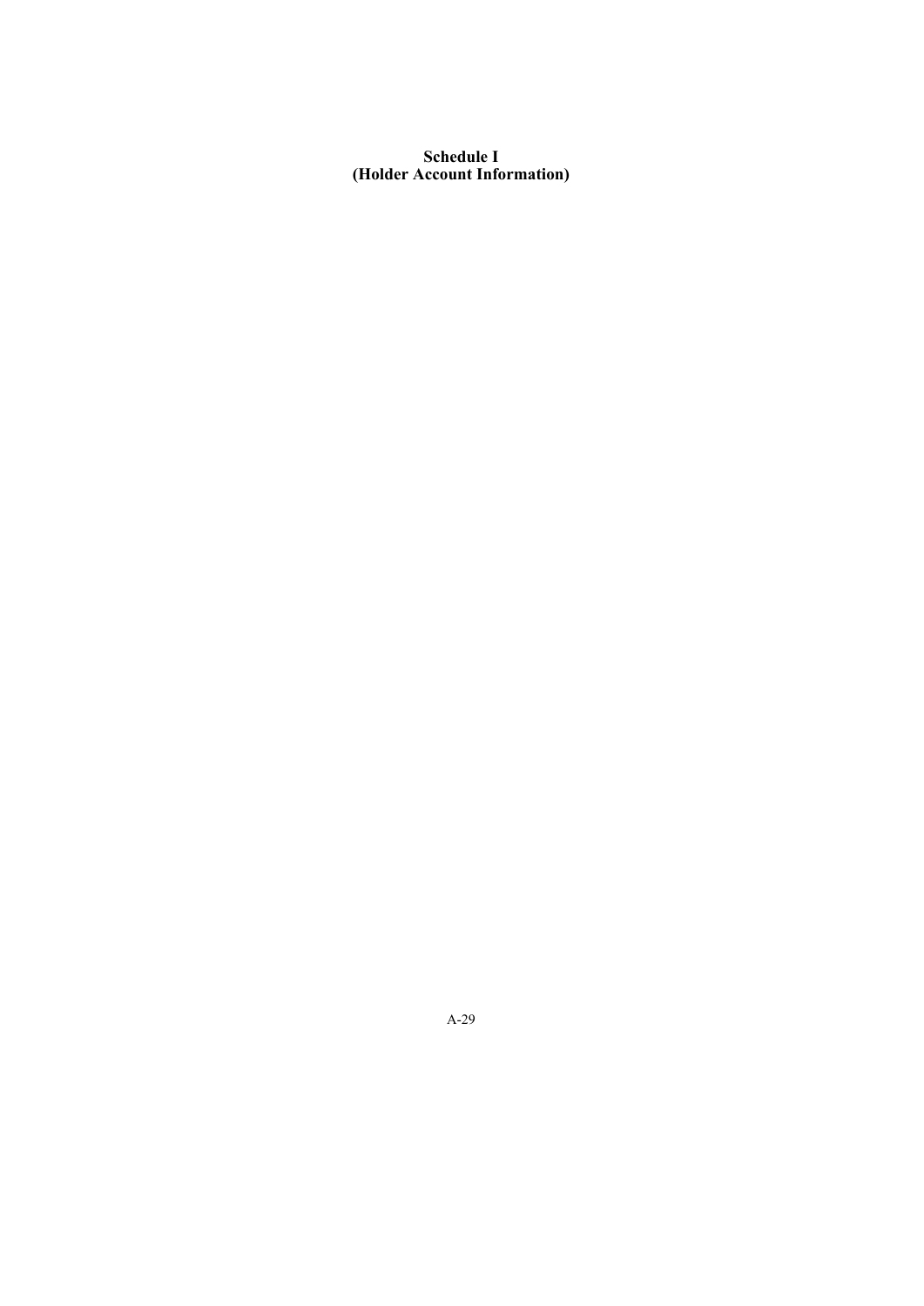**Schedule I**
**(Holder Account Information)**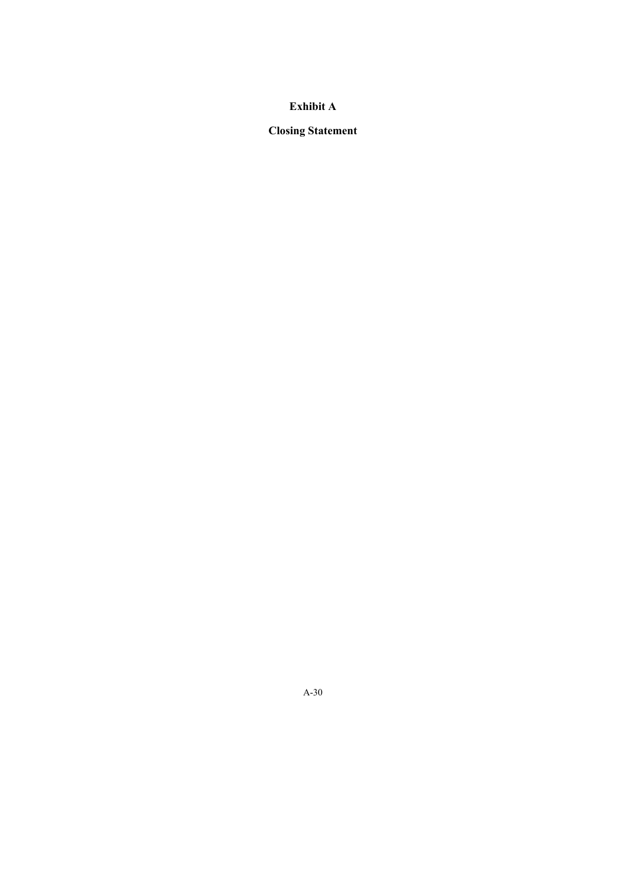# Exhibit A

## Closing Statement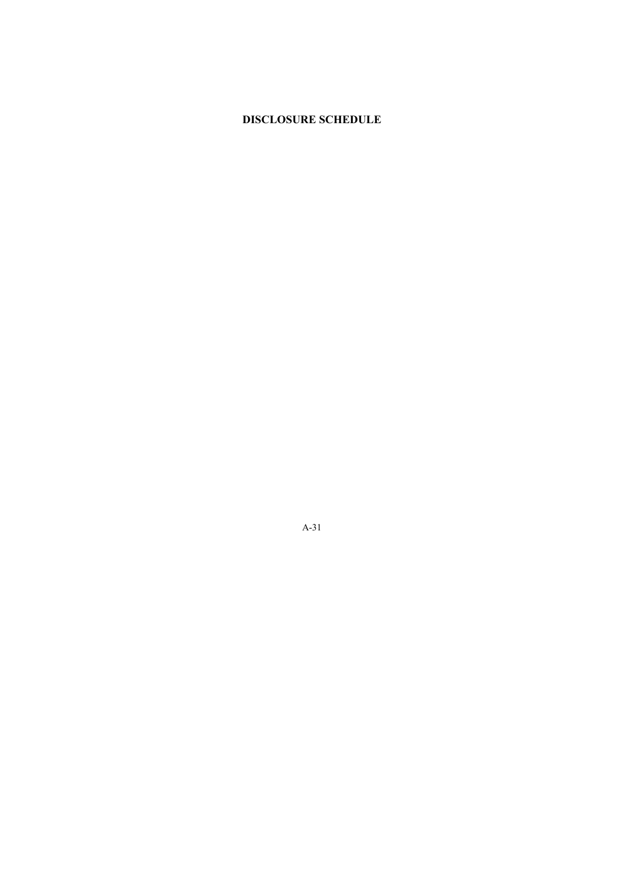**DISCLOSURE SCHEDULE**